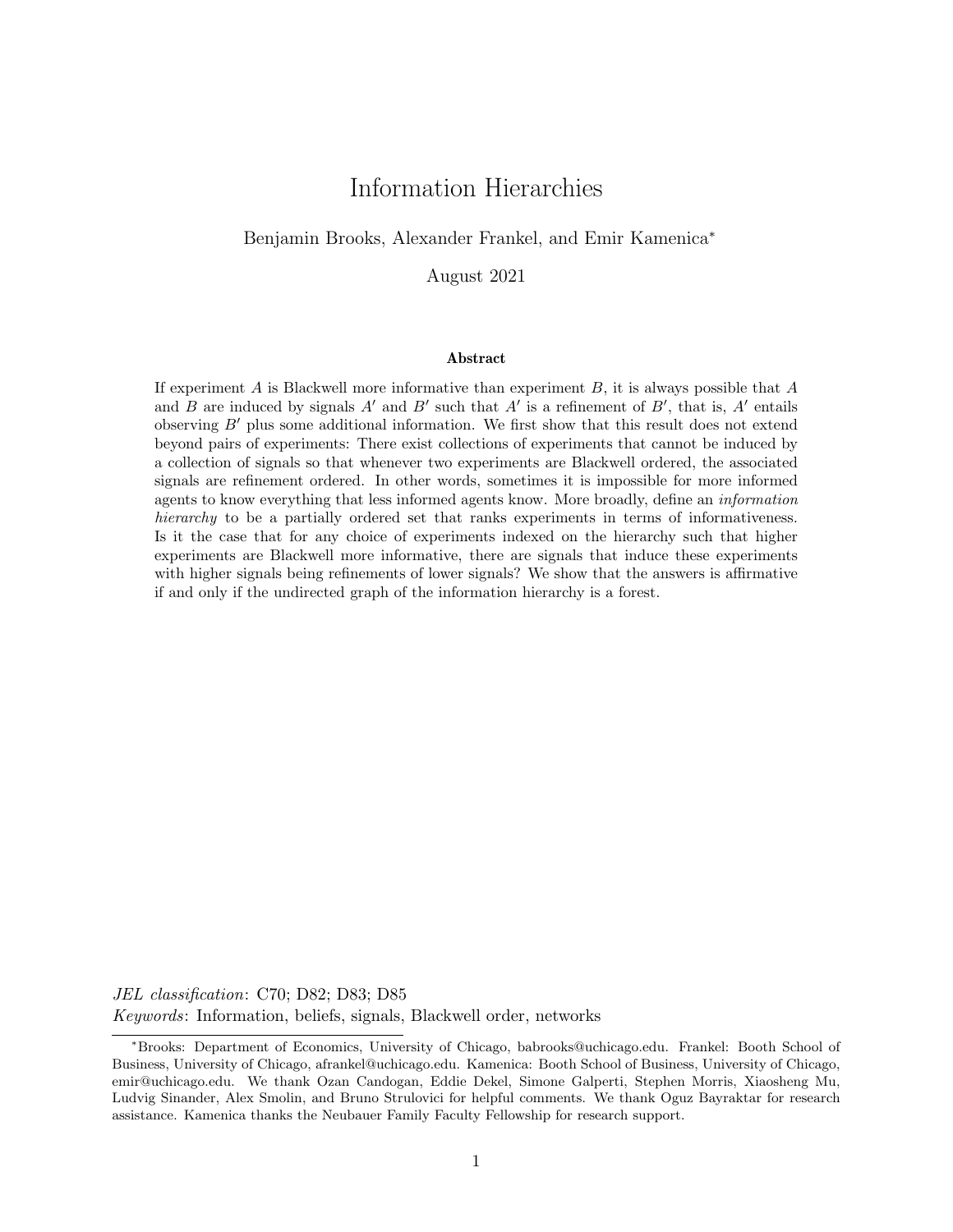# Information Hierarchies

Benjamin Brooks, Alexander Frankel, and Emir Kamenica*

August 2021

### Abstract

If experiment $A$ is Blackwell more informative than experiment $B$, it is always possible that $A$ and $B$ are induced by signals $A'$ and $B'$ such that $A'$ is a refinement of $B'$, that is, $A'$ entails observing $B'$ plus some additional information. We first show that this result does not extend beyond pairs of experiments: There exist collections of experiments that cannot be induced by a collection of signals so that whenever two experiments are Blackwell ordered, the associated signals are refinement ordered. In other words, sometimes it is impossible for more informed agents to know everything that less informed agents know. More broadly, define an *information hierarchy* to be a partially ordered set that ranks experiments in terms of informativeness. Is it the case that for any choice of experiments indexed on the hierarchy such that higher experiments are Blackwell more informative, there are signals that induce these experiments with higher signals being refinements of lower signals? We show that the answers is affirmative if and only if the undirected graph of the information hierarchy is a forest.

*JEL classification*: C70; D82; D83; D85

*Keywords*: Information, beliefs, signals, Blackwell order, networks

*Brooks: Department of Economics, University of Chicago, babrooks@uchicago.edu. Frankel: Booth School of Business, University of Chicago, afrankel@uchicago.edu. Kamenica: Booth School of Business, University of Chicago, emir@uchicago.edu. We thank Ozan Candogan, Eddie Dekel, Simone Galperti, Stephen Morris, Xiaosheng Mu, Ludvig Sinander, Alex Smolin, and Bruno Strulovici for helpful comments. We thank Oguz Bayraktar for research assistance. Kamenica thanks the Neubauer Family Faculty Fellowship for research support.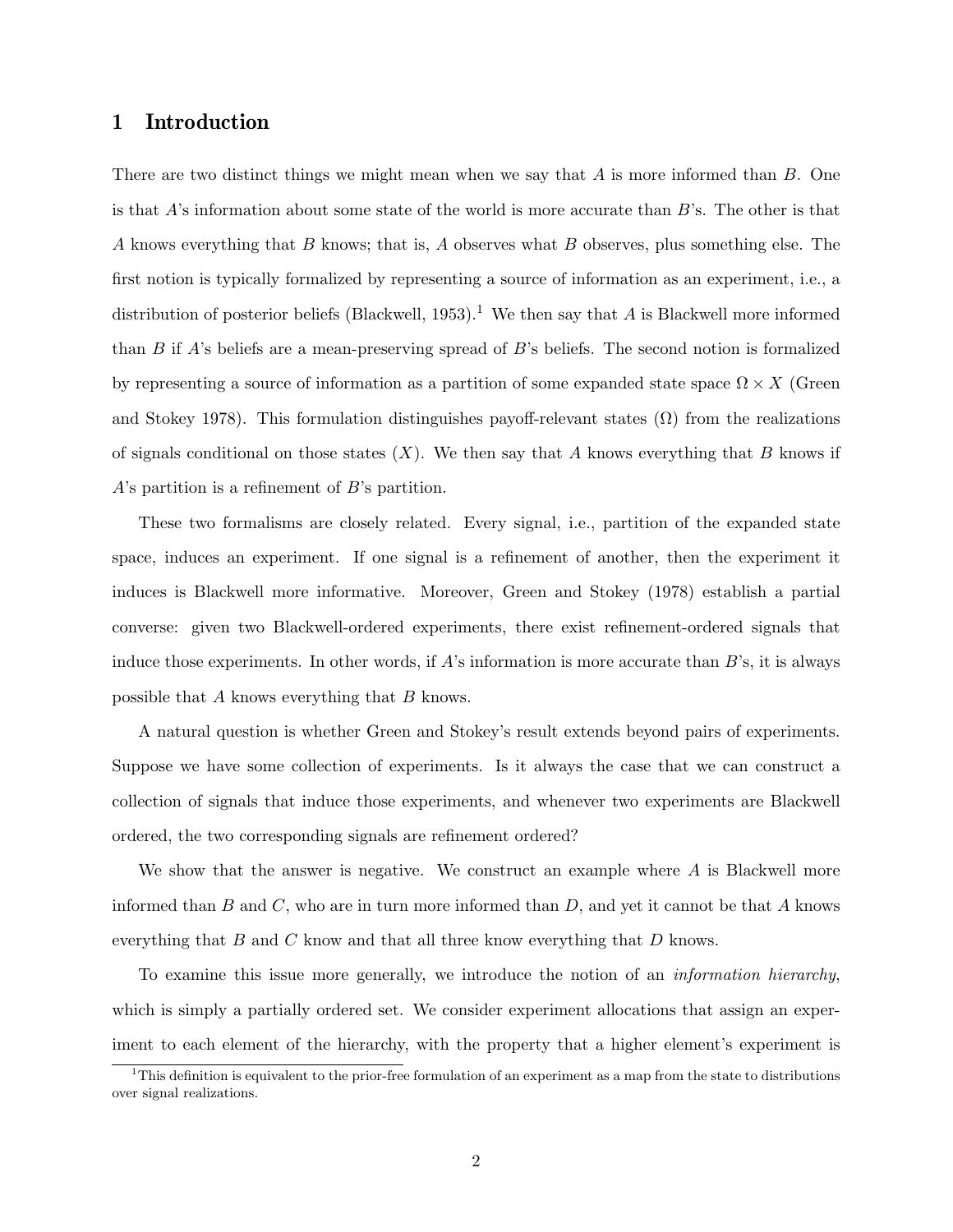# 1 Introduction

There are two distinct things we might mean when we say that $A$ is more informed than $B$. One is that $A$'s information about some state of the world is more accurate than $B$'s. The other is that $A$ knows everything that $B$ knows; that is, $A$ observes what $B$ observes, plus something else. The first notion is typically formalized by representing a source of information as an experiment, i.e., a distribution of posterior beliefs (Blackwell, 1953).[1] We then say that $A$ is Blackwell more informed than $B$ if $A$'s beliefs are a mean-preserving spread of $B$'s beliefs. The second notion is formalized by representing a source of information as a partition of some expanded state space $\Omega \times X$ (Green and Stokey 1978). This formulation distinguishes payoff-relevant states ($\Omega$) from the realizations of signals conditional on those states ($X$). We then say that $A$ knows everything that $B$ knows if $A$'s partition is a refinement of $B$'s partition.

These two formalisms are closely related. Every signal, i.e., partition of the expanded state space, induces an experiment. If one signal is a refinement of another, then the experiment it induces is Blackwell more informative. Moreover, Green and Stokey (1978) establish a partial converse: given two Blackwell-ordered experiments, there exist refinement-ordered signals that induce those experiments. In other words, if $A$'s information is more accurate than $B$'s, it is always possible that $A$ knows everything that $B$ knows.

A natural question is whether Green and Stokey's result extends beyond pairs of experiments. Suppose we have some collection of experiments. Is it always the case that we can construct a collection of signals that induce those experiments, and whenever two experiments are Blackwell ordered, the two corresponding signals are refinement ordered?

We show that the answer is negative. We construct an example where $A$ is Blackwell more informed than $B$ and $C$, who are in turn more informed than $D$, and yet it cannot be that $A$ knows everything that $B$ and $C$ know and that all three know everything that $D$ knows.

To examine this issue more generally, we introduce the notion of an *information hierarchy*, which is simply a partially ordered set. We consider experiment allocations that assign an experiment to each element of the hierarchy, with the property that a higher element's experiment is

[1] This definition is equivalent to the prior-free formulation of an experiment as a map from the state to distributions over signal realizations.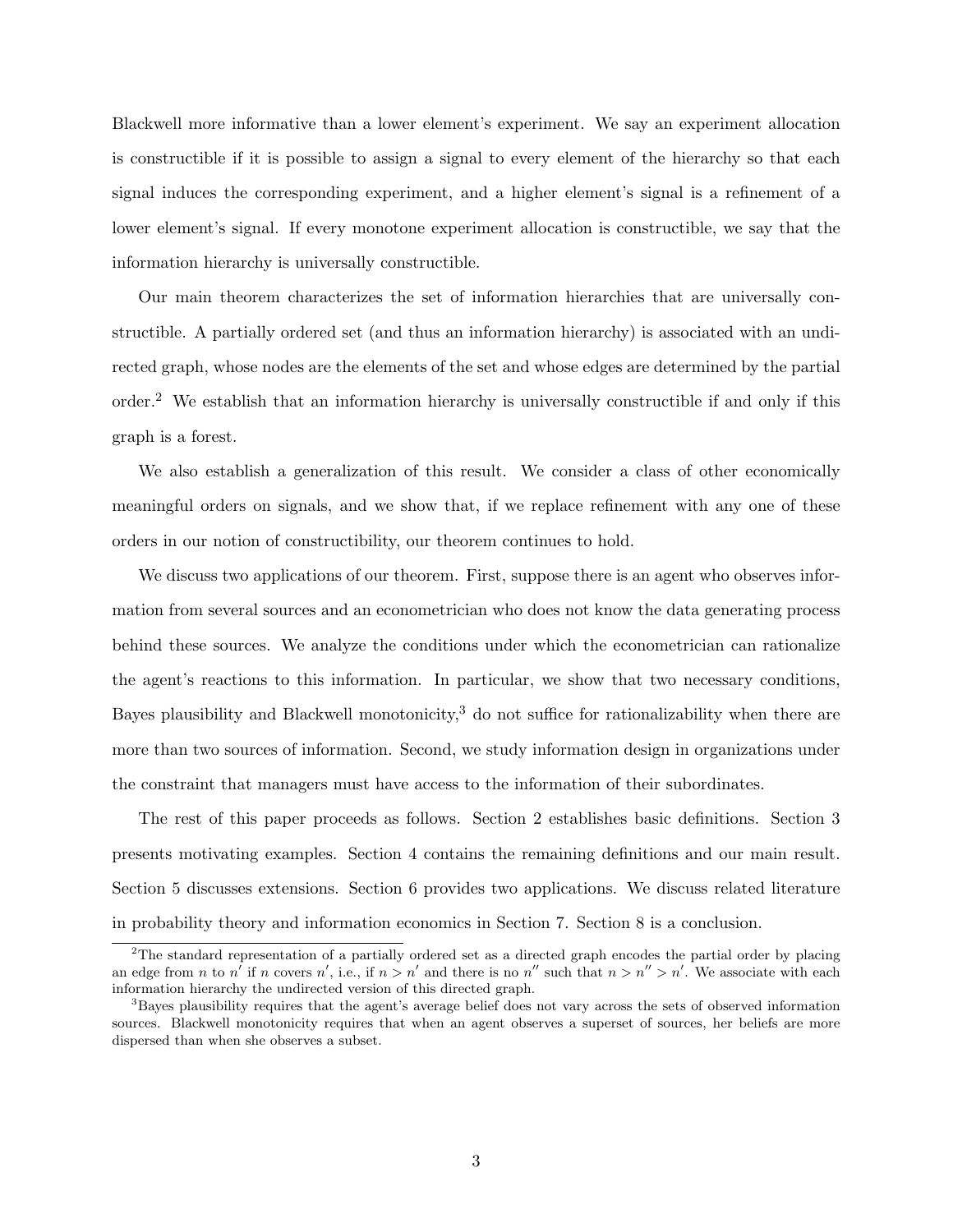Blackwell more informative than a lower element's experiment. We say an experiment allocation is constructible if it is possible to assign a signal to every element of the hierarchy so that each signal induces the corresponding experiment, and a higher element's signal is a refinement of a lower element's signal. If every monotone experiment allocation is constructible, we say that the information hierarchy is universally constructible.

Our main theorem characterizes the set of information hierarchies that are universally constructible. A partially ordered set (and thus an information hierarchy) is associated with an undirected graph, whose nodes are the elements of the set and whose edges are determined by the partial order.[2] We establish that an information hierarchy is universally constructible if and only if this graph is a forest.

We also establish a generalization of this result. We consider a class of other economically meaningful orders on signals, and we show that, if we replace refinement with any one of these orders in our notion of constructibility, our theorem continues to hold.

We discuss two applications of our theorem. First, suppose there is an agent who observes information from several sources and an econometrician who does not know the data generating process behind these sources. We analyze the conditions under which the econometrician can rationalize the agent's reactions to this information. In particular, we show that two necessary conditions, Bayes plausibility and Blackwell monotonicity,[3] do not suffice for rationalizability when there are more than two sources of information. Second, we study information design in organizations under the constraint that managers must have access to the information of their subordinates.

The rest of this paper proceeds as follows. Section 2 establishes basic definitions. Section 3 presents motivating examples. Section 4 contains the remaining definitions and our main result. Section 5 discusses extensions. Section 6 provides two applications. We discuss related literature in probability theory and information economics in Section 7. Section 8 is a conclusion.

---

[2] The standard representation of a partially ordered set as a directed graph encodes the partial order by placing an edge from $n$ to $n'$ if $n$ covers $n'$, i.e., if $n > n'$ and there is no $n''$ such that $n > n'' > n'$. We associate with each information hierarchy the undirected version of this directed graph.

[3] Bayes plausibility requires that the agent's average belief does not vary across the sets of observed information sources. Blackwell monotonicity requires that when an agent observes a superset of sources, her beliefs are more dispersed than when she observes a subset.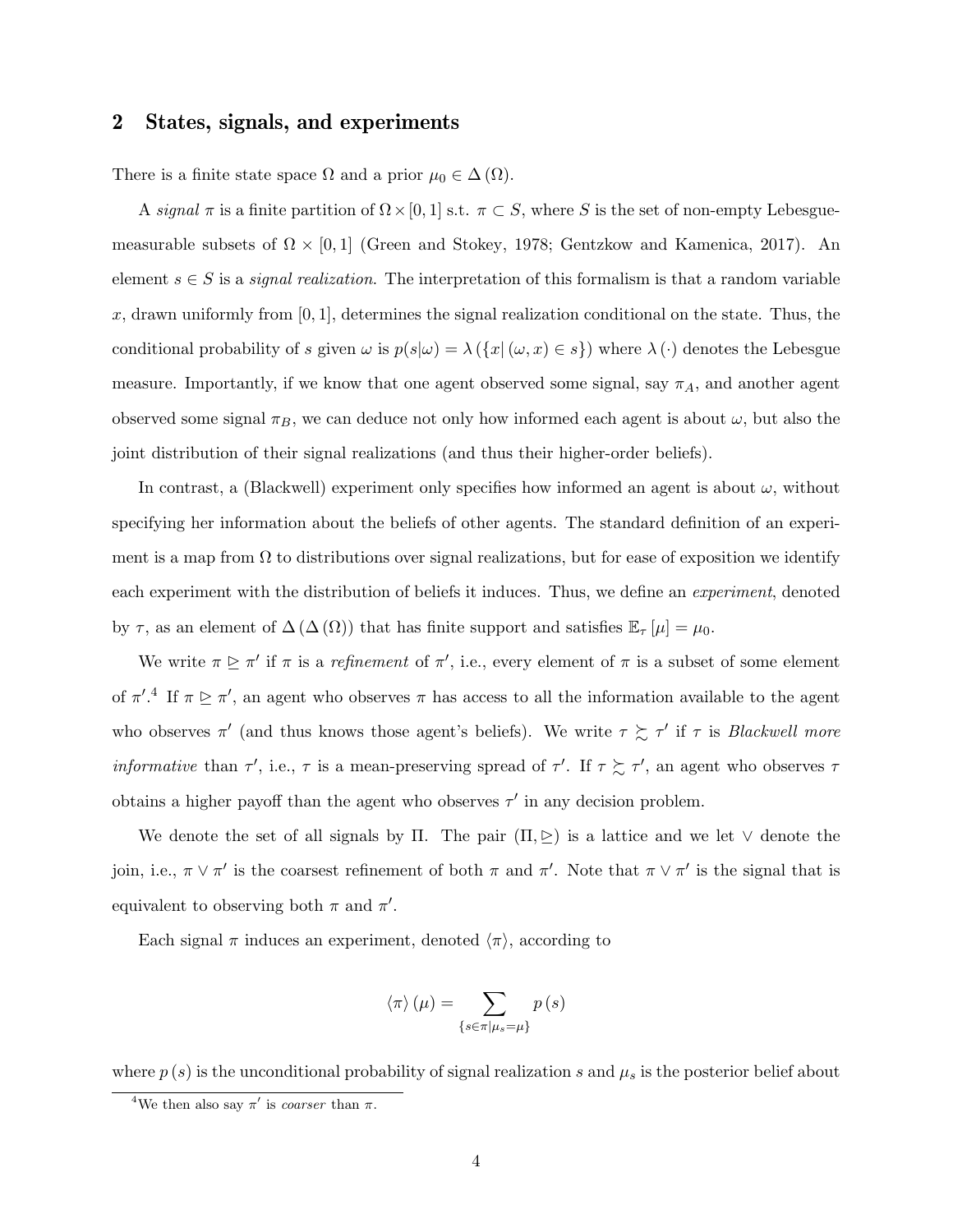## 2 States, signals, and experiments

There is a finite state space $\Omega$ and a prior $\mu_0 \in \Delta(\Omega)$.

A *signal* $\pi$ is a finite partition of $\Omega \times [0,1]$ s.t. $\pi \subset S$, where $S$ is the set of non-empty Lebesgue-measurable subsets of $\Omega \times [0,1]$ (Green and Stokey, 1978; Gentzkow and Kamenica, 2017). An element $s \in S$ is a *signal realization*. The interpretation of this formalism is that a random variable $x$, drawn uniformly from $[0,1]$, determines the signal realization conditional on the state. Thus, the conditional probability of $s$ given $\omega$ is $p(s|\omega) = \lambda(\{x | (\omega, x) \in s\})$ where $\lambda(\cdot)$ denotes the Lebesgue measure. Importantly, if we know that one agent observed some signal, say $\pi_A$, and another agent observed some signal $\pi_B$, we can deduce not only how informed each agent is about $\omega$, but also the joint distribution of their signal realizations (and thus their higher-order beliefs).

In contrast, a (Blackwell) experiment only specifies how informed an agent is about $\omega$, without specifying her information about the beliefs of other agents. The standard definition of an experiment is a map from $\Omega$ to distributions over signal realizations, but for ease of exposition we identify each experiment with the distribution of beliefs it induces. Thus, we define an *experiment*, denoted by $\tau$, as an element of $\Delta(\Delta(\Omega))$ that has finite support and satisfies $\mathbb{E}_\tau[\mu] = \mu_0$.

We write $\pi \trianglerighteq \pi'$ if $\pi$ is a *refinement* of $\pi'$, i.e., every element of $\pi$ is a subset of some element of $\pi'$.[4] If $\pi \trianglerighteq \pi'$, an agent who observes $\pi$ has access to all the information available to the agent who observes $\pi'$ (and thus knows those agent's beliefs). We write $\tau \succsim \tau'$ if $\tau$ is *Blackwell more informative* than $\tau'$, i.e., $\tau$ is a mean-preserving spread of $\tau'$. If $\tau \succsim \tau'$, an agent who observes $\tau$ obtains a higher payoff than the agent who observes $\tau'$ in any decision problem.

We denote the set of all signals by $\Pi$. The pair $(\Pi, \trianglerighteq)$ is a lattice and we let $\vee$ denote the join, i.e., $\pi \vee \pi'$ is the coarsest refinement of both $\pi$ and $\pi'$. Note that $\pi \vee \pi'$ is the signal that is equivalent to observing both $\pi$ and $\pi'$.

Each signal $\pi$ induces an experiment, denoted $\langle \pi \rangle$, according to

$$\langle \pi \rangle (\mu) = \sum_{\{s \in \pi | \mu_s = \mu\}} p(s)$$

where $p(s)$ is the unconditional probability of signal realization $s$ and $\mu_s$ is the posterior belief about

[4] We then also say $\pi'$ is *coarser* than $\pi$.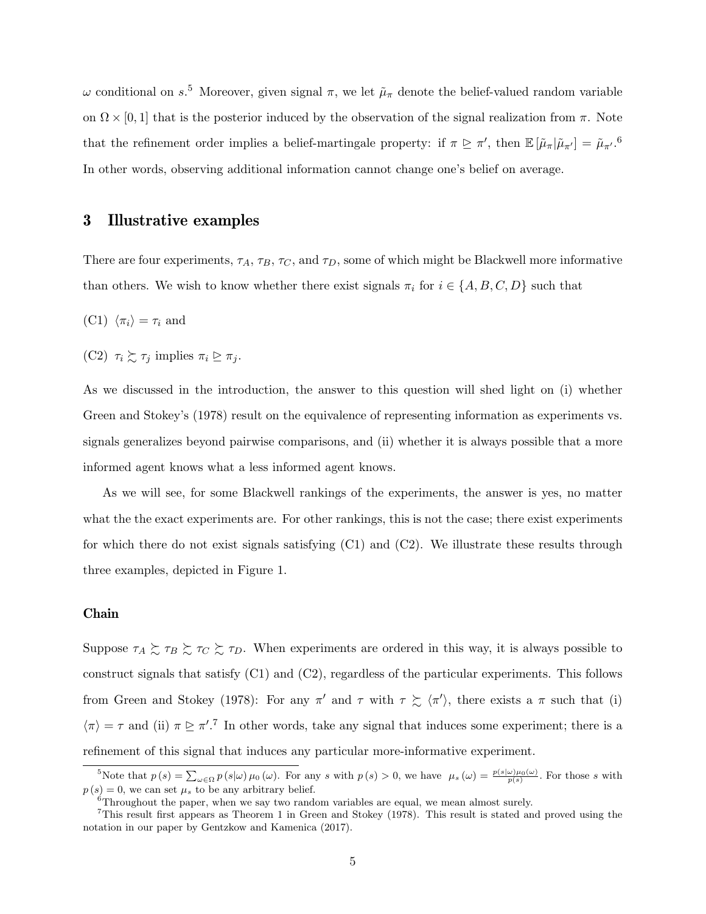$\omega$ conditional on $s$.[5] Moreover, given signal $\pi$, we let $\tilde{\mu}_\pi$ denote the belief-valued random variable on $\Omega \times [0,1]$ that is the posterior induced by the observation of the signal realization from $\pi$. Note that the refinement order implies a belief-martingale property: if $\pi \trianglerighteq \pi'$, then $\mathbb{E}[\tilde{\mu}_\pi | \tilde{\mu}_{\pi'}] = \tilde{\mu}_{\pi'}$.[6] In other words, observing additional information cannot change one's belief on average.

## 3 Illustrative examples

There are four experiments, $\tau_A$, $\tau_B$, $\tau_C$, and $\tau_D$, some of which might be Blackwell more informative than others. We wish to know whether there exist signals $\pi_i$ for $i \in \{A, B, C, D\}$ such that

(C1) $\langle \pi_i \rangle = \tau_i$ and

(C2) $\tau_i \succsim \tau_j$ implies $\pi_i \trianglerighteq \pi_j$.

As we discussed in the introduction, the answer to this question will shed light on (i) whether Green and Stokey's (1978) result on the equivalence of representing information as experiments vs. signals generalizes beyond pairwise comparisons, and (ii) whether it is always possible that a more informed agent knows what a less informed agent knows.

As we will see, for some Blackwell rankings of the experiments, the answer is yes, no matter what the the exact experiments are. For other rankings, this is not the case; there exist experiments for which there do not exist signals satisfying (C1) and (C2). We illustrate these results through three examples, depicted in Figure 1.

**Chain**

Suppose $\tau_A \succsim \tau_B \succsim \tau_C \succsim \tau_D$. When experiments are ordered in this way, it is always possible to construct signals that satisfy (C1) and (C2), regardless of the particular experiments. This follows from Green and Stokey (1978): For any $\pi'$ and $\tau$ with $\tau \succsim \langle \pi' \rangle$, there exists a $\pi$ such that (i) $\langle \pi \rangle = \tau$ and (ii) $\pi \trianglerighteq \pi'$.[7] In other words, take any signal that induces some experiment; there is a refinement of this signal that induces any particular more-informative experiment.

---

[5] Note that $p(s) = \sum_{\omega \in \Omega} p(s|\omega) \mu_0(\omega)$. For any $s$ with $p(s) > 0$, we have $\mu_s(\omega) = \frac{p(s|\omega)\mu_0(\omega)}{p(s)}$. For those $s$ with $p(s) = 0$, we can set $\mu_s$ to be any arbitrary belief.

[6] Throughout the paper, when we say two random variables are equal, we mean almost surely.

[7] This result first appears as Theorem 1 in Green and Stokey (1978). This result is stated and proved using the notation in our paper by Gentzkow and Kamenica (2017).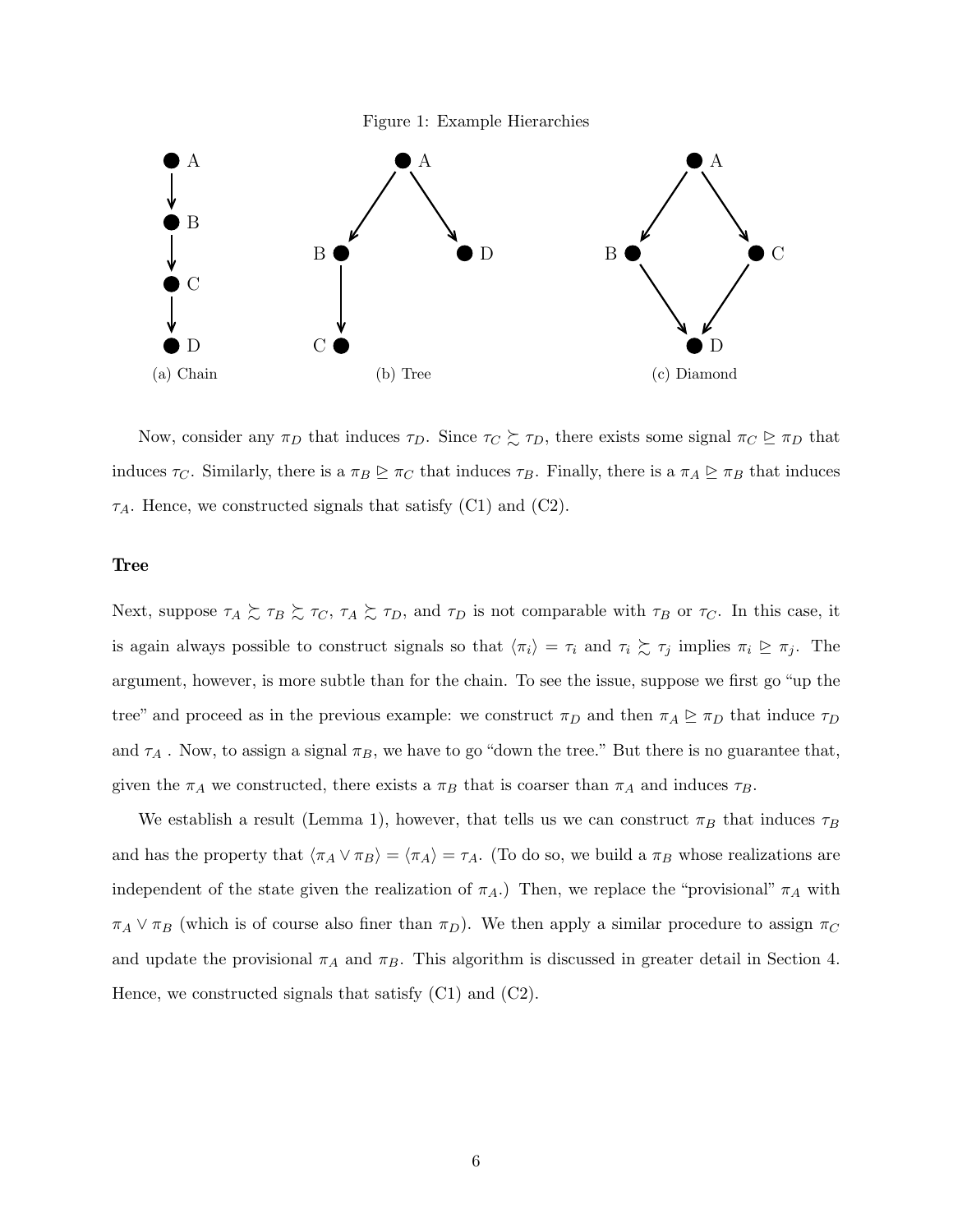Figure 1: Example Hierarchies

(a) Chain

(b) Tree

(c) Diamond

Now, consider any $\pi_D$ that induces $\tau_D$. Since $\tau_C \succsim \tau_D$, there exists some signal $\pi_C \trianglerighteq \pi_D$ that induces $\tau_C$. Similarly, there is a $\pi_B \trianglerighteq \pi_C$ that induces $\tau_B$. Finally, there is a $\pi_A \trianglerighteq \pi_B$ that induces $\tau_A$. Hence, we constructed signals that satisfy (C1) and (C2).

### Tree

Next, suppose $\tau_A \succsim \tau_B \succsim \tau_C$, $\tau_A \succsim \tau_D$, and $\tau_D$ is not comparable with $\tau_B$ or $\tau_C$. In this case, it is again always possible to construct signals so that $\langle \pi_i \rangle = \tau_i$ and $\tau_i \succsim \tau_j$ implies $\pi_i \trianglerighteq \pi_j$. The argument, however, is more subtle than for the chain. To see the issue, suppose we first go "up the tree" and proceed as in the previous example: we construct $\pi_D$ and then $\pi_A \trianglerighteq \pi_D$ that induce $\tau_D$ and $\tau_A$ . Now, to assign a signal $\pi_B$, we have to go "down the tree." But there is no guarantee that, given the $\pi_A$ we constructed, there exists a $\pi_B$ that is coarser than $\pi_A$ and induces $\tau_B$.

We establish a result (Lemma 1), however, that tells us we can construct $\pi_B$ that induces $\tau_B$ and has the property that $\langle \pi_A \vee \pi_B \rangle = \langle \pi_A \rangle = \tau_A$. (To do so, we build a $\pi_B$ whose realizations are independent of the state given the realization of $\pi_A$.) Then, we replace the "provisional" $\pi_A$ with $\pi_A \vee \pi_B$ (which is of course also finer than $\pi_D$). We then apply a similar procedure to assign $\pi_C$ and update the provisional $\pi_A$ and $\pi_B$. This algorithm is discussed in greater detail in Section 4. Hence, we constructed signals that satisfy (C1) and (C2).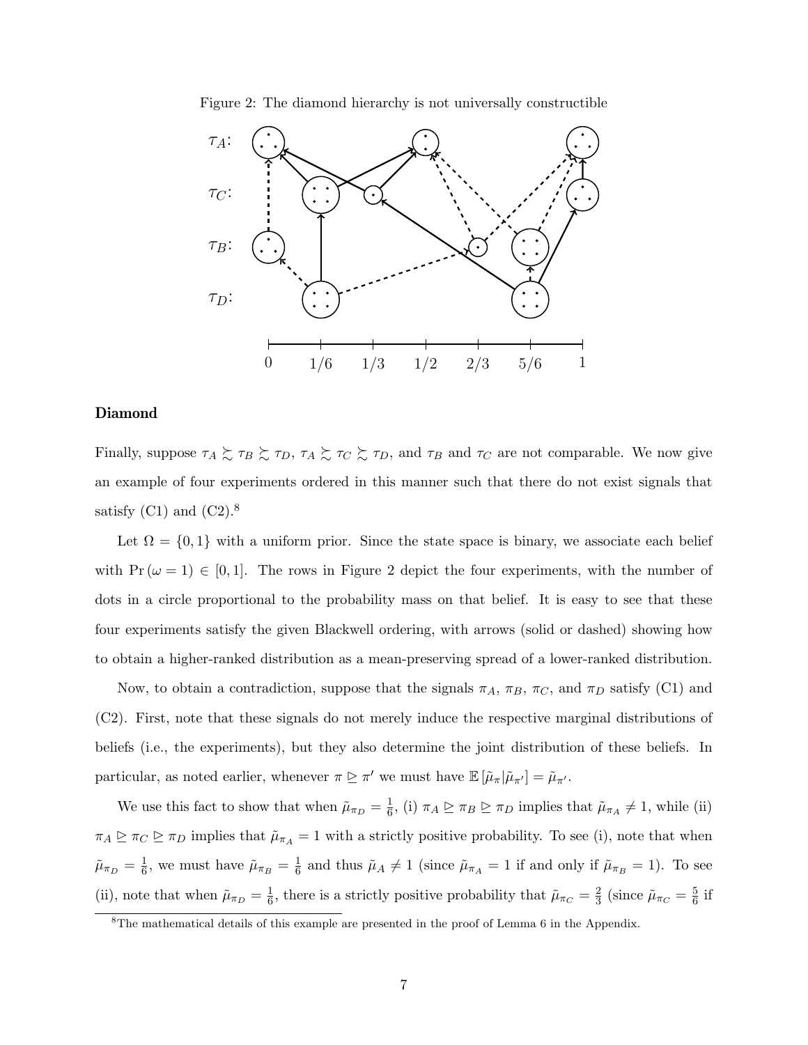Figure 2: The diamond hierarchy is not universally constructible

## Diamond

Finally, suppose $\tau_A \succsim \tau_B \succsim \tau_D$, $\tau_A \succsim \tau_C \succsim \tau_D$, and $\tau_B$ and $\tau_C$ are not comparable. We now give an example of four experiments ordered in this manner such that there do not exist signals that satisfy (C1) and (C2).[8]

Let $\Omega = \{0, 1\}$ with a uniform prior. Since the state space is binary, we associate each belief with $\Pr(\omega = 1) \in [0, 1]$. The rows in Figure 2 depict the four experiments, with the number of dots in a circle proportional to the probability mass on that belief. It is easy to see that these four experiments satisfy the given Blackwell ordering, with arrows (solid or dashed) showing how to obtain a higher-ranked distribution as a mean-preserving spread of a lower-ranked distribution.

Now, to obtain a contradiction, suppose that the signals $\pi_A$, $\pi_B$, $\pi_C$, and $\pi_D$ satisfy (C1) and (C2). First, note that these signals do not merely induce the respective marginal distributions of beliefs (i.e., the experiments), but they also determine the joint distribution of these beliefs. In particular, as noted earlier, whenever $\pi \trianglerighteq \pi'$ we must have $\mathbb{E}[\tilde{\mu}_\pi | \tilde{\mu}_{\pi'}] = \tilde{\mu}_{\pi'}$.

We use this fact to show that when $\tilde{\mu}_{\pi_D} = \frac{1}{6}$, (i) $\pi_A \trianglerighteq \pi_B \trianglerighteq \pi_D$ implies that $\tilde{\mu}_{\pi_A} \neq 1$, while (ii) $\pi_A \trianglerighteq \pi_C \trianglerighteq \pi_D$ implies that $\tilde{\mu}_{\pi_A} = 1$ with a strictly positive probability. To see (i), note that when $\tilde{\mu}_{\pi_D} = \frac{1}{6}$, we must have $\tilde{\mu}_{\pi_B} = \frac{1}{6}$ and thus $\tilde{\mu}_A \neq 1$ (since $\tilde{\mu}_{\pi_A} = 1$ if and only if $\tilde{\mu}_{\pi_B} = 1$). To see (ii), note that when $\tilde{\mu}_{\pi_D} = \frac{1}{6}$, there is a strictly positive probability that $\tilde{\mu}_{\pi_C} = \frac{2}{3}$ (since $\tilde{\mu}_{\pi_C} = \frac{5}{6}$ if

[8] The mathematical details of this example are presented in the proof of Lemma 6 in the Appendix.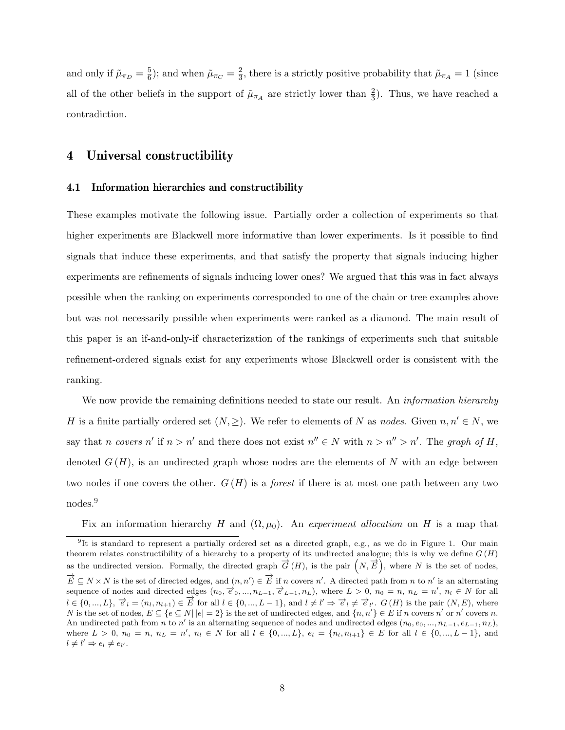and only if $\tilde{\mu}_{\pi_D} = \frac{5}{6}$); and when $\tilde{\mu}_{\pi_C} = \frac{2}{3}$, there is a strictly positive probability that $\tilde{\mu}_{\pi_A} = 1$ (since all of the other beliefs in the support of $\tilde{\mu}_{\pi_A}$ are strictly lower than $\frac{2}{3}$). Thus, we have reached a contradiction.

# 4 Universal constructibility

## 4.1 Information hierarchies and constructibility

These examples motivate the following issue. Partially order a collection of experiments so that higher experiments are Blackwell more informative than lower experiments. Is it possible to find signals that induce these experiments, and that satisfy the property that signals inducing higher experiments are refinements of signals inducing lower ones? We argued that this was in fact always possible when the ranking on experiments corresponded to one of the chain or tree examples above but was not necessarily possible when experiments were ranked as a diamond. The main result of this paper is an if-and-only-if characterization of the rankings of experiments such that suitable refinement-ordered signals exist for any experiments whose Blackwell order is consistent with the ranking.

We now provide the remaining definitions needed to state our result. An *information hierarchy* $H$ is a finite partially ordered set $(N, \geq)$. We refer to elements of $N$ as *nodes*. Given $n, n' \in N$, we say that $n$ *covers* $n'$ if $n > n'$ and there does not exist $n'' \in N$ with $n > n'' > n'$. The *graph of* $H$, denoted $G(H)$, is an undirected graph whose nodes are the elements of $N$ with an edge between two nodes if one covers the other. $G(H)$ is a *forest* if there is at most one path between any two nodes.[9]

Fix an information hierarchy $H$ and $(\Omega, \mu_0)$. An *experiment allocation* on $H$ is a map that

[9] It is standard to represent a partially ordered set as a directed graph, e.g., as we do in Figure 1. Our main theorem relates constructibility of a hierarchy to a property of its undirected analogue; this is why we define $G(H)$ as the undirected version. Formally, the directed graph $\overrightarrow{G}(H)$, is the pair $\left(N, \overrightarrow{E}\right)$, where $N$ is the set of nodes, $\overrightarrow{E} \subseteq N \times N$ is the set of directed edges, and $(n, n') \in \overrightarrow{E}$ if $n$ covers $n'$. A directed path from $n$ to $n'$ is an alternating sequence of nodes and directed edges $(n_0, \overrightarrow{e}_0, ..., n_{L-1}, \overrightarrow{e}_{L-1}, n_L)$, where $L > 0$, $n_0 = n$, $n_L = n'$, $n_l \in N$ for all $l \in \{0, ..., L\}$, $\overrightarrow{e}_l = (n_l, n_{l+1}) \in \overrightarrow{E}$ for all $l \in \{0, ..., L-1\}$, and $l \neq l' \Rightarrow \overrightarrow{e}_l \neq \overrightarrow{e}_{l'}$. $G(H)$ is the pair $(N, E)$, where $N$ is the set of nodes, $E \subseteq \{e \subseteq N | \, |e| = 2\}$ is the set of undirected edges, and $\{n, n'\} \in E$ if $n$ covers $n'$ or $n'$ covers $n$. An undirected path from $n$ to $n'$ is an alternating sequence of nodes and undirected edges $(n_0, e_0, ..., n_{L-1}, e_{L-1}, n_L)$, where $L > 0$, $n_0 = n$, $n_L = n'$, $n_l \in N$ for all $l \in \{0, ..., L\}$, $e_l = \{n_l, n_{l+1}\} \in E$ for all $l \in \{0, ..., L-1\}$, and $l \neq l' \Rightarrow e_l \neq e_{l'}$.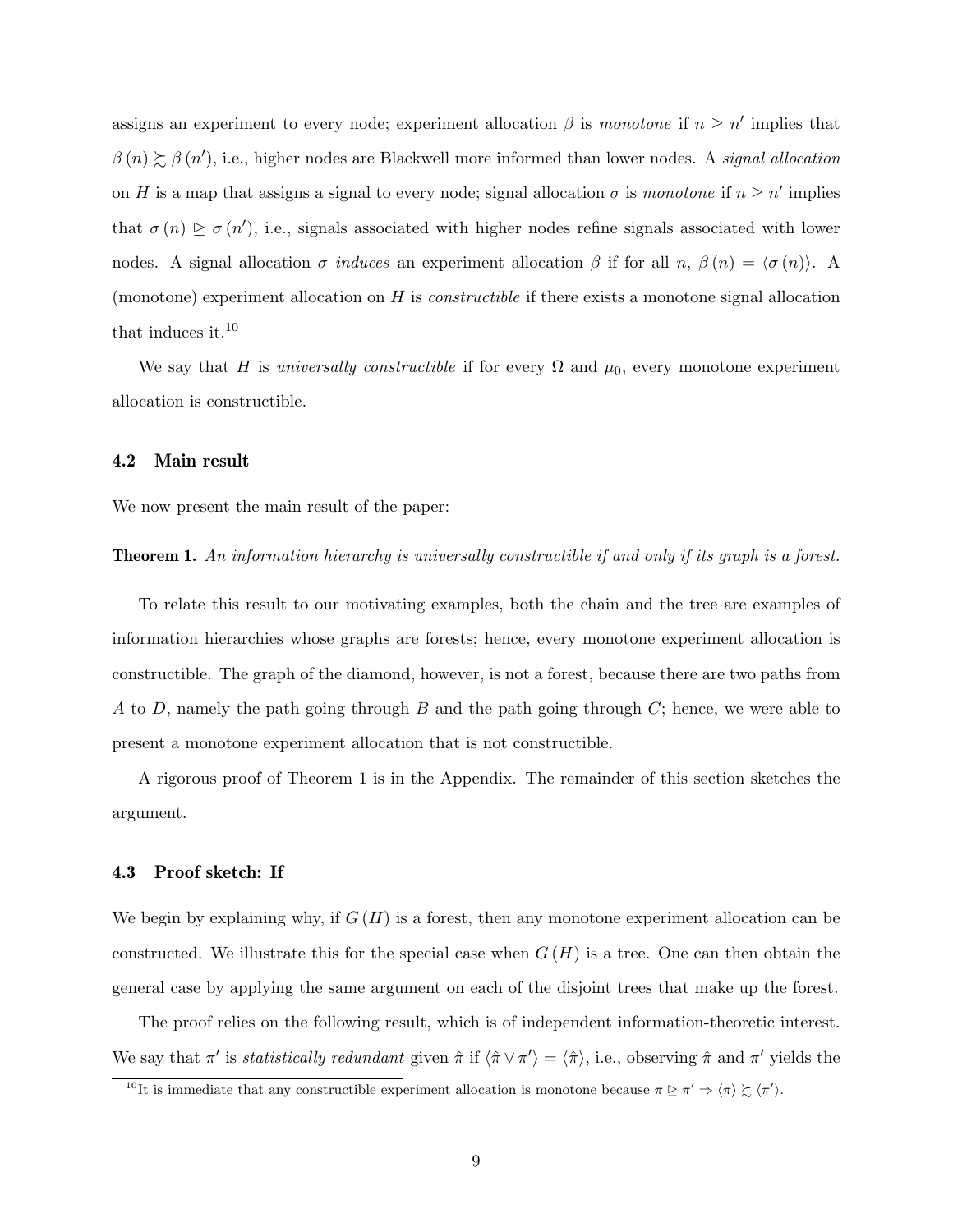assigns an experiment to every node; experiment allocation $\beta$ is *monotone* if $n \geq n'$ implies that $\beta(n) \succsim \beta(n')$, i.e., higher nodes are Blackwell more informed than lower nodes. A *signal allocation* on $H$ is a map that assigns a signal to every node; signal allocation $\sigma$ is *monotone* if $n \geq n'$ implies that $\sigma(n) \trianglerighteq \sigma(n')$, i.e., signals associated with higher nodes refine signals associated with lower nodes. A signal allocation $\sigma$ *induces* an experiment allocation $\beta$ if for all $n$, $\beta(n) = \langle \sigma(n) \rangle$. A (monotone) experiment allocation on $H$ is *constructible* if there exists a monotone signal allocation that induces it.[10]

We say that $H$ is *universally constructible* if for every $\Omega$ and $\mu_0$, every monotone experiment allocation is constructible.

### 4.2 Main result

We now present the main result of the paper:

**Theorem 1.** *An information hierarchy is universally constructible if and only if its graph is a forest.*

To relate this result to our motivating examples, both the chain and the tree are examples of information hierarchies whose graphs are forests; hence, every monotone experiment allocation is constructible. The graph of the diamond, however, is not a forest, because there are two paths from $A$ to $D$, namely the path going through $B$ and the path going through $C$; hence, we were able to present a monotone experiment allocation that is not constructible.

A rigorous proof of Theorem 1 is in the Appendix. The remainder of this section sketches the argument.

### 4.3 Proof sketch: If

We begin by explaining why, if $G(H)$ is a forest, then any monotone experiment allocation can be constructed. We illustrate this for the special case when $G(H)$ is a tree. One can then obtain the general case by applying the same argument on each of the disjoint trees that make up the forest.

The proof relies on the following result, which is of independent information-theoretic interest. We say that $\pi'$ is *statistically redundant* given $\hat{\pi}$ if $\langle \hat{\pi} \vee \pi' \rangle = \langle \hat{\pi} \rangle$, i.e., observing $\hat{\pi}$ and $\pi'$ yields the

[10] It is immediate that any constructible experiment allocation is monotone because $\pi \trianglerighteq \pi' \Rightarrow \langle \pi \rangle \succsim \langle \pi' \rangle$.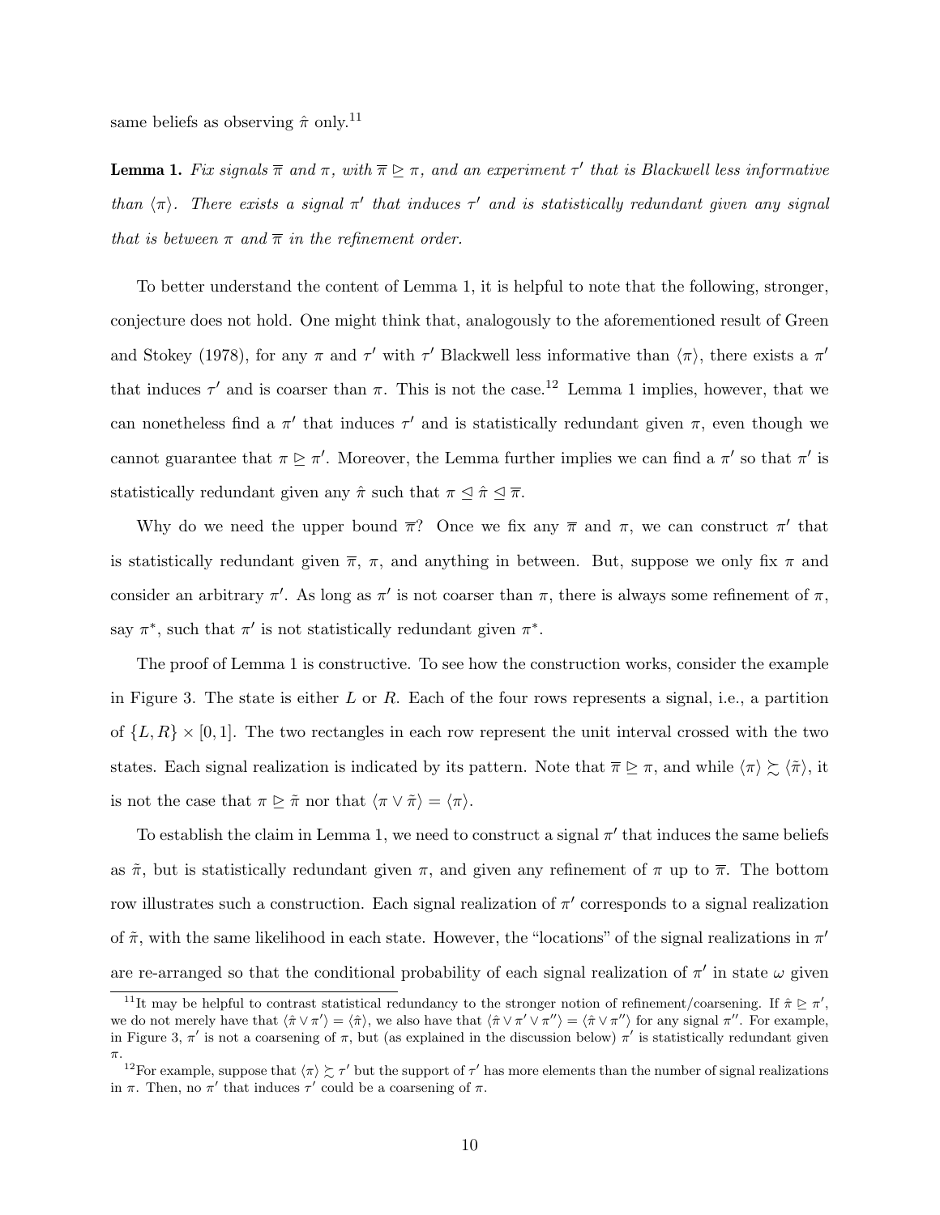same beliefs as observing $\hat{\pi}$ only.[11]

**Lemma 1.** *Fix signals $\overline{\pi}$ and $\pi$, with $\overline{\pi} \trianglerighteq \pi$, and an experiment $\tau'$ that is Blackwell less informative than $\langle \pi \rangle$. There exists a signal $\pi'$ that induces $\tau'$ and is statistically redundant given any signal that is between $\pi$ and $\overline{\pi}$ in the refinement order.*

To better understand the content of Lemma 1, it is helpful to note that the following, stronger, conjecture does not hold. One might think that, analogously to the aforementioned result of Green and Stokey (1978), for any $\pi$ and $\tau'$ with $\tau'$ Blackwell less informative than $\langle \pi \rangle$, there exists a $\pi'$ that induces $\tau'$ and is coarser than $\pi$. This is not the case.[12] Lemma 1 implies, however, that we can nonetheless find a $\pi'$ that induces $\tau'$ and is statistically redundant given $\pi$, even though we cannot guarantee that $\pi \trianglerighteq \pi'$. Moreover, the Lemma further implies we can find a $\pi'$ so that $\pi'$ is statistically redundant given any $\hat{\pi}$ such that $\pi \trianglelefteq \hat{\pi} \trianglelefteq \overline{\pi}$.

Why do we need the upper bound $\overline{\pi}$? Once we fix any $\overline{\pi}$ and $\pi$, we can construct $\pi'$ that is statistically redundant given $\overline{\pi}$, $\pi$, and anything in between. But, suppose we only fix $\pi$ and consider an arbitrary $\pi'$. As long as $\pi'$ is not coarser than $\pi$, there is always some refinement of $\pi$, say $\pi^*$, such that $\pi'$ is not statistically redundant given $\pi^*$.

The proof of Lemma 1 is constructive. To see how the construction works, consider the example in Figure 3. The state is either $L$ or $R$. Each of the four rows represents a signal, i.e., a partition of $\{L, R\} \times [0, 1]$. The two rectangles in each row represent the unit interval crossed with the two states. Each signal realization is indicated by its pattern. Note that $\overline{\pi} \trianglerighteq \pi$, and while $\langle \pi \rangle \succsim \langle \tilde{\pi} \rangle$, it is not the case that $\pi \trianglerighteq \tilde{\pi}$ nor that $\langle \pi \vee \tilde{\pi} \rangle = \langle \pi \rangle$.

To establish the claim in Lemma 1, we need to construct a signal $\pi'$ that induces the same beliefs as $\tilde{\pi}$, but is statistically redundant given $\pi$, and given any refinement of $\pi$ up to $\overline{\pi}$. The bottom row illustrates such a construction. Each signal realization of $\pi'$ corresponds to a signal realization of $\tilde{\pi}$, with the same likelihood in each state. However, the "locations" of the signal realizations in $\pi'$ are re-arranged so that the conditional probability of each signal realization of $\pi'$ in state $\omega$ given

[11] It may be helpful to contrast statistical redundancy to the stronger notion of refinement/coarsening. If $\hat{\pi} \trianglerighteq \pi'$, we do not merely have that $\langle \hat{\pi} \vee \pi' \rangle = \langle \hat{\pi} \rangle$, we also have that $\langle \hat{\pi} \vee \pi' \vee \pi'' \rangle = \langle \hat{\pi} \vee \pi'' \rangle$ for any signal $\pi''$. For example, in Figure 3, $\pi'$ is not a coarsening of $\pi$, but (as explained in the discussion below) $\pi'$ is statistically redundant given $\pi$.

[12] For example, suppose that $\langle \pi \rangle \succsim \tau'$ but the support of $\tau'$ has more elements than the number of signal realizations in $\pi$. Then, no $\pi'$ that induces $\tau'$ could be a coarsening of $\pi$.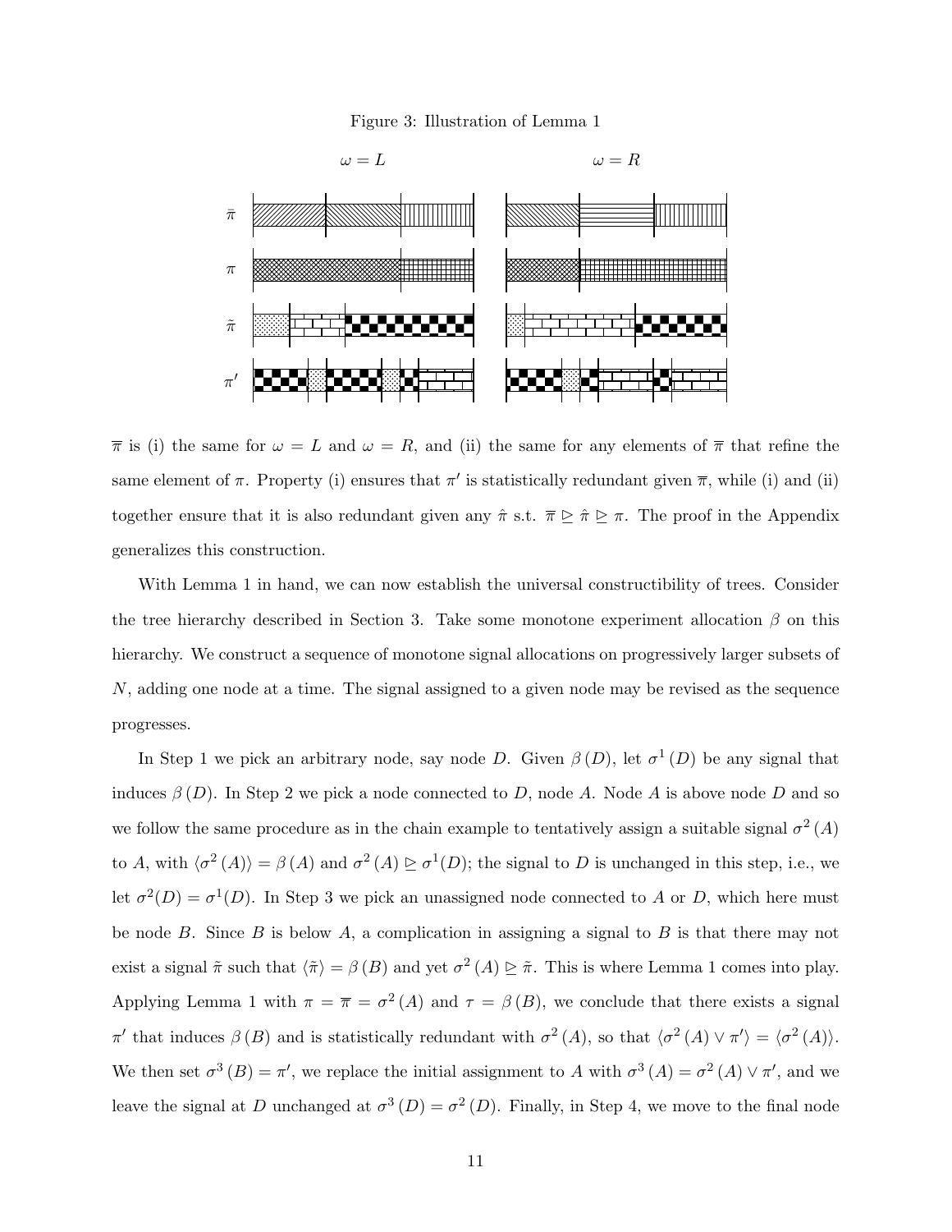Figure 3: Illustration of Lemma 1

$\overline{\pi}$ is (i) the same for $\omega = L$ and $\omega = R$, and (ii) the same for any elements of $\overline{\pi}$ that refine the same element of $\pi$. Property (i) ensures that $\pi'$ is statistically redundant given $\overline{\pi}$, while (i) and (ii) together ensure that it is also redundant given any $\hat{\pi}$ s.t. $\overline{\pi} \trianglerighteq \hat{\pi} \trianglerighteq \pi$. The proof in the Appendix generalizes this construction.

With Lemma 1 in hand, we can now establish the universal constructibility of trees. Consider the tree hierarchy described in Section 3. Take some monotone experiment allocation $\beta$ on this hierarchy. We construct a sequence of monotone signal allocations on progressively larger subsets of $N$, adding one node at a time. The signal assigned to a given node may be revised as the sequence progresses.

In Step 1 we pick an arbitrary node, say node $D$. Given $\beta(D)$, let $\sigma^1(D)$ be any signal that induces $\beta(D)$. In Step 2 we pick a node connected to $D$, node $A$. Node $A$ is above node $D$ and so we follow the same procedure as in the chain example to tentatively assign a suitable signal $\sigma^2(A)$ to $A$, with $\langle \sigma^2(A) \rangle = \beta(A)$ and $\sigma^2(A) \trianglerighteq \sigma^1(D)$; the signal to $D$ is unchanged in this step, i.e., we let $\sigma^2(D) = \sigma^1(D)$. In Step 3 we pick an unassigned node connected to $A$ or $D$, which here must be node $B$. Since $B$ is below $A$, a complication in assigning a signal to $B$ is that there may not exist a signal $\tilde{\pi}$ such that $\langle \tilde{\pi} \rangle = \beta(B)$ and yet $\sigma^2(A) \trianglerighteq \tilde{\pi}$. This is where Lemma 1 comes into play. Applying Lemma 1 with $\pi = \overline{\pi} = \sigma^2(A)$ and $\tau = \beta(B)$, we conclude that there exists a signal $\pi'$ that induces $\beta(B)$ and is statistically redundant with $\sigma^2(A)$, so that $\langle \sigma^2(A) \vee \pi' \rangle = \langle \sigma^2(A) \rangle$. We then set $\sigma^3(B) = \pi'$, we replace the initial assignment to $A$ with $\sigma^3(A) = \sigma^2(A) \vee \pi'$, and we leave the signal at $D$ unchanged at $\sigma^3(D) = \sigma^2(D)$. Finally, in Step 4, we move to the final node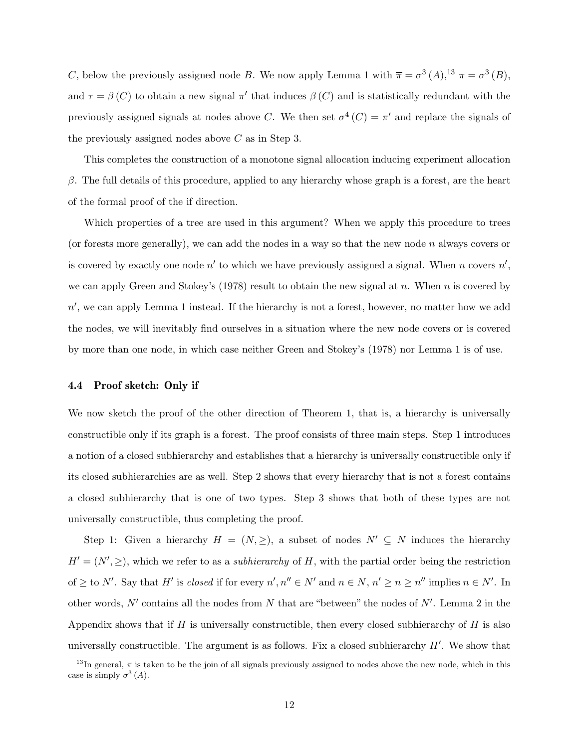$C$, below the previously assigned node $B$. We now apply Lemma 1 with $\overline{\pi} = \sigma^3(A)$,[13] $\pi = \sigma^3(B)$, and $\tau = \beta(C)$ to obtain a new signal $\pi'$ that induces $\beta(C)$ and is statistically redundant with the previously assigned signals at nodes above $C$. We then set $\sigma^4(C) = \pi'$ and replace the signals of the previously assigned nodes above $C$ as in Step 3.

This completes the construction of a monotone signal allocation inducing experiment allocation $\beta$. The full details of this procedure, applied to any hierarchy whose graph is a forest, are the heart of the formal proof of the if direction.

Which properties of a tree are used in this argument? When we apply this procedure to trees (or forests more generally), we can add the nodes in a way so that the new node $n$ always covers or is covered by exactly one node $n'$ to which we have previously assigned a signal. When $n$ covers $n'$, we can apply Green and Stokey's (1978) result to obtain the new signal at $n$. When $n$ is covered by $n'$, we can apply Lemma 1 instead. If the hierarchy is not a forest, however, no matter how we add the nodes, we will inevitably find ourselves in a situation where the new node covers or is covered by more than one node, in which case neither Green and Stokey's (1978) nor Lemma 1 is of use.

### 4.4 Proof sketch: Only if

We now sketch the proof of the other direction of Theorem 1, that is, a hierarchy is universally constructible only if its graph is a forest. The proof consists of three main steps. Step 1 introduces a notion of a closed subhierarchy and establishes that a hierarchy is universally constructible only if its closed subhierarchies are as well. Step 2 shows that every hierarchy that is not a forest contains a closed subhierarchy that is one of two types. Step 3 shows that both of these types are not universally constructible, thus completing the proof.

Step 1: Given a hierarchy $H = (N, \geq)$, a subset of nodes $N' \subseteq N$ induces the hierarchy $H' = (N', \geq)$, which we refer to as a *subhierarchy* of $H$, with the partial order being the restriction of $\geq$ to $N'$. Say that $H'$ is *closed* if for every $n', n'' \in N'$ and $n \in N$, $n' \geq n \geq n''$ implies $n \in N'$. In other words, $N'$ contains all the nodes from $N$ that are "between" the nodes of $N'$. Lemma 2 in the Appendix shows that if $H$ is universally constructible, then every closed subhierarchy of $H$ is also universally constructible. The argument is as follows. Fix a closed subhierarchy $H'$. We show that

[13] In general, $\overline{\pi}$ is taken to be the join of all signals previously assigned to nodes above the new node, which in this case is simply $\sigma^3(A)$.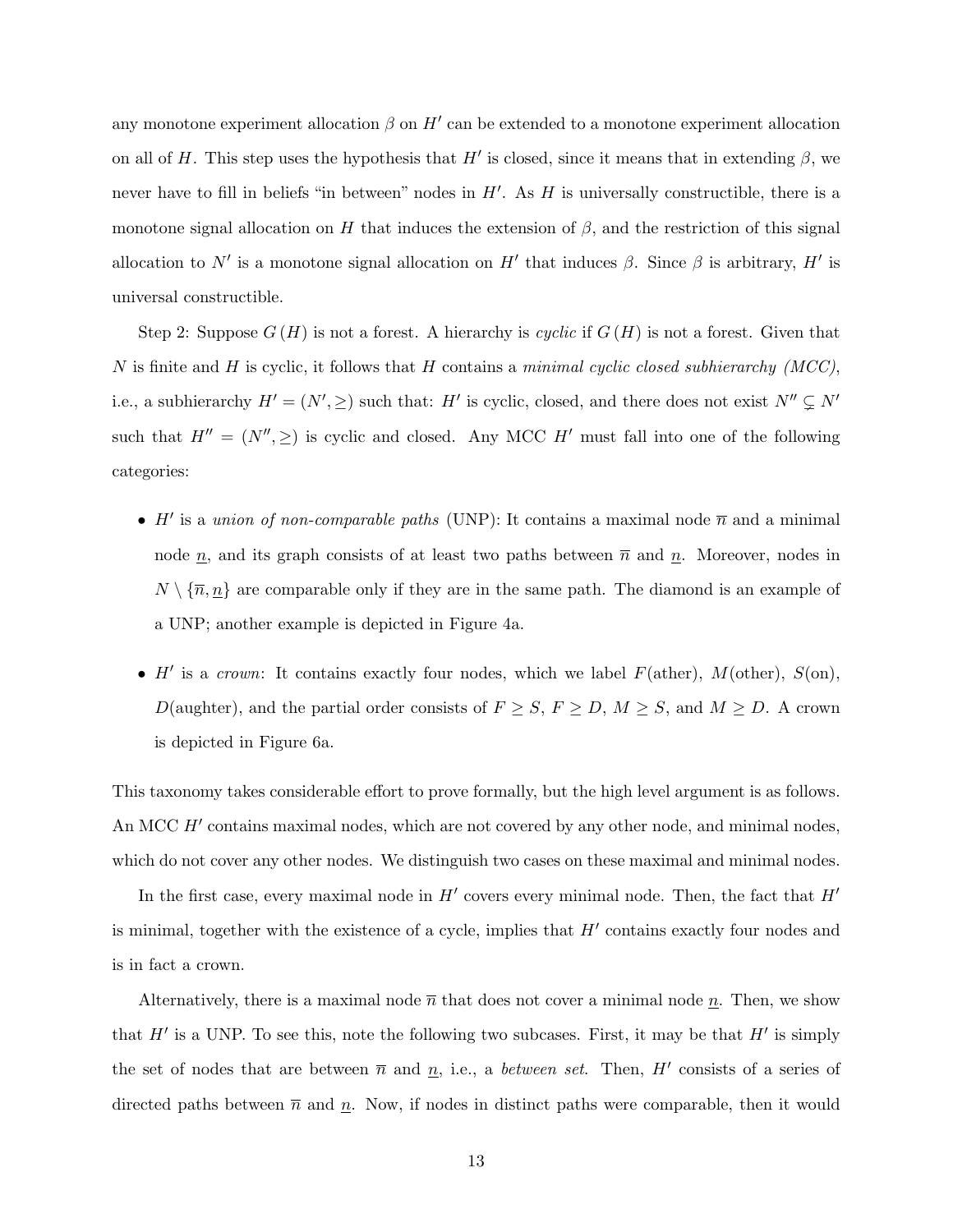any monotone experiment allocation $\beta$ on $H'$ can be extended to a monotone experiment allocation on all of $H$. This step uses the hypothesis that $H'$ is closed, since it means that in extending $\beta$, we never have to fill in beliefs "in between" nodes in $H'$. As $H$ is universally constructible, there is a monotone signal allocation on $H$ that induces the extension of $\beta$, and the restriction of this signal allocation to $N'$ is a monotone signal allocation on $H'$ that induces $\beta$. Since $\beta$ is arbitrary, $H'$ is universal constructible.

Step 2: Suppose $G(H)$ is not a forest. A hierarchy is *cyclic* if $G(H)$ is not a forest. Given that $N$ is finite and $H$ is cyclic, it follows that $H$ contains a *minimal cyclic closed subhierarchy (MCC)*, i.e., a subhierarchy $H' = (N', \geq)$ such that: $H'$ is cyclic, closed, and there does not exist $N'' \subsetneq N'$ such that $H'' = (N'', \geq)$ is cyclic and closed. Any MCC $H'$ must fall into one of the following categories:

- $H'$ is a *union of non-comparable paths* (UNP): It contains a maximal node $\overline{n}$ and a minimal node $\underline{n}$, and its graph consists of at least two paths between $\overline{n}$ and $\underline{n}$. Moreover, nodes in $N \setminus \{\overline{n}, \underline{n}\}$ are comparable only if they are in the same path. The diamond is an example of a UNP; another example is depicted in Figure 4a.
- $H'$ is a *crown*: It contains exactly four nodes, which we label $F$(ather), $M$(other), $S$(on), $D$(aughter), and the partial order consists of $F \geq S$, $F \geq D$, $M \geq S$, and $M \geq D$. A crown is depicted in Figure 6a.

This taxonomy takes considerable effort to prove formally, but the high level argument is as follows. An MCC $H'$ contains maximal nodes, which are not covered by any other node, and minimal nodes, which do not cover any other nodes. We distinguish two cases on these maximal and minimal nodes.

In the first case, every maximal node in $H'$ covers every minimal node. Then, the fact that $H'$ is minimal, together with the existence of a cycle, implies that $H'$ contains exactly four nodes and is in fact a crown.

Alternatively, there is a maximal node $\overline{n}$ that does not cover a minimal node $\underline{n}$. Then, we show that $H'$ is a UNP. To see this, note the following two subcases. First, it may be that $H'$ is simply the set of nodes that are between $\overline{n}$ and $\underline{n}$, i.e., a *between set*. Then, $H'$ consists of a series of directed paths between $\overline{n}$ and $\underline{n}$. Now, if nodes in distinct paths were comparable, then it would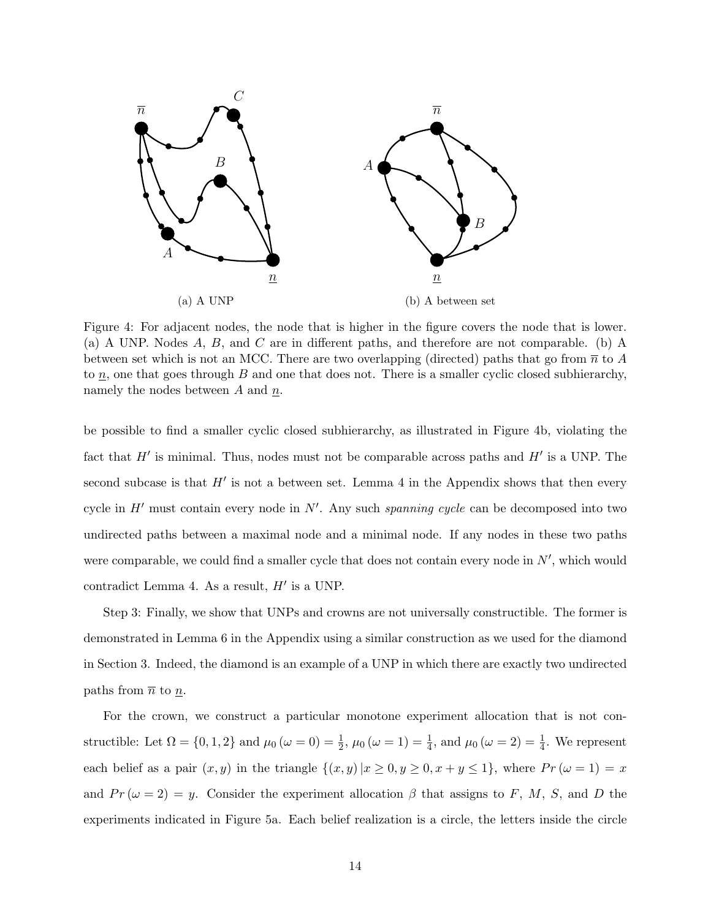(a) A UNP

(b) A between set

Figure 4: For adjacent nodes, the node that is higher in the figure covers the node that is lower. (a) A UNP. Nodes $A$, $B$, and $C$ are in different paths, and therefore are not comparable. (b) A between set which is not an MCC. There are two overlapping (directed) paths that go from $\overline{n}$ to $A$ to $\underline{n}$, one that goes through $B$ and one that does not. There is a smaller cyclic closed subhierarchy, namely the nodes between $A$ and $\underline{n}$.

be possible to find a smaller cyclic closed subhierarchy, as illustrated in Figure 4b, violating the fact that $H'$ is minimal. Thus, nodes must not be comparable across paths and $H'$ is a UNP. The second subcase is that $H'$ is not a between set. Lemma 4 in the Appendix shows that then every cycle in $H'$ must contain every node in $N'$. Any such *spanning cycle* can be decomposed into two undirected paths between a maximal node and a minimal node. If any nodes in these two paths were comparable, we could find a smaller cycle that does not contain every node in $N'$, which would contradict Lemma 4. As a result, $H'$ is a UNP.

Step 3: Finally, we show that UNPs and crowns are not universally constructible. The former is demonstrated in Lemma 6 in the Appendix using a similar construction as we used for the diamond in Section 3. Indeed, the diamond is an example of a UNP in which there are exactly two undirected paths from $\overline{n}$ to $\underline{n}$.

For the crown, we construct a particular monotone experiment allocation that is not constructible: Let $\Omega = \{0, 1, 2\}$ and $\mu_0 (\omega = 0) = \frac{1}{2}$, $\mu_0 (\omega = 1) = \frac{1}{4}$, and $\mu_0 (\omega = 2) = \frac{1}{4}$. We represent each belief as a pair $(x, y)$ in the triangle $\{(x, y) \,|\, x \geq 0, y \geq 0, x + y \leq 1\}$, where $Pr\,(\omega = 1) = x$ and $Pr\,(\omega = 2) = y$. Consider the experiment allocation $\beta$ that assigns to $F$, $M$, $S$, and $D$ the experiments indicated in Figure 5a. Each belief realization is a circle, the letters inside the circle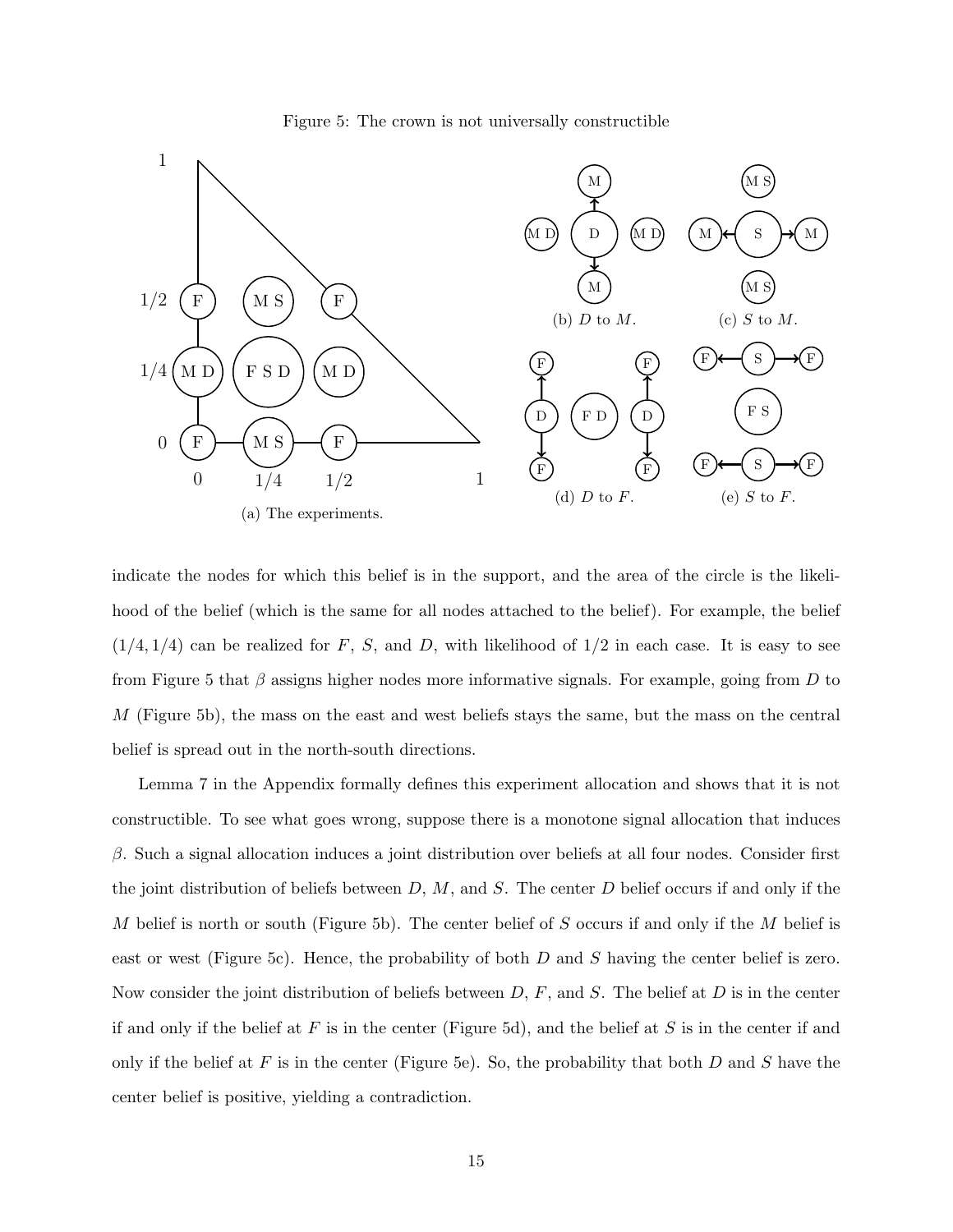Figure 5: The crown is not universally constructible

(a) The experiments.

(b) $D$ to $M$.

(c) $S$ to $M$.

(d) $D$ to $F$.

(e) $S$ to $F$.

indicate the nodes for which this belief is in the support, and the area of the circle is the likelihood of the belief (which is the same for all nodes attached to the belief). For example, the belief $(1/4, 1/4)$ can be realized for $F$, $S$, and $D$, with likelihood of $1/2$ in each case. It is easy to see from Figure 5 that $\beta$ assigns higher nodes more informative signals. For example, going from $D$ to $M$ (Figure 5b), the mass on the east and west beliefs stays the same, but the mass on the central belief is spread out in the north-south directions.

Lemma 7 in the Appendix formally defines this experiment allocation and shows that it is not constructible. To see what goes wrong, suppose there is a monotone signal allocation that induces $\beta$. Such a signal allocation induces a joint distribution over beliefs at all four nodes. Consider first the joint distribution of beliefs between $D$, $M$, and $S$. The center $D$ belief occurs if and only if the $M$ belief is north or south (Figure 5b). The center belief of $S$ occurs if and only if the $M$ belief is east or west (Figure 5c). Hence, the probability of both $D$ and $S$ having the center belief is zero. Now consider the joint distribution of beliefs between $D$, $F$, and $S$. The belief at $D$ is in the center if and only if the belief at $F$ is in the center (Figure 5d), and the belief at $S$ is in the center if and only if the belief at $F$ is in the center (Figure 5e). So, the probability that both $D$ and $S$ have the center belief is positive, yielding a contradiction.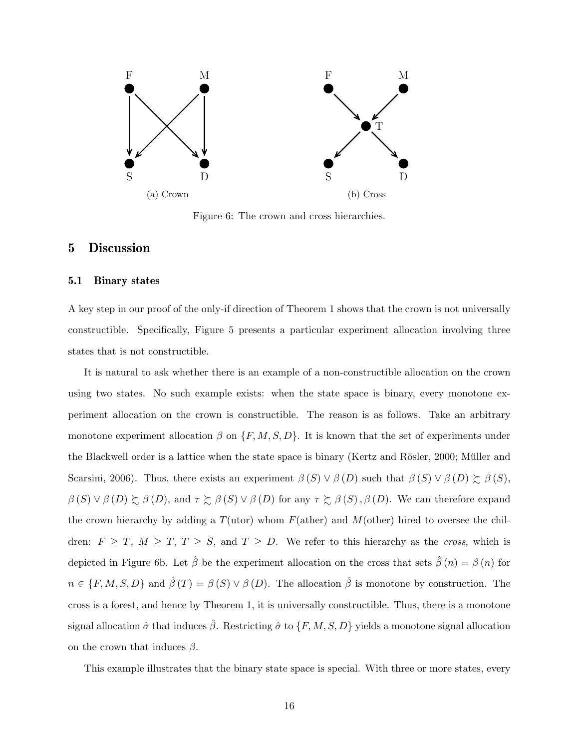(a) Crown

(b) Cross

Figure 6: The crown and cross hierarchies.

# 5 Discussion

## 5.1 Binary states

A key step in our proof of the only-if direction of Theorem 1 shows that the crown is not universally constructible. Specifically, Figure 5 presents a particular experiment allocation involving three states that is not constructible.

It is natural to ask whether there is an example of a non-constructible allocation on the crown using two states. No such example exists: when the state space is binary, every monotone experiment allocation on the crown is constructible. The reason is as follows. Take an arbitrary monotone experiment allocation $\beta$ on $\{F, M, S, D\}$. It is known that the set of experiments under the Blackwell order is a lattice when the state space is binary (Kertz and Rösler, 2000; Müller and Scarsini, 2006). Thus, there exists an experiment $\beta(S) \vee \beta(D)$ such that $\beta(S) \vee \beta(D) \succsim \beta(S)$, $\beta(S) \vee \beta(D) \succsim \beta(D)$, and $\tau \succsim \beta(S) \vee \beta(D)$ for any $\tau \succsim \beta(S), \beta(D)$. We can therefore expand the crown hierarchy by adding a $T$(utor) whom $F$(ather) and $M$(other) hired to oversee the children: $F \geq T$, $M \geq T$, $T \geq S$, and $T \geq D$. We refer to this hierarchy as the *cross*, which is depicted in Figure 6b. Let $\hat{\beta}$ be the experiment allocation on the cross that sets $\hat{\beta}(n) = \beta(n)$ for $n \in \{F, M, S, D\}$ and $\hat{\beta}(T) = \beta(S) \vee \beta(D)$. The allocation $\hat{\beta}$ is monotone by construction. The cross is a forest, and hence by Theorem 1, it is universally constructible. Thus, there is a monotone signal allocation $\hat{\sigma}$ that induces $\hat{\beta}$. Restricting $\hat{\sigma}$ to $\{F, M, S, D\}$ yields a monotone signal allocation on the crown that induces $\beta$.

This example illustrates that the binary state space is special. With three or more states, every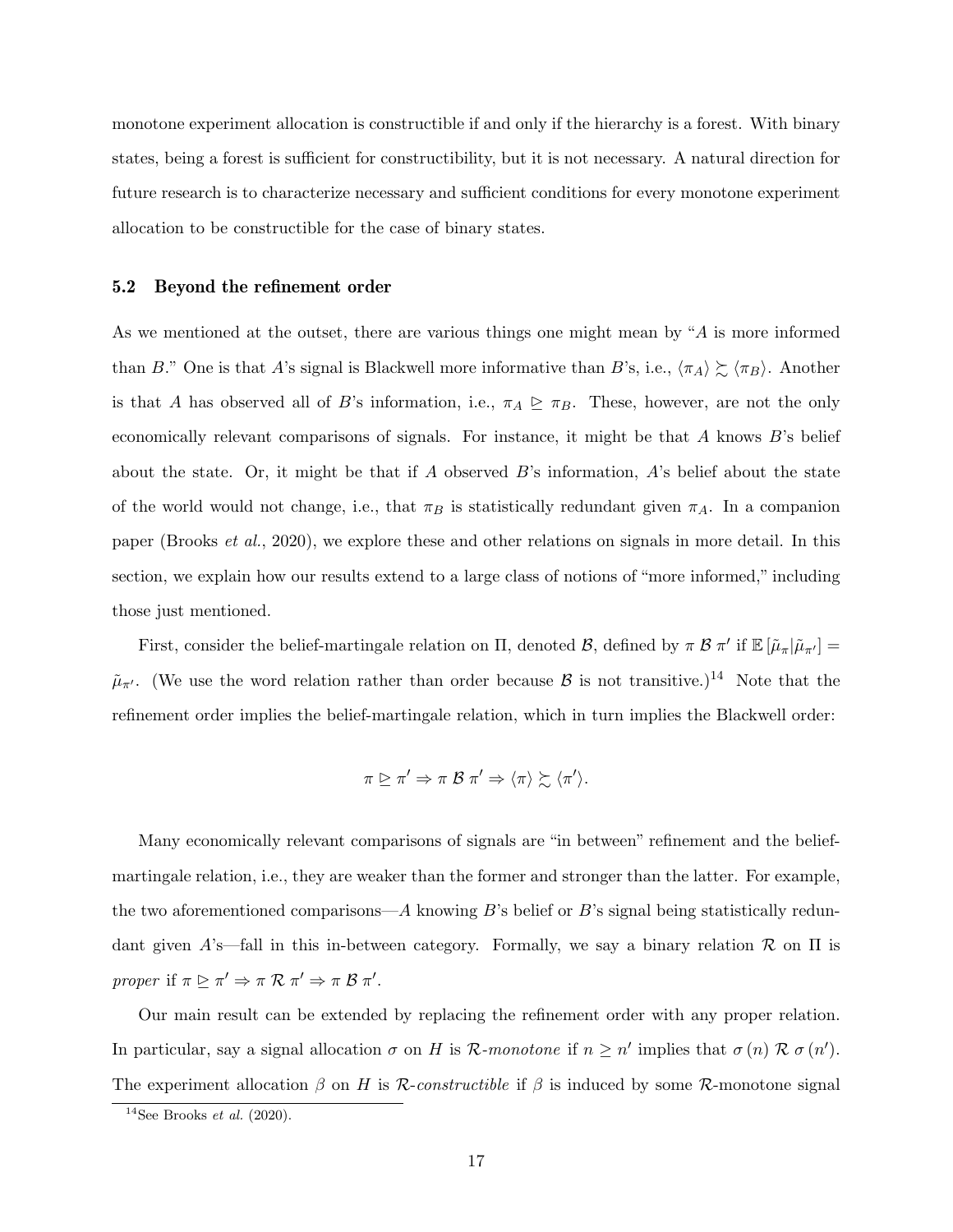monotone experiment allocation is constructible if and only if the hierarchy is a forest. With binary states, being a forest is sufficient for constructibility, but it is not necessary. A natural direction for future research is to characterize necessary and sufficient conditions for every monotone experiment allocation to be constructible for the case of binary states.

### 5.2 Beyond the refinement order

As we mentioned at the outset, there are various things one might mean by "$A$ is more informed than $B$." One is that $A$'s signal is Blackwell more informative than $B$'s, i.e., $\langle \pi_A \rangle \succsim \langle \pi_B \rangle$. Another is that $A$ has observed all of $B$'s information, i.e., $\pi_A \trianglerighteq \pi_B$. These, however, are not the only economically relevant comparisons of signals. For instance, it might be that $A$ knows $B$'s belief about the state. Or, it might be that if $A$ observed $B$'s information, $A$'s belief about the state of the world would not change, i.e., that $\pi_B$ is statistically redundant given $\pi_A$. In a companion paper (Brooks *et al.*, 2020), we explore these and other relations on signals in more detail. In this section, we explain how our results extend to a large class of notions of "more informed," including those just mentioned.

First, consider the belief-martingale relation on $\Pi$, denoted $\mathcal{B}$, defined by $\pi \, \mathcal{B} \, \pi'$ if $\mathbb{E}\left[\tilde{\mu}_\pi | \tilde{\mu}_{\pi'}\right] = \tilde{\mu}_{\pi'}$. (We use the word relation rather than order because $\mathcal{B}$ is not transitive.)[14] Note that the refinement order implies the belief-martingale relation, which in turn implies the Blackwell order:

$$\pi \trianglerighteq \pi' \Rightarrow \pi \, \mathcal{B} \, \pi' \Rightarrow \langle \pi \rangle \succsim \langle \pi' \rangle.$$

Many economically relevant comparisons of signals are "in between" refinement and the belief-martingale relation, i.e., they are weaker than the former and stronger than the latter. For example, the two aforementioned comparisons—$A$ knowing $B$'s belief or $B$'s signal being statistically redundant given $A$'s—fall in this in-between category. Formally, we say a binary relation $\mathcal{R}$ on $\Pi$ is *proper* if $\pi \trianglerighteq \pi' \Rightarrow \pi \, \mathcal{R} \, \pi' \Rightarrow \pi \, \mathcal{B} \, \pi'$.

Our main result can be extended by replacing the refinement order with any proper relation. In particular, say a signal allocation $\sigma$ on $H$ is *$\mathcal{R}$-monotone* if $n \geq n'$ implies that $\sigma(n) \, \mathcal{R} \, \sigma(n')$. The experiment allocation $\beta$ on $H$ is *$\mathcal{R}$-constructible* if $\beta$ is induced by some $\mathcal{R}$-monotone signal

[14] See Brooks *et al.* (2020).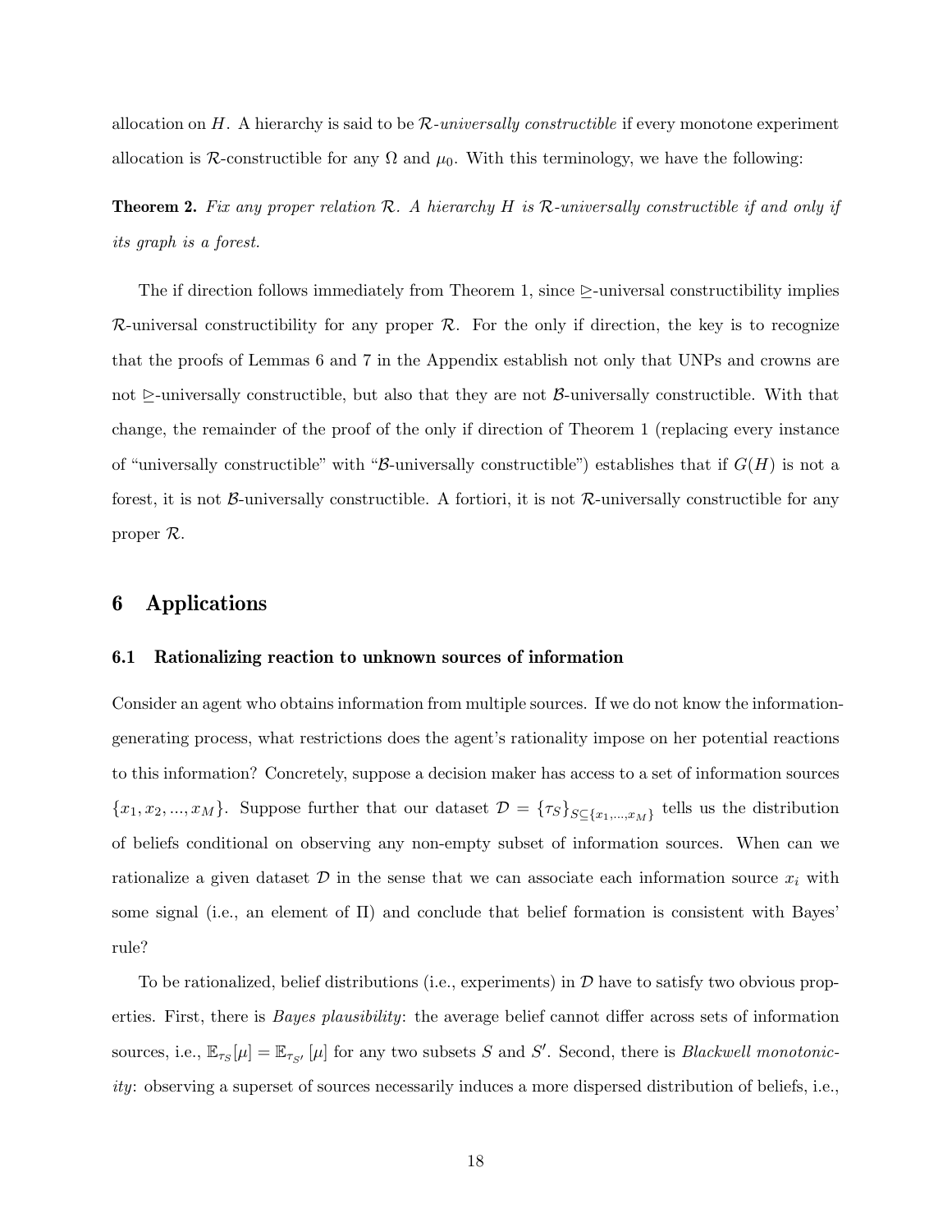allocation on $H$. A hierarchy is said to be $\mathcal{R}$*-universally constructible* if every monotone experiment allocation is $\mathcal{R}$-constructible for any $\Omega$ and $\mu_0$. With this terminology, we have the following:

**Theorem 2.** *Fix any proper relation $\mathcal{R}$. A hierarchy $H$ is $\mathcal{R}$-universally constructible if and only if its graph is a forest.*

The if direction follows immediately from Theorem 1, since $\trianglerighteq$-universal constructibility implies $\mathcal{R}$-universal constructibility for any proper $\mathcal{R}$. For the only if direction, the key is to recognize that the proofs of Lemmas 6 and 7 in the Appendix establish not only that UNPs and crowns are not $\trianglerighteq$-universally constructible, but also that they are not $\mathcal{B}$-universally constructible. With that change, the remainder of the proof of the only if direction of Theorem 1 (replacing every instance of "universally constructible" with "$\mathcal{B}$-universally constructible") establishes that if $G(H)$ is not a forest, it is not $\mathcal{B}$-universally constructible. A fortiori, it is not $\mathcal{R}$-universally constructible for any proper $\mathcal{R}$.

# 6 Applications

## 6.1 Rationalizing reaction to unknown sources of information

Consider an agent who obtains information from multiple sources. If we do not know the information-generating process, what restrictions does the agent's rationality impose on her potential reactions to this information? Concretely, suppose a decision maker has access to a set of information sources $\{x_1, x_2, ..., x_M\}$. Suppose further that our dataset $\mathcal{D} = \{\tau_S\}_{S \subseteq \{x_1,...,x_M\}}$ tells us the distribution of beliefs conditional on observing any non-empty subset of information sources. When can we rationalize a given dataset $\mathcal{D}$ in the sense that we can associate each information source $x_i$ with some signal (i.e., an element of $\Pi$) and conclude that belief formation is consistent with Bayes' rule?

To be rationalized, belief distributions (i.e., experiments) in $\mathcal{D}$ have to satisfy two obvious properties. First, there is *Bayes plausibility*: the average belief cannot differ across sets of information sources, i.e., $\mathbb{E}_{\tau_S}[\mu] = \mathbb{E}_{\tau_{S'}}[\mu]$ for any two subsets $S$ and $S'$. Second, there is *Blackwell monotonicity*: observing a superset of sources necessarily induces a more dispersed distribution of beliefs, i.e.,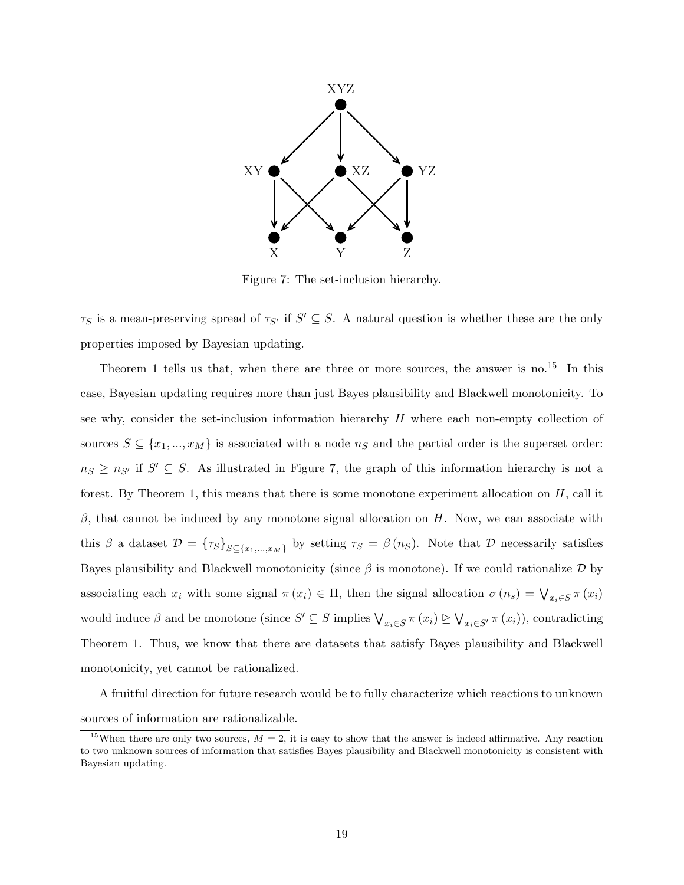Figure 7: The set-inclusion hierarchy.

$\tau_S$ is a mean-preserving spread of $\tau_{S'}$ if $S' \subseteq S$. A natural question is whether these are the only properties imposed by Bayesian updating.

Theorem 1 tells us that, when there are three or more sources, the answer is no.[15] In this case, Bayesian updating requires more than just Bayes plausibility and Blackwell monotonicity. To see why, consider the set-inclusion information hierarchy $H$ where each non-empty collection of sources $S \subseteq \{x_1, ..., x_M\}$ is associated with a node $n_S$ and the partial order is the superset order: $n_S \geq n_{S'}$ if $S' \subseteq S$. As illustrated in Figure 7, the graph of this information hierarchy is not a forest. By Theorem 1, this means that there is some monotone experiment allocation on $H$, call it $\beta$, that cannot be induced by any monotone signal allocation on $H$. Now, we can associate with this $\beta$ a dataset $\mathcal{D} = \{\tau_S\}_{S \subseteq \{x_1,...,x_M\}}$ by setting $\tau_S = \beta(n_S)$. Note that $\mathcal{D}$ necessarily satisfies Bayes plausibility and Blackwell monotonicity (since $\beta$ is monotone). If we could rationalize $\mathcal{D}$ by associating each $x_i$ with some signal $\pi(x_i) \in \Pi$, then the signal allocation $\sigma(n_s) = \bigvee_{x_i \in S} \pi(x_i)$ would induce $\beta$ and be monotone (since $S' \subseteq S$ implies $\bigvee_{x_i \in S} \pi(x_i) \trianglerighteq \bigvee_{x_i \in S'} \pi(x_i)$), contradicting Theorem 1. Thus, we know that there are datasets that satisfy Bayes plausibility and Blackwell monotonicity, yet cannot be rationalized.

A fruitful direction for future research would be to fully characterize which reactions to unknown sources of information are rationalizable.

[15] When there are only two sources, $M = 2$, it is easy to show that the answer is indeed affirmative. Any reaction to two unknown sources of information that satisfies Bayes plausibility and Blackwell monotonicity is consistent with Bayesian updating.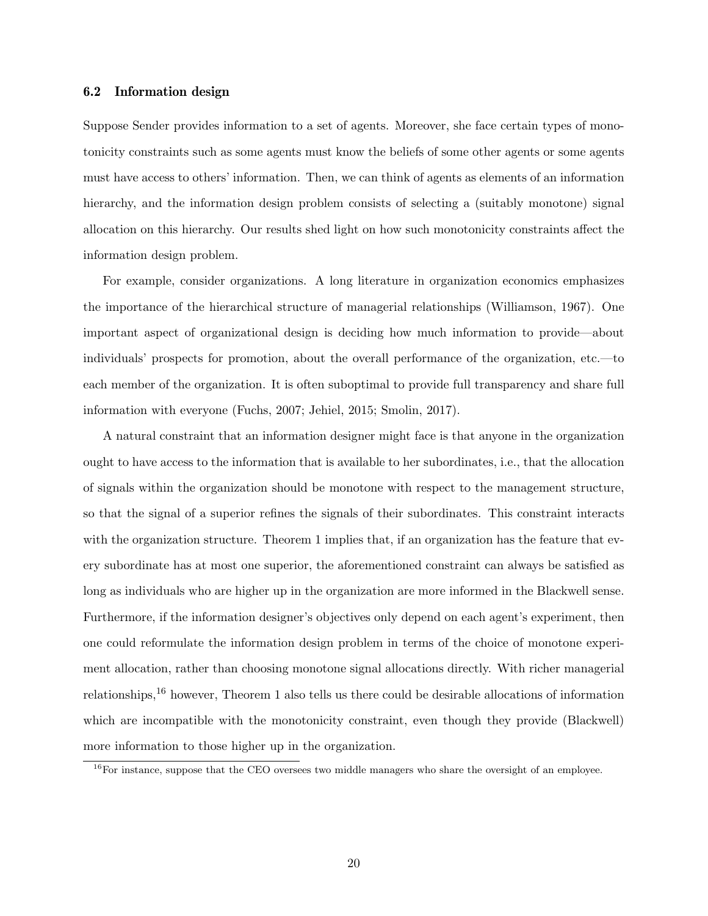### 6.2 Information design

Suppose Sender provides information to a set of agents. Moreover, she face certain types of monotonicity constraints such as some agents must know the beliefs of some other agents or some agents must have access to others' information. Then, we can think of agents as elements of an information hierarchy, and the information design problem consists of selecting a (suitably monotone) signal allocation on this hierarchy. Our results shed light on how such monotonicity constraints affect the information design problem.

For example, consider organizations. A long literature in organization economics emphasizes the importance of the hierarchical structure of managerial relationships (Williamson, 1967). One important aspect of organizational design is deciding how much information to provide—about individuals' prospects for promotion, about the overall performance of the organization, etc.—to each member of the organization. It is often suboptimal to provide full transparency and share full information with everyone (Fuchs, 2007; Jehiel, 2015; Smolin, 2017).

A natural constraint that an information designer might face is that anyone in the organization ought to have access to the information that is available to her subordinates, i.e., that the allocation of signals within the organization should be monotone with respect to the management structure, so that the signal of a superior refines the signals of their subordinates. This constraint interacts with the organization structure. Theorem 1 implies that, if an organization has the feature that every subordinate has at most one superior, the aforementioned constraint can always be satisfied as long as individuals who are higher up in the organization are more informed in the Blackwell sense. Furthermore, if the information designer's objectives only depend on each agent's experiment, then one could reformulate the information design problem in terms of the choice of monotone experiment allocation, rather than choosing monotone signal allocations directly. With richer managerial relationships,[16] however, Theorem 1 also tells us there could be desirable allocations of information which are incompatible with the monotonicity constraint, even though they provide (Blackwell) more information to those higher up in the organization.

[16] For instance, suppose that the CEO oversees two middle managers who share the oversight of an employee.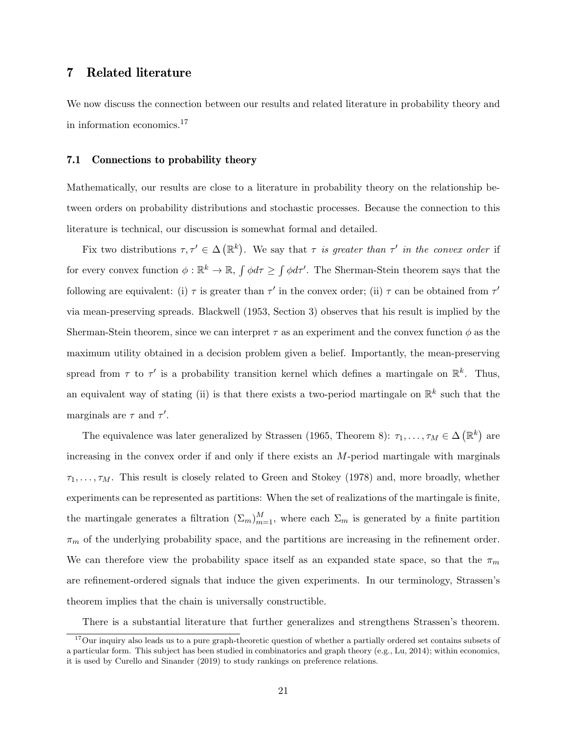## 7 Related literature

We now discuss the connection between our results and related literature in probability theory and in information economics.[17]

### 7.1 Connections to probability theory

Mathematically, our results are close to a literature in probability theory on the relationship between orders on probability distributions and stochastic processes. Because the connection to this literature is technical, our discussion is somewhat formal and detailed.

Fix two distributions $\tau, \tau' \in \Delta\left(\mathbb{R}^k\right)$. We say that $\tau$ *is greater than* $\tau'$ *in the convex order* if for every convex function $\phi : \mathbb{R}^k \to \mathbb{R}$, $\int \phi d\tau \geq \int \phi d\tau'$. The Sherman-Stein theorem says that the following are equivalent: (i) $\tau$ is greater than $\tau'$ in the convex order; (ii) $\tau$ can be obtained from $\tau'$ via mean-preserving spreads. Blackwell (1953, Section 3) observes that his result is implied by the Sherman-Stein theorem, since we can interpret $\tau$ as an experiment and the convex function $\phi$ as the maximum utility obtained in a decision problem given a belief. Importantly, the mean-preserving spread from $\tau$ to $\tau'$ is a probability transition kernel which defines a martingale on $\mathbb{R}^k$. Thus, an equivalent way of stating (ii) is that there exists a two-period martingale on $\mathbb{R}^k$ such that the marginals are $\tau$ and $\tau'$.

The equivalence was later generalized by Strassen (1965, Theorem 8): $\tau_1, \ldots, \tau_M \in \Delta\left(\mathbb{R}^k\right)$ are increasing in the convex order if and only if there exists an $M$-period martingale with marginals $\tau_1, \ldots, \tau_M$. This result is closely related to Green and Stokey (1978) and, more broadly, whether experiments can be represented as partitions: When the set of realizations of the martingale is finite, the martingale generates a filtration $(\Sigma_m)_{m=1}^M$, where each $\Sigma_m$ is generated by a finite partition $\pi_m$ of the underlying probability space, and the partitions are increasing in the refinement order. We can therefore view the probability space itself as an expanded state space, so that the $\pi_m$ are refinement-ordered signals that induce the given experiments. In our terminology, Strassen's theorem implies that the chain is universally constructible.

There is a substantial literature that further generalizes and strengthens Strassen's theorem.

[17] Our inquiry also leads us to a pure graph-theoretic question of whether a partially ordered set contains subsets of a particular form. This subject has been studied in combinatorics and graph theory (e.g., Lu, 2014); within economics, it is used by Curello and Sinander (2019) to study rankings on preference relations.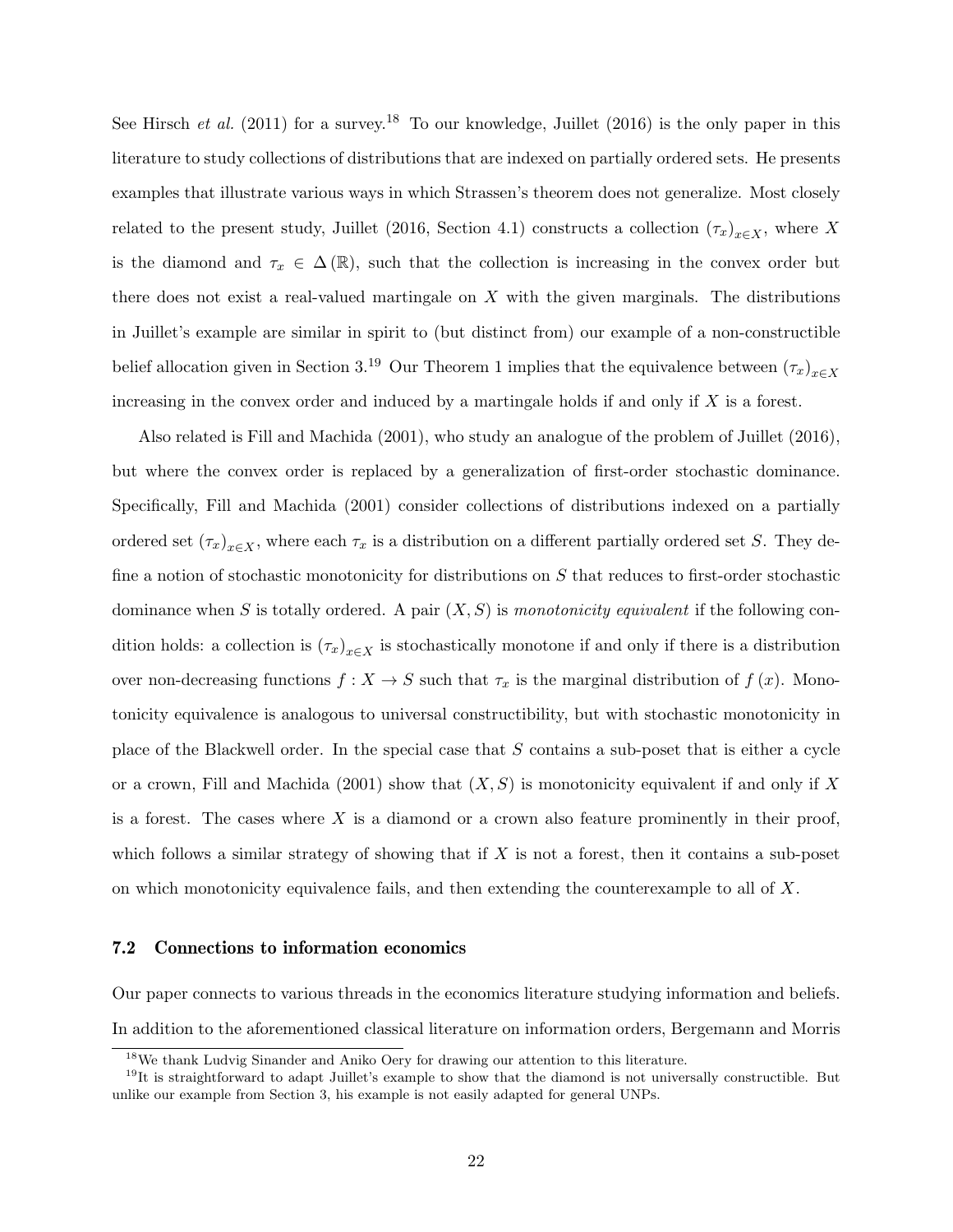See Hirsch *et al.* (2011) for a survey.[18] To our knowledge, Juillet (2016) is the only paper in this literature to study collections of distributions that are indexed on partially ordered sets. He presents examples that illustrate various ways in which Strassen's theorem does not generalize. Most closely related to the present study, Juillet (2016, Section 4.1) constructs a collection $(\tau_x)_{x\in X}$, where $X$ is the diamond and $\tau_x \in \Delta(\mathbb{R})$, such that the collection is increasing in the convex order but there does not exist a real-valued martingale on $X$ with the given marginals. The distributions in Juillet's example are similar in spirit to (but distinct from) our example of a non-constructible belief allocation given in Section 3.[19] Our Theorem 1 implies that the equivalence between $(\tau_x)_{x\in X}$ increasing in the convex order and induced by a martingale holds if and only if $X$ is a forest.

Also related is Fill and Machida (2001), who study an analogue of the problem of Juillet (2016), but where the convex order is replaced by a generalization of first-order stochastic dominance. Specifically, Fill and Machida (2001) consider collections of distributions indexed on a partially ordered set $(\tau_x)_{x\in X}$, where each $\tau_x$ is a distribution on a different partially ordered set $S$. They define a notion of stochastic monotonicity for distributions on $S$ that reduces to first-order stochastic dominance when $S$ is totally ordered. A pair $(X, S)$ is *monotonicity equivalent* if the following condition holds: a collection is $(\tau_x)_{x\in X}$ is stochastically monotone if and only if there is a distribution over non-decreasing functions $f : X \to S$ such that $\tau_x$ is the marginal distribution of $f(x)$. Monotonicity equivalence is analogous to universal constructibility, but with stochastic monotonicity in place of the Blackwell order. In the special case that $S$ contains a sub-poset that is either a cycle or a crown, Fill and Machida (2001) show that $(X, S)$ is monotonicity equivalent if and only if $X$ is a forest. The cases where $X$ is a diamond or a crown also feature prominently in their proof, which follows a similar strategy of showing that if $X$ is not a forest, then it contains a sub-poset on which monotonicity equivalence fails, and then extending the counterexample to all of $X$.

### 7.2 Connections to information economics

Our paper connects to various threads in the economics literature studying information and beliefs. In addition to the aforementioned classical literature on information orders, Bergemann and Morris

[18] We thank Ludvig Sinander and Aniko Oery for drawing our attention to this literature.

[19] It is straightforward to adapt Juillet's example to show that the diamond is not universally constructible. But unlike our example from Section 3, his example is not easily adapted for general UNPs.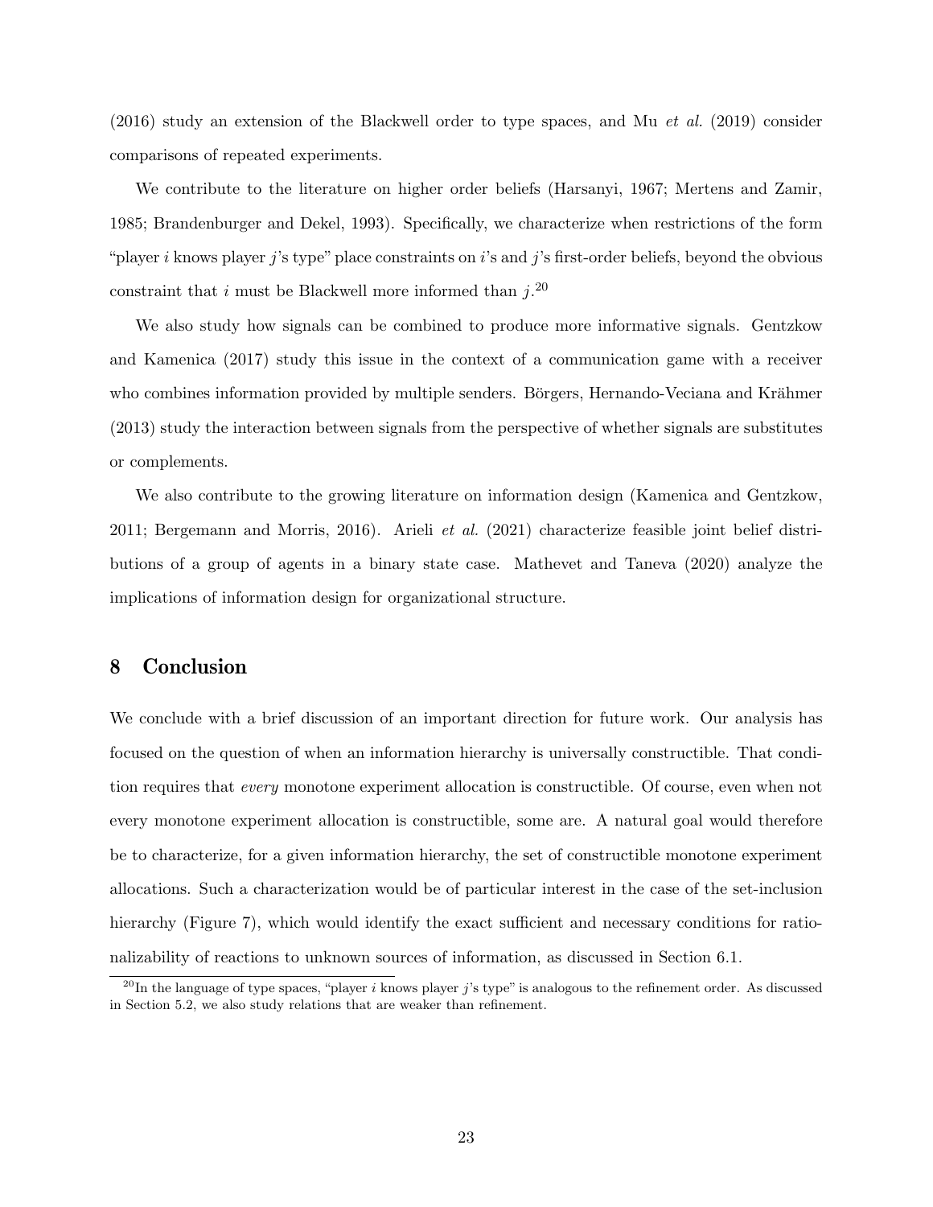(2016) study an extension of the Blackwell order to type spaces, and Mu *et al.* (2019) consider comparisons of repeated experiments.

We contribute to the literature on higher order beliefs (Harsanyi, 1967; Mertens and Zamir, 1985; Brandenburger and Dekel, 1993). Specifically, we characterize when restrictions of the form "player $i$ knows player $j$'s type" place constraints on $i$'s and $j$'s first-order beliefs, beyond the obvious constraint that $i$ must be Blackwell more informed than $j$.[20]

We also study how signals can be combined to produce more informative signals. Gentzkow and Kamenica (2017) study this issue in the context of a communication game with a receiver who combines information provided by multiple senders. Börgers, Hernando-Veciana and Krähmer (2013) study the interaction between signals from the perspective of whether signals are substitutes or complements.

We also contribute to the growing literature on information design (Kamenica and Gentzkow, 2011; Bergemann and Morris, 2016). Arieli *et al.* (2021) characterize feasible joint belief distributions of a group of agents in a binary state case. Mathevet and Taneva (2020) analyze the implications of information design for organizational structure.

## 8 Conclusion

We conclude with a brief discussion of an important direction for future work. Our analysis has focused on the question of when an information hierarchy is universally constructible. That condition requires that *every* monotone experiment allocation is constructible. Of course, even when not every monotone experiment allocation is constructible, some are. A natural goal would therefore be to characterize, for a given information hierarchy, the set of constructible monotone experiment allocations. Such a characterization would be of particular interest in the case of the set-inclusion hierarchy (Figure 7), which would identify the exact sufficient and necessary conditions for rationalizability of reactions to unknown sources of information, as discussed in Section 6.1.

[20] In the language of type spaces, "player $i$ knows player $j$'s type" is analogous to the refinement order. As discussed in Section 5.2, we also study relations that are weaker than refinement.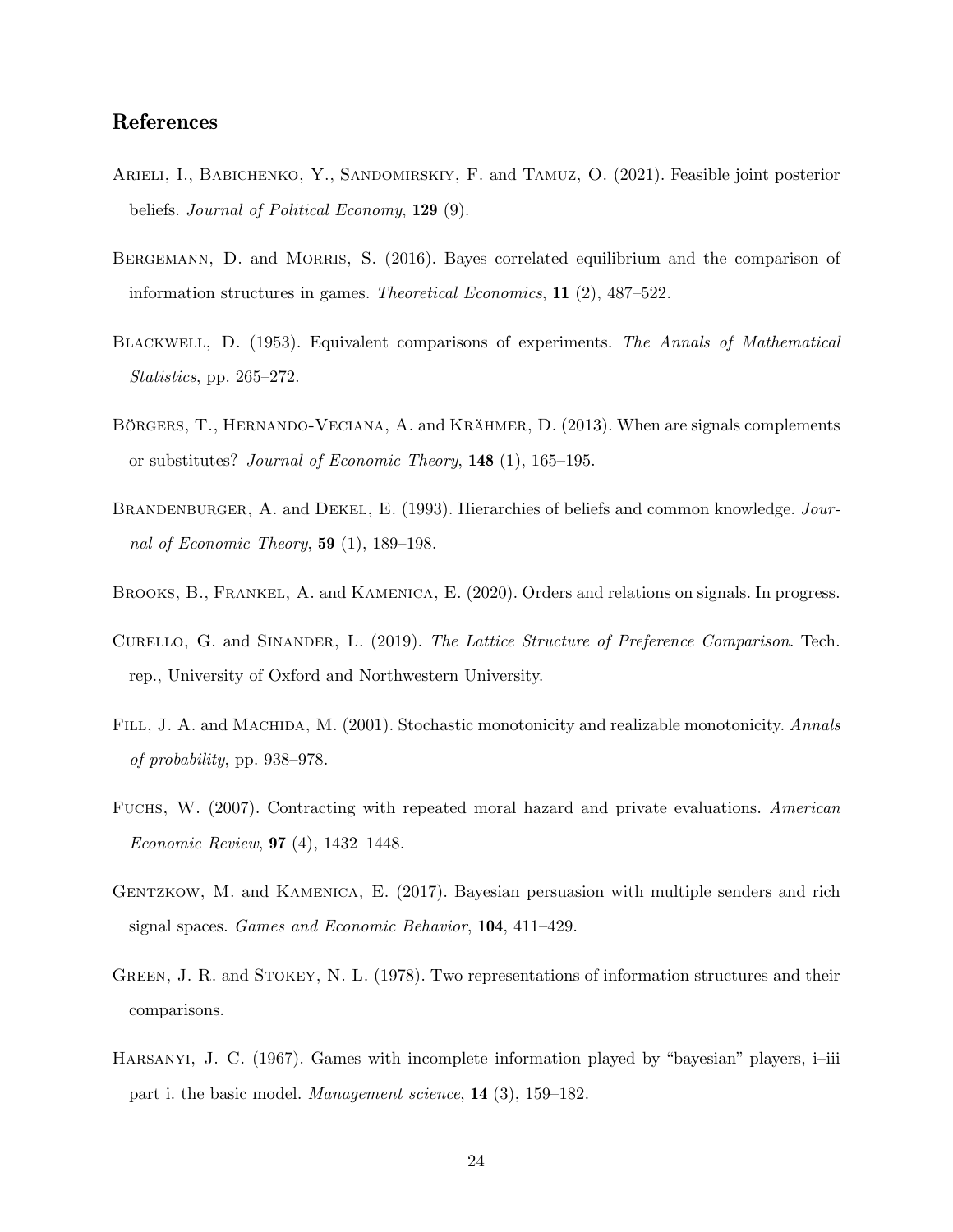## References

Arieli, I., Babichenko, Y., Sandomirskiy, F. and Tamuz, O. (2021). Feasible joint posterior beliefs. *Journal of Political Economy*, **129** (9).

Bergemann, D. and Morris, S. (2016). Bayes correlated equilibrium and the comparison of information structures in games. *Theoretical Economics*, **11** (2), 487–522.

Blackwell, D. (1953). Equivalent comparisons of experiments. *The Annals of Mathematical Statistics*, pp. 265–272.

Börgers, T., Hernando-Veciana, A. and Krähmer, D. (2013). When are signals complements or substitutes? *Journal of Economic Theory*, **148** (1), 165–195.

Brandenburger, A. and Dekel, E. (1993). Hierarchies of beliefs and common knowledge. *Journal of Economic Theory*, **59** (1), 189–198.

Brooks, B., Frankel, A. and Kamenica, E. (2020). Orders and relations on signals. In progress.

Curello, G. and Sinander, L. (2019). *The Lattice Structure of Preference Comparison*. Tech. rep., University of Oxford and Northwestern University.

Fill, J. A. and Machida, M. (2001). Stochastic monotonicity and realizable monotonicity. *Annals of probability*, pp. 938–978.

Fuchs, W. (2007). Contracting with repeated moral hazard and private evaluations. *American Economic Review*, **97** (4), 1432–1448.

Gentzkow, M. and Kamenica, E. (2017). Bayesian persuasion with multiple senders and rich signal spaces. *Games and Economic Behavior*, **104**, 411–429.

Green, J. R. and Stokey, N. L. (1978). Two representations of information structures and their comparisons.

Harsanyi, J. C. (1967). Games with incomplete information played by "bayesian" players, i–iii part i. the basic model. *Management science*, **14** (3), 159–182.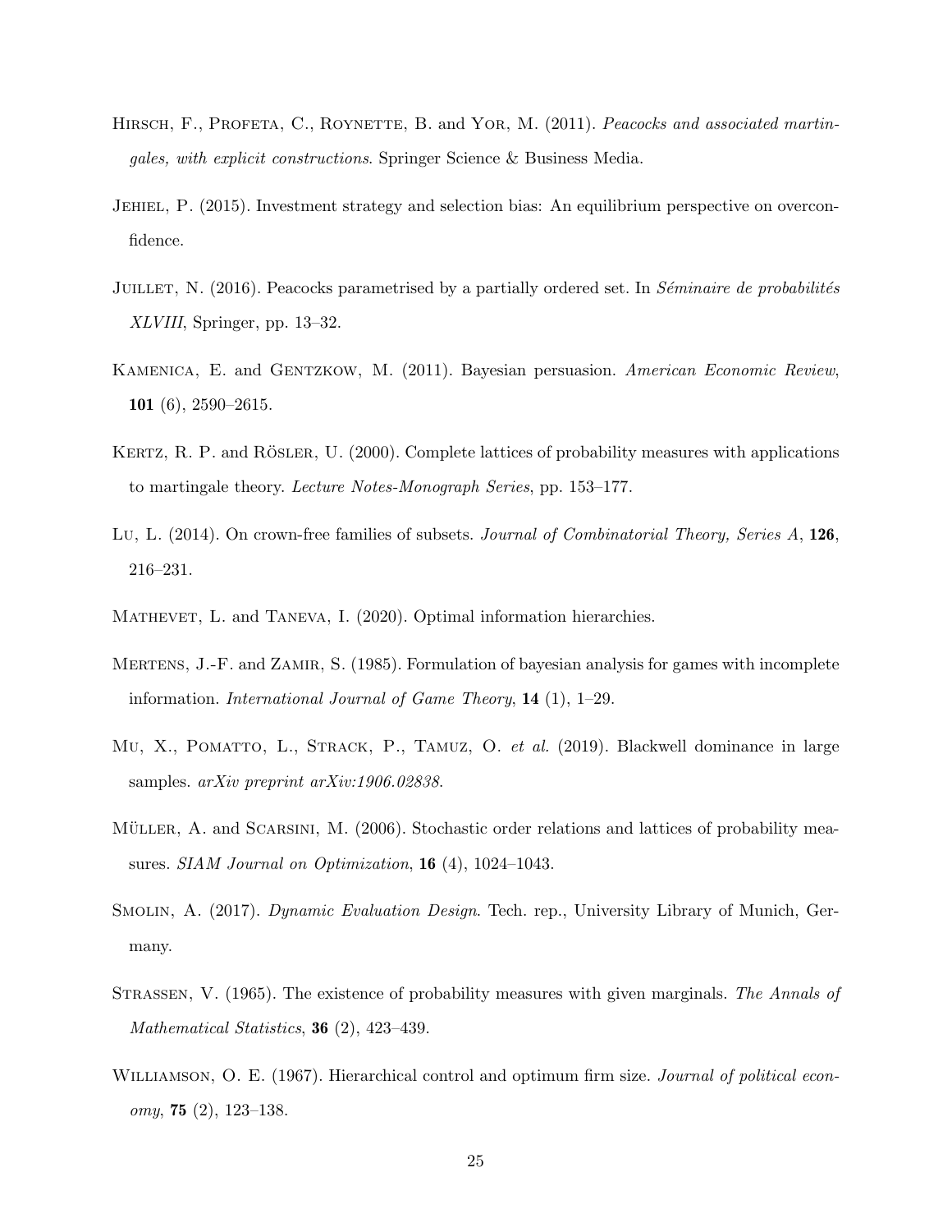Hirsch, F., Profeta, C., Roynette, B. and Yor, M. (2011). *Peacocks and associated martingales, with explicit constructions*. Springer Science & Business Media.

Jehiel, P. (2015). Investment strategy and selection bias: An equilibrium perspective on overconfidence.

Juillet, N. (2016). Peacocks parametrised by a partially ordered set. In *Séminaire de probabilités XLVIII*, Springer, pp. 13–32.

Kamenica, E. and Gentzkow, M. (2011). Bayesian persuasion. *American Economic Review*, **101** (6), 2590–2615.

Kertz, R. P. and Rösler, U. (2000). Complete lattices of probability measures with applications to martingale theory. *Lecture Notes-Monograph Series*, pp. 153–177.

Lu, L. (2014). On crown-free families of subsets. *Journal of Combinatorial Theory, Series A*, **126**, 216–231.

Mathevet, L. and Taneva, I. (2020). Optimal information hierarchies.

Mertens, J.-F. and Zamir, S. (1985). Formulation of bayesian analysis for games with incomplete information. *International Journal of Game Theory*, **14** (1), 1–29.

Mu, X., Pomatto, L., Strack, P., Tamuz, O. *et al.* (2019). Blackwell dominance in large samples. *arXiv preprint arXiv:1906.02838*.

Müller, A. and Scarsini, M. (2006). Stochastic order relations and lattices of probability measures. *SIAM Journal on Optimization*, **16** (4), 1024–1043.

Smolin, A. (2017). *Dynamic Evaluation Design*. Tech. rep., University Library of Munich, Germany.

Strassen, V. (1965). The existence of probability measures with given marginals. *The Annals of Mathematical Statistics*, **36** (2), 423–439.

Williamson, O. E. (1967). Hierarchical control and optimum firm size. *Journal of political economy*, **75** (2), 123–138.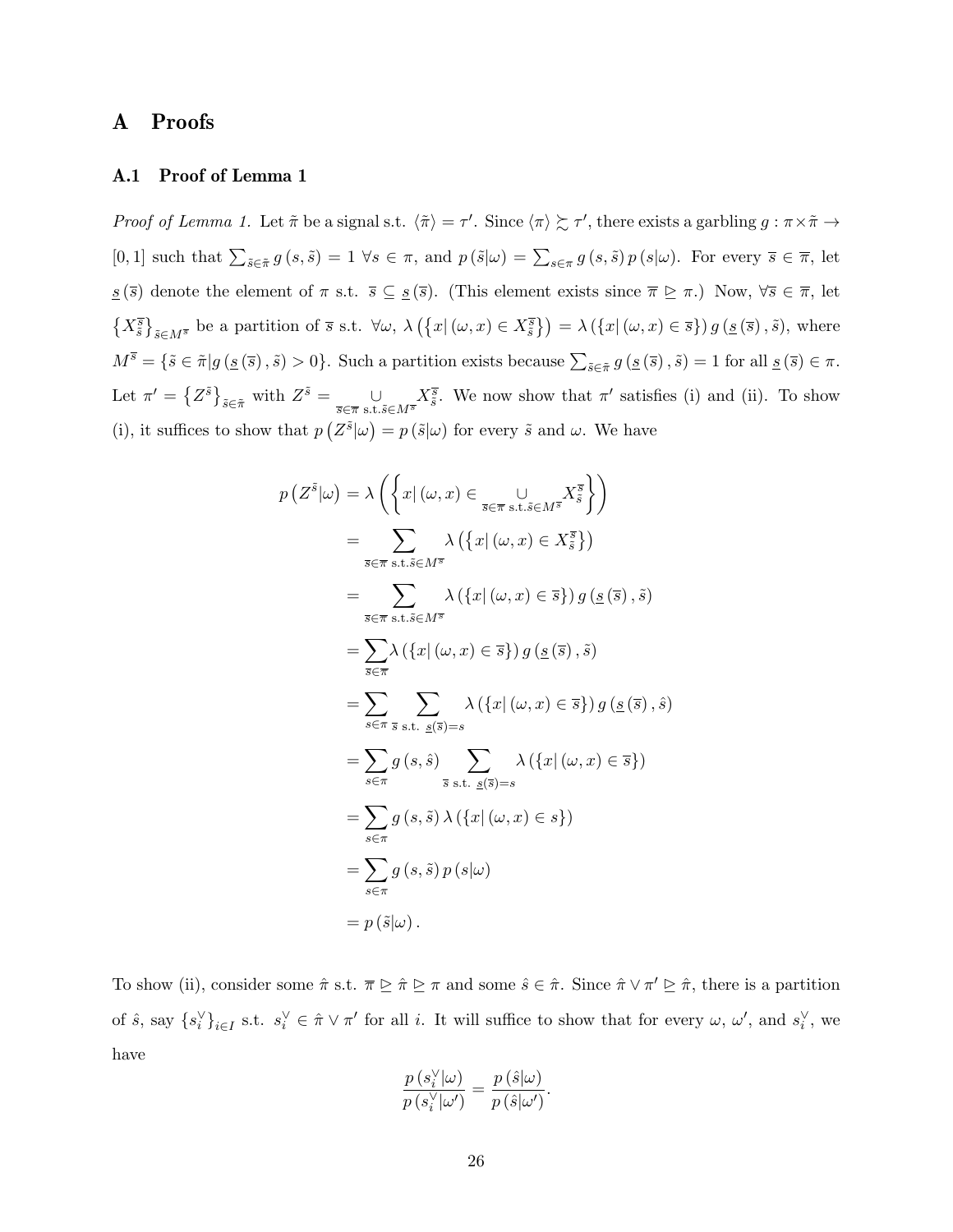# A Proofs

## A.1 Proof of Lemma 1

*Proof of Lemma 1.* Let $\tilde{\pi}$ be a signal s.t. $\langle\tilde{\pi}\rangle = \tau'$. Since $\langle\pi\rangle \succsim \tau'$, there exists a garbling $g : \pi \times \tilde{\pi} \to [0,1]$ such that $\sum_{\tilde{s}\in\tilde{\pi}} g(s,\tilde{s}) = 1 \; \forall s \in \pi$, and $p(\tilde{s}|\omega) = \sum_{s\in\pi} g(s,\tilde{s})\, p(s|\omega)$. For every $\overline{s} \in \overline{\pi}$, let $\underline{s}(\overline{s})$ denote the element of $\pi$ s.t. $\overline{s} \subseteq \underline{s}(\overline{s})$. (This element exists since $\overline{\pi} \trianglerighteq \pi$.) Now, $\forall \overline{s} \in \overline{\pi}$, let $\left\{X_{\tilde{s}}^{\overline{s}}\right\}_{\tilde{s}\in M^{\overline{s}}}$ be a partition of $\overline{s}$ s.t. $\forall\omega$, $\lambda\left(\left\{x|\,(\omega,x)\in X_{\tilde{s}}^{\overline{s}}\right\}\right) = \lambda\left(\left\{x|\,(\omega,x)\in\overline{s}\right\}\right) g\left(\underline{s}(\overline{s}),\tilde{s}\right)$, where $M^{\overline{s}} = \left\{\tilde{s}\in\tilde{\pi}|g\left(\underline{s}(\overline{s}),\tilde{s}\right) > 0\right\}$. Such a partition exists because $\sum_{\tilde{s}\in\tilde{\pi}} g\left(\underline{s}(\overline{s}),\tilde{s}\right) = 1$ for all $\underline{s}(\overline{s}) \in \pi$. Let $\pi' = \left\{Z^{\tilde{s}}\right\}_{\tilde{s}\in\tilde{\pi}}$ with $Z^{\tilde{s}} = \underset{\overline{s}\in\overline{\pi}\text{ s.t. }\tilde{s}\in M^{\overline{s}}}{\cup} X_{\tilde{s}}^{\overline{s}}$. We now show that $\pi'$ satisfies (i) and (ii). To show (i), it suffices to show that $p\left(Z^{\tilde{s}}|\omega\right) = p(\tilde{s}|\omega)$ for every $\tilde{s}$ and $\omega$. We have

$$
\begin{aligned}
p\left(Z^{\tilde{s}}|\omega\right) &= \lambda\left(\left\{x|\,(\omega,x)\in \underset{\overline{s}\in\overline{\pi}\text{ s.t.}\tilde{s}\in M^{\overline{s}}}{\cup} X_{\tilde{s}}^{\overline{s}}\right\}\right) \\
&= \sum_{\overline{s}\in\overline{\pi}\text{ s.t.}\tilde{s}\in M^{\overline{s}}} \lambda\left(\left\{x|\,(\omega,x)\in X_{\tilde{s}}^{\overline{s}}\right\}\right) \\
&= \sum_{\overline{s}\in\overline{\pi}\text{ s.t.}\tilde{s}\in M^{\overline{s}}} \lambda\left(\left\{x|\,(\omega,x)\in\overline{s}\right\}\right) g\left(\underline{s}(\overline{s}),\tilde{s}\right) \\
&= \sum_{\overline{s}\in\overline{\pi}} \lambda\left(\left\{x|\,(\omega,x)\in\overline{s}\right\}\right) g\left(\underline{s}(\overline{s}),\tilde{s}\right) \\
&= \sum_{s\in\pi} \sum_{\overline{s}\text{ s.t. }\underline{s}(\overline{s})=s} \lambda\left(\left\{x|\,(\omega,x)\in\overline{s}\right\}\right) g\left(\underline{s}(\overline{s}),\hat{s}\right) \\
&= \sum_{s\in\pi} g(s,\hat{s}) \sum_{\overline{s}\text{ s.t. }\underline{s}(\overline{s})=s} \lambda\left(\left\{x|\,(\omega,x)\in\overline{s}\right\}\right) \\
&= \sum_{s\in\pi} g(s,\tilde{s})\, \lambda\left(\left\{x|\,(\omega,x)\in s\right\}\right) \\
&= \sum_{s\in\pi} g(s,\tilde{s})\, p(s|\omega) \\
&= p(\tilde{s}|\omega).
\end{aligned}
$$

To show (ii), consider some $\hat{\pi}$ s.t. $\overline{\pi} \trianglerighteq \hat{\pi} \trianglerighteq \pi$ and some $\hat{s} \in \hat{\pi}$. Since $\hat{\pi} \vee \pi' \trianglerighteq \hat{\pi}$, there is a partition of $\hat{s}$, say $\{s_i^{\vee}\}_{i\in I}$ s.t. $s_i^{\vee} \in \hat{\pi} \vee \pi'$ for all $i$. It will suffice to show that for every $\omega$, $\omega'$, and $s_i^{\vee}$, we have

$$
\frac{p\left(s_i^{\vee}|\omega\right)}{p\left(s_i^{\vee}|\omega'\right)} = \frac{p(\hat{s}|\omega)}{p(\hat{s}|\omega')}.
$$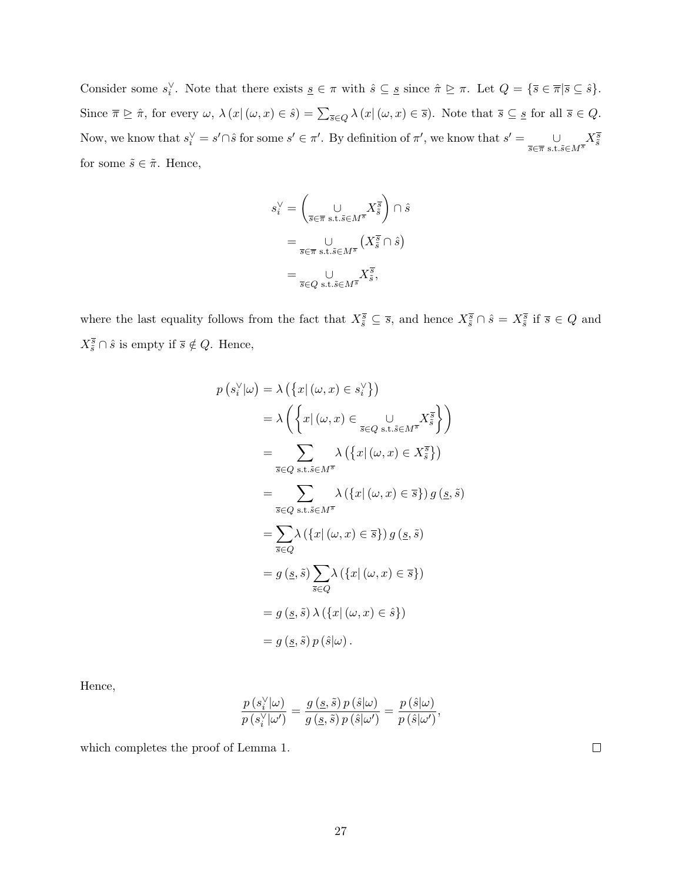Consider some $s_i^\vee$. Note that there exists $\underline{s} \in \pi$ with $\hat{s} \subseteq \underline{s}$ since $\hat{\pi} \trianglerighteq \pi$. Let $Q = \{\overline{s} \in \overline{\pi} | \overline{s} \subseteq \hat{s}\}$. Since $\overline{\pi} \trianglerighteq \hat{\pi}$, for every $\omega$, $\lambda(x | (\omega, x) \in \hat{s}) = \sum_{\overline{s} \in Q} \lambda(x | (\omega, x) \in \overline{s})$. Note that $\overline{s} \subseteq \underline{s}$ for all $\overline{s} \in Q$. Now, we know that $s_i^\vee = s' \cap \hat{s}$ for some $s' \in \pi'$. By definition of $\pi'$, we know that $s' = \underset{\overline{s} \in \overline{\pi} \text{ s.t.} \tilde{s} \in M^{\overline{s}}}{\cup} X_{\tilde{s}}^{\overline{s}}$ for some $\tilde{s} \in \tilde{\pi}$. Hence,

$$
\begin{aligned}
s_i^\vee &= \left( \underset{\overline{s} \in \overline{\pi} \text{ s.t.} \tilde{s} \in M^{\overline{s}}}{\cup} X_{\tilde{s}}^{\overline{s}} \right) \cap \hat{s} \\
&= \underset{\overline{s} \in \overline{\pi} \text{ s.t.} \tilde{s} \in M^{\overline{s}}}{\cup} \left( X_{\tilde{s}}^{\overline{s}} \cap \hat{s} \right) \\
&= \underset{\overline{s} \in Q \text{ s.t.} \tilde{s} \in M^{\overline{s}}}{\cup} X_{\tilde{s}}^{\overline{s}},
\end{aligned}
$$

where the last equality follows from the fact that $X_{\tilde{s}}^{\overline{s}} \subseteq \overline{s}$, and hence $X_{\tilde{s}}^{\overline{s}} \cap \hat{s} = X_{\tilde{s}}^{\overline{s}}$ if $\overline{s} \in Q$ and $X_{\tilde{s}}^{\overline{s}} \cap \hat{s}$ is empty if $\overline{s} \notin Q$. Hence,

$$
\begin{aligned}
p\left(s_i^\vee | \omega\right) &= \lambda\left(\left\{x | (\omega, x) \in s_i^\vee\right\}\right) \\
&= \lambda\left(\left\{x | (\omega, x) \in \underset{\overline{s} \in Q \text{ s.t.} \tilde{s} \in M^{\overline{s}}}{\cup} X_{\tilde{s}}^{\overline{s}}\right\}\right) \\
&= \sum_{\overline{s} \in Q \text{ s.t.} \tilde{s} \in M^{\overline{s}}} \lambda\left(\left\{x | (\omega, x) \in X_{\tilde{s}}^{\overline{s}}\right\}\right) \\
&= \sum_{\overline{s} \in Q \text{ s.t.} \tilde{s} \in M^{\overline{s}}} \lambda\left(\left\{x | (\omega, x) \in \overline{s}\right\}\right) g\left(\underline{s}, \tilde{s}\right) \\
&= \sum_{\overline{s} \in Q} \lambda\left(\left\{x | (\omega, x) \in \overline{s}\right\}\right) g\left(\underline{s}, \tilde{s}\right) \\
&= g\left(\underline{s}, \tilde{s}\right) \sum_{\overline{s} \in Q} \lambda\left(\left\{x | (\omega, x) \in \overline{s}\right\}\right) \\
&= g\left(\underline{s}, \tilde{s}\right) \lambda\left(\left\{x | (\omega, x) \in \hat{s}\right\}\right) \\
&= g\left(\underline{s}, \tilde{s}\right) p\left(\hat{s} | \omega\right).
\end{aligned}
$$

Hence,

$$
\frac{p\left(s_i^\vee | \omega\right)}{p\left(s_i^\vee | \omega'\right)} = \frac{g\left(\underline{s}, \tilde{s}\right) p\left(\hat{s} | \omega\right)}{g\left(\underline{s}, \tilde{s}\right) p\left(\hat{s} | \omega'\right)} = \frac{p\left(\hat{s} | \omega\right)}{p\left(\hat{s} | \omega'\right)},
$$

which completes the proof of Lemma 1. $\square$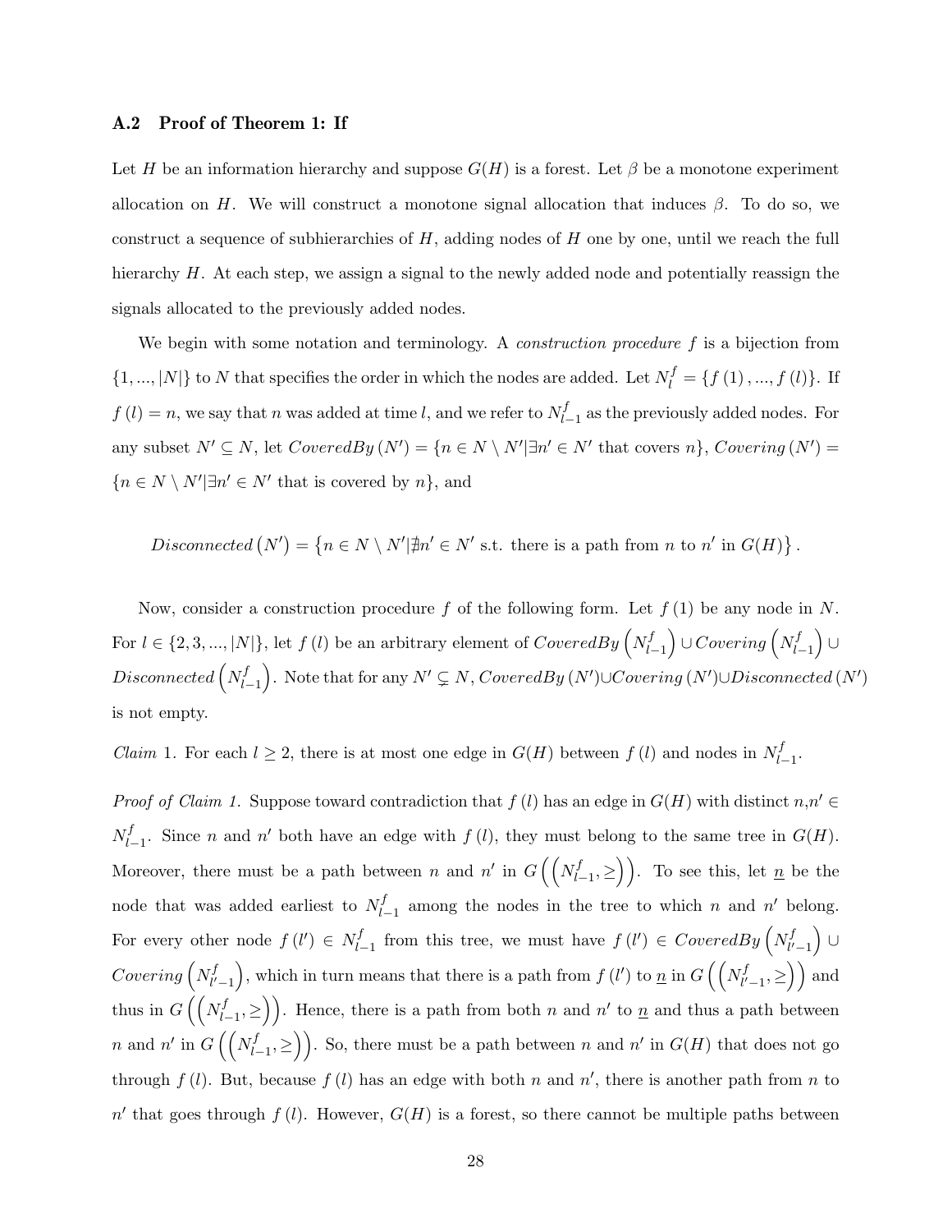### A.2 Proof of Theorem 1: If

Let $H$ be an information hierarchy and suppose $G(H)$ is a forest. Let $\beta$ be a monotone experiment allocation on $H$. We will construct a monotone signal allocation that induces $\beta$. To do so, we construct a sequence of subhierarchies of $H$, adding nodes of $H$ one by one, until we reach the full hierarchy $H$. At each step, we assign a signal to the newly added node and potentially reassign the signals allocated to the previously added nodes.

We begin with some notation and terminology. A *construction procedure* $f$ is a bijection from $\{1, ..., |N|\}$ to $N$ that specifies the order in which the nodes are added. Let $N_l^f = \{f(1), ..., f(l)\}$. If $f(l) = n$, we say that $n$ was added at time $l$, and we refer to $N_{l-1}^f$ as the previously added nodes. For any subset $N' \subseteq N$, let $CoveredBy(N') = \{n \in N \setminus N' | \exists n' \in N' \text{ that covers } n\}$, $Covering(N') = \{n \in N \setminus N' | \exists n' \in N' \text{ that is covered by } n\}$, and

$$Disconnected(N') = \{n \in N \setminus N' | \nexists n' \in N' \text{ s.t. there is a path from } n \text{ to } n' \text{ in } G(H)\}.$$

Now, consider a construction procedure $f$ of the following form. Let $f(1)$ be any node in $N$. For $l \in \{2, 3, ..., |N|\}$, let $f(l)$ be an arbitrary element of $CoveredBy\left(N_{l-1}^f\right) \cup Covering\left(N_{l-1}^f\right) \cup Disconnected\left(N_{l-1}^f\right)$. Note that for any $N' \subsetneq N$, $CoveredBy(N') \cup Covering(N') \cup Disconnected(N')$ is not empty.

*Claim* 1. For each $l \geq 2$, there is at most one edge in $G(H)$ between $f(l)$ and nodes in $N_{l-1}^f$.

*Proof of Claim 1.* Suppose toward contradiction that $f(l)$ has an edge in $G(H)$ with distinct $n, n' \in N_{l-1}^f$. Since $n$ and $n'$ both have an edge with $f(l)$, they must belong to the same tree in $G(H)$. Moreover, there must be a path between $n$ and $n'$ in $G\left(\left(N_{l-1}^f, \geq\right)\right)$. To see this, let $\underline{n}$ be the node that was added earliest to $N_{l-1}^f$ among the nodes in the tree to which $n$ and $n'$ belong. For every other node $f(l') \in N_{l-1}^f$ from this tree, we must have $f(l') \in CoveredBy\left(N_{l'-1}^f\right) \cup Covering\left(N_{l'-1}^f\right)$, which in turn means that there is a path from $f(l')$ to $\underline{n}$ in $G\left(\left(N_{l'-1}^f, \geq\right)\right)$ and thus in $G\left(\left(N_{l-1}^f, \geq\right)\right)$. Hence, there is a path from both $n$ and $n'$ to $\underline{n}$ and thus a path between $n$ and $n'$ in $G\left(\left(N_{l-1}^f, \geq\right)\right)$. So, there must be a path between $n$ and $n'$ in $G(H)$ that does not go through $f(l)$. But, because $f(l)$ has an edge with both $n$ and $n'$, there is another path from $n$ to $n'$ that goes through $f(l)$. However, $G(H)$ is a forest, so there cannot be multiple paths between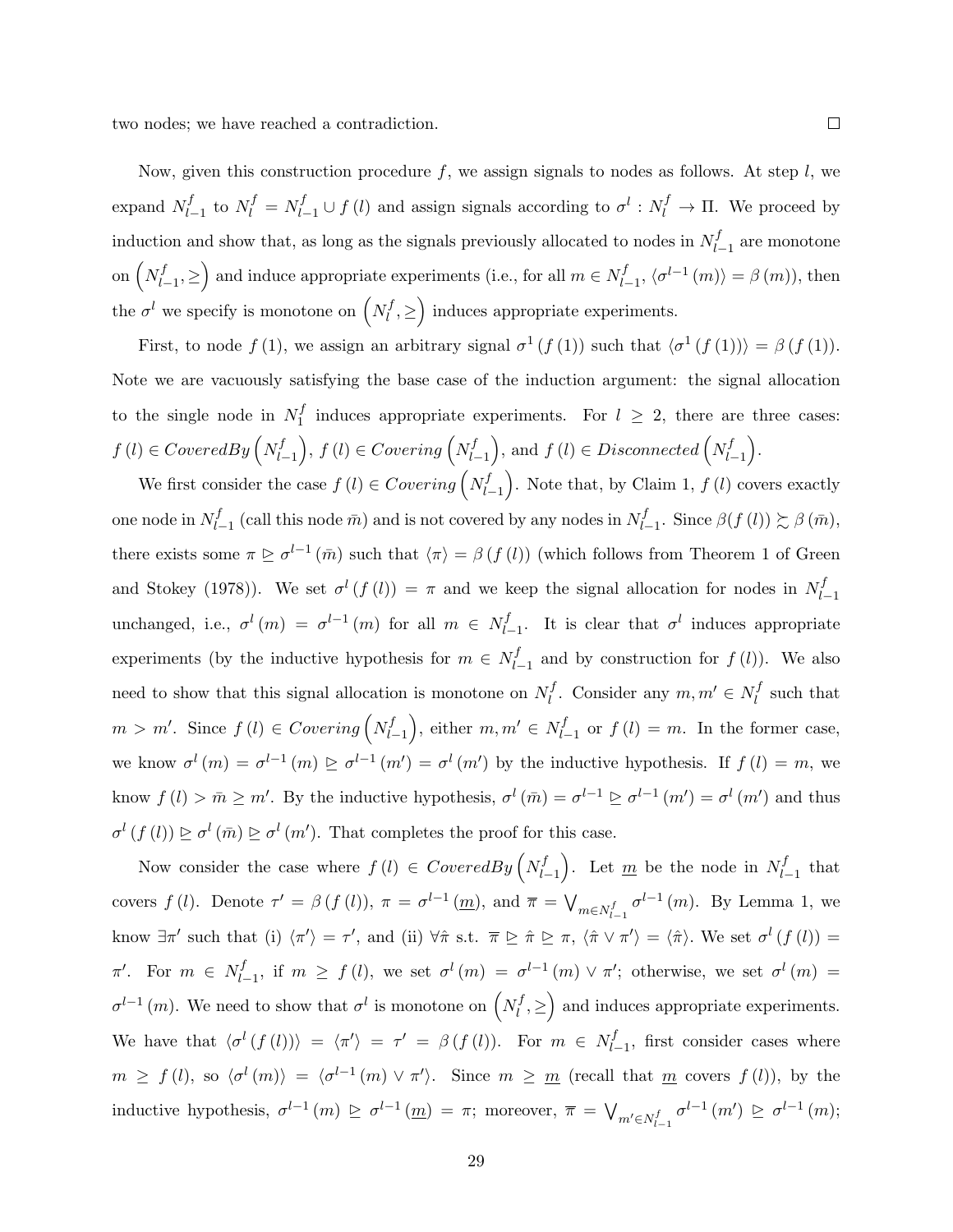two nodes; we have reached a contradiction. $\square$

Now, given this construction procedure $f$, we assign signals to nodes as follows. At step $l$, we expand $N_{l-1}^f$ to $N_l^f = N_{l-1}^f \cup f(l)$ and assign signals according to $\sigma^l : N_l^f \to \Pi$. We proceed by induction and show that, as long as the signals previously allocated to nodes in $N_{l-1}^f$ are monotone on $\left(N_{l-1}^f, \geq\right)$ and induce appropriate experiments (i.e., for all $m \in N_{l-1}^f$, $\langle \sigma^{l-1}(m) \rangle = \beta(m)$), then the $\sigma^l$ we specify is monotone on $\left(N_l^f, \geq\right)$ induces appropriate experiments.

First, to node $f(1)$, we assign an arbitrary signal $\sigma^1(f(1))$ such that $\langle \sigma^1(f(1)) \rangle = \beta(f(1))$. Note we are vacuously satisfying the base case of the induction argument: the signal allocation to the single node in $N_1^f$ induces appropriate experiments. For $l \geq 2$, there are three cases: $f(l) \in CoveredBy\left(N_{l-1}^f\right)$, $f(l) \in Covering\left(N_{l-1}^f\right)$, and $f(l) \in Disconnected\left(N_{l-1}^f\right)$.

We first consider the case $f(l) \in Covering\left(N_{l-1}^f\right)$. Note that, by Claim 1, $f(l)$ covers exactly one node in $N_{l-1}^f$ (call this node $\bar{m}$) and is not covered by any nodes in $N_{l-1}^f$. Since $\beta(f(l)) \succsim \beta(\bar{m})$, there exists some $\pi \trianglerighteq \sigma^{l-1}(\bar{m})$ such that $\langle \pi \rangle = \beta(f(l))$ (which follows from Theorem 1 of Green and Stokey (1978)). We set $\sigma^l(f(l)) = \pi$ and we keep the signal allocation for nodes in $N_{l-1}^f$ unchanged, i.e., $\sigma^l(m) = \sigma^{l-1}(m)$ for all $m \in N_{l-1}^f$. It is clear that $\sigma^l$ induces appropriate experiments (by the inductive hypothesis for $m \in N_{l-1}^f$ and by construction for $f(l)$). We also need to show that this signal allocation is monotone on $N_l^f$. Consider any $m, m' \in N_l^f$ such that $m > m'$. Since $f(l) \in Covering\left(N_{l-1}^f\right)$, either $m, m' \in N_{l-1}^f$ or $f(l) = m$. In the former case, we know $\sigma^l(m) = \sigma^{l-1}(m) \trianglerighteq \sigma^{l-1}(m') = \sigma^l(m')$ by the inductive hypothesis. If $f(l) = m$, we know $f(l) > \bar{m} \geq m'$. By the inductive hypothesis, $\sigma^l(\bar{m}) = \sigma^{l-1} \trianglerighteq \sigma^{l-1}(m') = \sigma^l(m')$ and thus $\sigma^l(f(l)) \trianglerighteq \sigma^l(\bar{m}) \trianglerighteq \sigma^l(m')$. That completes the proof for this case.

Now consider the case where $f(l) \in CoveredBy\left(N_{l-1}^f\right)$. Let $\underline{m}$ be the node in $N_{l-1}^f$ that covers $f(l)$. Denote $\tau' = \beta(f(l))$, $\pi = \sigma^{l-1}(\underline{m})$, and $\overline{\pi} = \bigvee_{m \in N_{l-1}^f} \sigma^{l-1}(m)$. By Lemma 1, we know $\exists \pi'$ such that (i) $\langle \pi' \rangle = \tau'$, and (ii) $\forall \hat{\pi}$ s.t. $\overline{\pi} \trianglerighteq \hat{\pi} \trianglerighteq \pi$, $\langle \hat{\pi} \vee \pi' \rangle = \langle \hat{\pi} \rangle$. We set $\sigma^l(f(l)) = \pi'$. For $m \in N_{l-1}^f$, if $m \geq f(l)$, we set $\sigma^l(m) = \sigma^{l-1}(m) \vee \pi'$; otherwise, we set $\sigma^l(m) = \sigma^{l-1}(m)$. We need to show that $\sigma^l$ is monotone on $\left(N_l^f, \geq\right)$ and induces appropriate experiments. We have that $\langle \sigma^l(f(l)) \rangle = \langle \pi' \rangle = \tau' = \beta(f(l))$. For $m \in N_{l-1}^f$, first consider cases where $m \geq f(l)$, so $\langle \sigma^l(m) \rangle = \langle \sigma^{l-1}(m) \vee \pi' \rangle$. Since $m \geq \underline{m}$ (recall that $\underline{m}$ covers $f(l)$), by the inductive hypothesis, $\sigma^{l-1}(m) \trianglerighteq \sigma^{l-1}(\underline{m}) = \pi$; moreover, $\overline{\pi} = \bigvee_{m' \in N_{l-1}^f} \sigma^{l-1}(m') \trianglerighteq \sigma^{l-1}(m)$;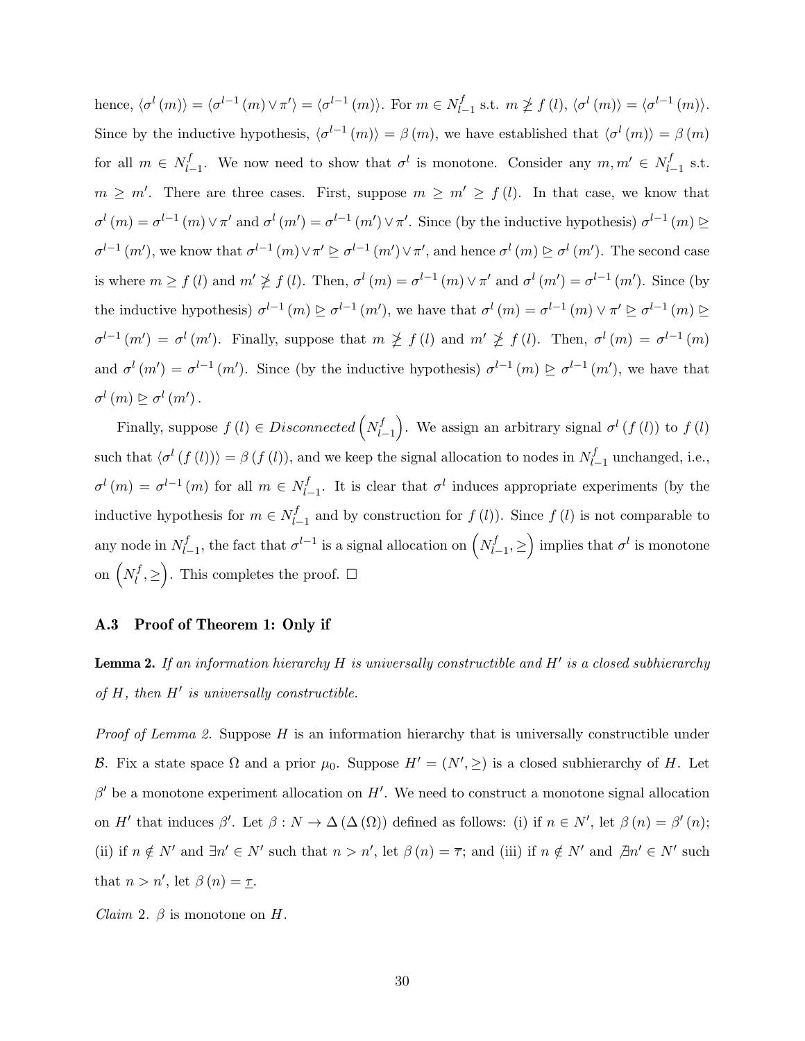hence, $\langle \sigma^l(m) \rangle = \langle \sigma^{l-1}(m) \vee \pi' \rangle = \langle \sigma^{l-1}(m) \rangle$. For $m \in N^f_{l-1}$ s.t. $m \ngeq f(l)$, $\langle \sigma^l(m) \rangle = \langle \sigma^{l-1}(m) \rangle$. Since by the inductive hypothesis, $\langle \sigma^{l-1}(m) \rangle = \beta(m)$, we have established that $\langle \sigma^l(m) \rangle = \beta(m)$ for all $m \in N^f_{l-1}$. We now need to show that $\sigma^l$ is monotone. Consider any $m, m' \in N^f_{l-1}$ s.t. $m \geq m'$. There are three cases. First, suppose $m \geq m' \geq f(l)$. In that case, we know that $\sigma^l(m) = \sigma^{l-1}(m) \vee \pi'$ and $\sigma^l(m') = \sigma^{l-1}(m') \vee \pi'$. Since (by the inductive hypothesis) $\sigma^{l-1}(m) \trianglerighteq \sigma^{l-1}(m')$, we know that $\sigma^{l-1}(m) \vee \pi' \trianglerighteq \sigma^{l-1}(m') \vee \pi'$, and hence $\sigma^l(m) \trianglerighteq \sigma^l(m')$. The second case is where $m \geq f(l)$ and $m' \ngeq f(l)$. Then, $\sigma^l(m) = \sigma^{l-1}(m) \vee \pi'$ and $\sigma^l(m') = \sigma^{l-1}(m')$. Since (by the inductive hypothesis) $\sigma^{l-1}(m) \trianglerighteq \sigma^{l-1}(m')$, we have that $\sigma^l(m) = \sigma^{l-1}(m) \vee \pi' \trianglerighteq \sigma^{l-1}(m) \trianglerighteq \sigma^{l-1}(m') = \sigma^l(m')$. Finally, suppose that $m \ngeq f(l)$ and $m' \ngeq f(l)$. Then, $\sigma^l(m) = \sigma^{l-1}(m)$ and $\sigma^l(m') = \sigma^{l-1}(m')$. Since (by the inductive hypothesis) $\sigma^{l-1}(m) \trianglerighteq \sigma^{l-1}(m')$, we have that $\sigma^l(m) \trianglerighteq \sigma^l(m')$.

Finally, suppose $f(l) \in \textit{Disconnected}\left(N^f_{l-1}\right)$. We assign an arbitrary signal $\sigma^l(f(l))$ to $f(l)$ such that $\langle \sigma^l(f(l)) \rangle = \beta(f(l))$, and we keep the signal allocation to nodes in $N^f_{l-1}$ unchanged, i.e., $\sigma^l(m) = \sigma^{l-1}(m)$ for all $m \in N^f_{l-1}$. It is clear that $\sigma^l$ induces appropriate experiments (by the inductive hypothesis for $m \in N^f_{l-1}$ and by construction for $f(l)$). Since $f(l)$ is not comparable to any node in $N^f_{l-1}$, the fact that $\sigma^{l-1}$ is a signal allocation on $\left(N^f_{l-1}, \geq\right)$ implies that $\sigma^l$ is monotone on $\left(N^f_l, \geq\right)$. This completes the proof. $\square$

### A.3 Proof of Theorem 1: Only if

**Lemma 2.** *If an information hierarchy $H$ is universally constructible and $H'$ is a closed subhierarchy of $H$, then $H'$ is universally constructible.*

*Proof of Lemma 2.* Suppose $H$ is an information hierarchy that is universally constructible under $\mathcal{B}$. Fix a state space $\Omega$ and a prior $\mu_0$. Suppose $H' = (N', \geq)$ is a closed subhierarchy of $H$. Let $\beta'$ be a monotone experiment allocation on $H'$. We need to construct a monotone signal allocation on $H'$ that induces $\beta'$. Let $\beta : N \to \Delta(\Delta(\Omega))$ defined as follows: (i) if $n \in N'$, let $\beta(n) = \beta'(n)$; (ii) if $n \notin N'$ and $\exists n' \in N'$ such that $n > n'$, let $\beta(n) = \overline{\tau}$; and (iii) if $n \notin N'$ and $\nexists n' \in N'$ such that $n > n'$, let $\beta(n) = \underline{\tau}$.

*Claim* 2. $\beta$ is monotone on $H$.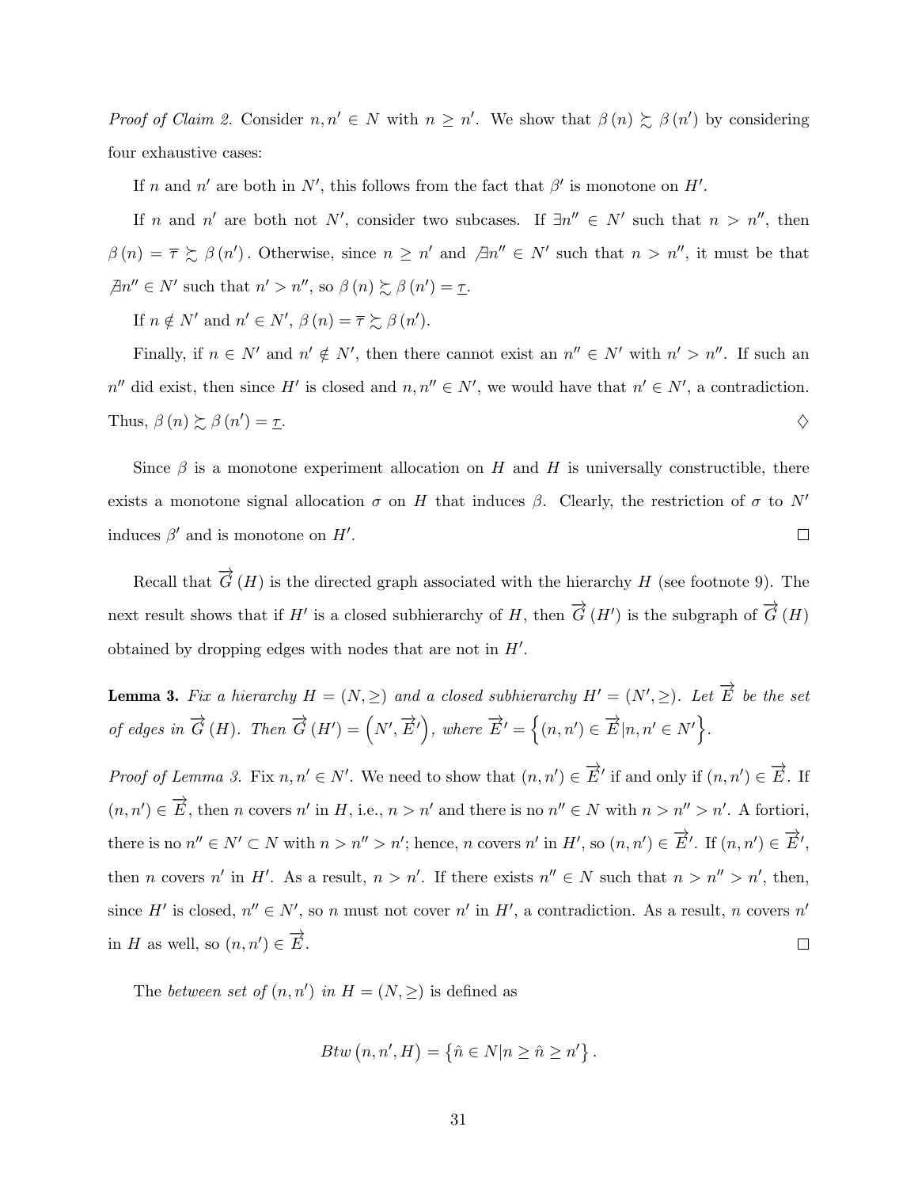*Proof of Claim 2.* Consider $n, n' \in N$ with $n \geq n'$. We show that $\beta(n) \succsim \beta(n')$ by considering four exhaustive cases:

If $n$ and $n'$ are both in $N'$, this follows from the fact that $\beta'$ is monotone on $H'$.

If $n$ and $n'$ are both not $N'$, consider two subcases. If $\exists n'' \in N'$ such that $n > n''$, then $\beta(n) = \overline{\tau} \succsim \beta(n')$. Otherwise, since $n \geq n'$ and $\nexists n'' \in N'$ such that $n > n''$, it must be that $\nexists n'' \in N'$ such that $n' > n''$, so $\beta(n) \succsim \beta(n') = \underline{\tau}$.

If $n \notin N'$ and $n' \in N'$, $\beta(n) = \overline{\tau} \succsim \beta(n')$.

Finally, if $n \in N'$ and $n' \notin N'$, then there cannot exist an $n'' \in N'$ with $n' > n''$. If such an $n''$ did exist, then since $H'$ is closed and $n, n'' \in N'$, we would have that $n' \in N'$, a contradiction. Thus, $\beta(n) \succsim \beta(n') = \underline{\tau}$. ♢

Since $\beta$ is a monotone experiment allocation on $H$ and $H$ is universally constructible, there exists a monotone signal allocation $\sigma$ on $H$ that induces $\beta$. Clearly, the restriction of $\sigma$ to $N'$ induces $\beta'$ and is monotone on $H'$. □

Recall that $\overrightarrow{G}(H)$ is the directed graph associated with the hierarchy $H$ (see footnote 9). The next result shows that if $H'$ is a closed subhierarchy of $H$, then $\overrightarrow{G}(H')$ is the subgraph of $\overrightarrow{G}(H)$ obtained by dropping edges with nodes that are not in $H'$.

**Lemma 3.** *Fix a hierarchy $H = (N, \geq)$ and a closed subhierarchy $H' = (N', \geq)$. Let $\overrightarrow{E}$ be the set of edges in $\overrightarrow{G}(H)$. Then $\overrightarrow{G}(H') = \left(N', \overrightarrow{E}'\right)$, where $\overrightarrow{E}' = \left\{(n, n') \in \overrightarrow{E} | n, n' \in N'\right\}$.*

*Proof of Lemma 3.* Fix $n, n' \in N'$. We need to show that $(n, n') \in \overrightarrow{E}'$ if and only if $(n, n') \in \overrightarrow{E}$. If $(n, n') \in \overrightarrow{E}$, then $n$ covers $n'$ in $H$, i.e., $n > n'$ and there is no $n'' \in N$ with $n > n'' > n'$. A fortiori, there is no $n'' \in N' \subset N$ with $n > n'' > n'$; hence, $n$ covers $n'$ in $H'$, so $(n, n') \in \overrightarrow{E}'$. If $(n, n') \in \overrightarrow{E}'$, then $n$ covers $n'$ in $H'$. As a result, $n > n'$. If there exists $n'' \in N$ such that $n > n'' > n'$, then, since $H'$ is closed, $n'' \in N'$, so $n$ must not cover $n'$ in $H'$, a contradiction. As a result, $n$ covers $n'$ in $H$ as well, so $(n, n') \in \overrightarrow{E}$. □

The *between set of* $(n, n')$ *in* $H = (N, \geq)$ is defined as

$$Btw\left(n, n', H\right) = \left\{\hat{n} \in N | n \geq \hat{n} \geq n'\right\}.$$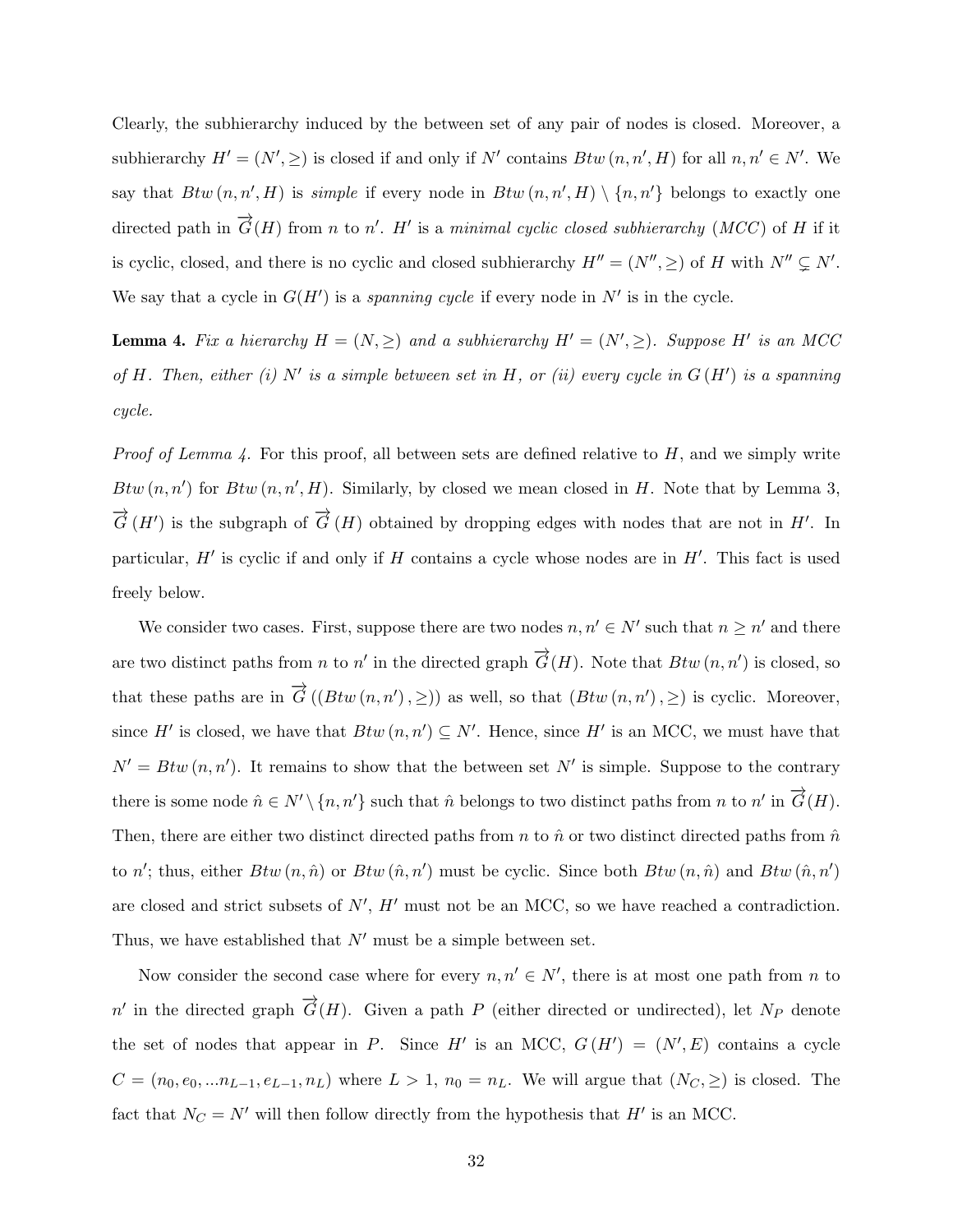Clearly, the subhierarchy induced by the between set of any pair of nodes is closed. Moreover, a subhierarchy $H' = (N', \geq)$ is closed if and only if $N'$ contains $Btw\,(n, n', H)$ for all $n, n' \in N'$. We say that $Btw\,(n, n', H)$ is *simple* if every node in $Btw\,(n, n', H) \setminus \{n, n'\}$ belongs to exactly one directed path in $\overrightarrow{G}(H)$ from $n$ to $n'$. $H'$ is a *minimal cyclic closed subhierarchy* (*MCC*) of $H$ if it is cyclic, closed, and there is no cyclic and closed subhierarchy $H'' = (N'', \geq)$ of $H$ with $N'' \subsetneq N'$. We say that a cycle in $G(H')$ is a *spanning cycle* if every node in $N'$ is in the cycle.

**Lemma 4.** *Fix a hierarchy $H = (N, \geq)$ and a subhierarchy $H' = (N', \geq)$. Suppose $H'$ is an MCC of $H$. Then, either (i) $N'$ is a simple between set in $H$, or (ii) every cycle in $G\,(H')$ is a spanning cycle.*

*Proof of Lemma 4.* For this proof, all between sets are defined relative to $H$, and we simply write $Btw\,(n, n')$ for $Btw\,(n, n', H)$. Similarly, by closed we mean closed in $H$. Note that by Lemma 3, $\overrightarrow{G}\,(H')$ is the subgraph of $\overrightarrow{G}\,(H)$ obtained by dropping edges with nodes that are not in $H'$. In particular, $H'$ is cyclic if and only if $H$ contains a cycle whose nodes are in $H'$. This fact is used freely below.

We consider two cases. First, suppose there are two nodes $n, n' \in N'$ such that $n \geq n'$ and there are two distinct paths from $n$ to $n'$ in the directed graph $\overrightarrow{G}(H)$. Note that $Btw\,(n, n')$ is closed, so that these paths are in $\overrightarrow{G}\,((Btw\,(n, n'), \geq))$ as well, so that $(Btw\,(n, n'), \geq)$ is cyclic. Moreover, since $H'$ is closed, we have that $Btw\,(n, n') \subseteq N'$. Hence, since $H'$ is an MCC, we must have that $N' = Btw\,(n, n')$. It remains to show that the between set $N'$ is simple. Suppose to the contrary there is some node $\hat{n} \in N' \setminus \{n, n'\}$ such that $\hat{n}$ belongs to two distinct paths from $n$ to $n'$ in $\overrightarrow{G}(H)$. Then, there are either two distinct directed paths from $n$ to $\hat{n}$ or two distinct directed paths from $\hat{n}$ to $n'$; thus, either $Btw\,(n, \hat{n})$ or $Btw\,(\hat{n}, n')$ must be cyclic. Since both $Btw\,(n, \hat{n})$ and $Btw\,(\hat{n}, n')$ are closed and strict subsets of $N'$, $H'$ must not be an MCC, so we have reached a contradiction. Thus, we have established that $N'$ must be a simple between set.

Now consider the second case where for every $n, n' \in N'$, there is at most one path from $n$ to $n'$ in the directed graph $\overrightarrow{G}(H)$. Given a path $P$ (either directed or undirected), let $N_P$ denote the set of nodes that appear in $P$. Since $H'$ is an MCC, $G\,(H') = (N', E)$ contains a cycle $C = (n_0, e_0, ...n_{L-1}, e_{L-1}, n_L)$ where $L > 1$, $n_0 = n_L$. We will argue that $(N_C, \geq)$ is closed. The fact that $N_C = N'$ will then follow directly from the hypothesis that $H'$ is an MCC.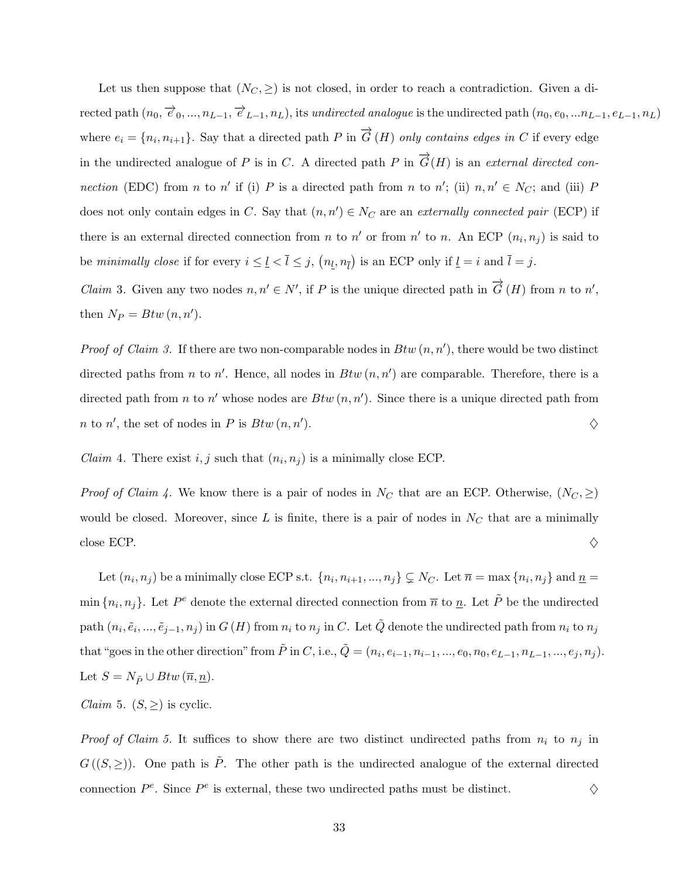Let us then suppose that $(N_C, \geq)$ is not closed, in order to reach a contradiction. Given a directed path $(n_0, \overrightarrow{e}_0, ..., n_{L-1}, \overrightarrow{e}_{L-1}, n_L)$, its *undirected analogue* is the undirected path $(n_0, e_0, ...n_{L-1}, e_{L-1}, n_L)$ where $e_i = \{n_i, n_{i+1}\}$. Say that a directed path $P$ in $\overrightarrow{G}(H)$ *only contains edges in* $C$ if every edge in the undirected analogue of $P$ is in $C$. A directed path $P$ in $\overrightarrow{G}(H)$ is an *external directed connection* (EDC) from $n$ to $n'$ if (i) $P$ is a directed path from $n$ to $n'$; (ii) $n, n' \in N_C$; and (iii) $P$ does not only contain edges in $C$. Say that $(n, n') \in N_C$ are an *externally connected pair* (ECP) if there is an external directed connection from $n$ to $n'$ or from $n'$ to $n$. An ECP $(n_i, n_j)$ is said to be *minimally close* if for every $i \leq \underline{l} < \overline{l} \leq j$, $(n_{\underline{l}}, n_{\overline{l}})$ is an ECP only if $\underline{l} = i$ and $\overline{l} = j$.

*Claim* 3. Given any two nodes $n, n' \in N'$, if $P$ is the unique directed path in $\overrightarrow{G}(H)$ from $n$ to $n'$, then $N_P = Btw(n, n')$.

*Proof of Claim 3.* If there are two non-comparable nodes in $Btw(n, n')$, there would be two distinct directed paths from $n$ to $n'$. Hence, all nodes in $Btw(n, n')$ are comparable. Therefore, there is a directed path from $n$ to $n'$ whose nodes are $Btw(n, n')$. Since there is a unique directed path from $n$ to $n'$, the set of nodes in $P$ is $Btw(n, n')$. ♢

*Claim* 4. There exist $i, j$ such that $(n_i, n_j)$ is a minimally close ECP.

*Proof of Claim 4.* We know there is a pair of nodes in $N_C$ that are an ECP. Otherwise, $(N_C, \geq)$ would be closed. Moreover, since $L$ is finite, there is a pair of nodes in $N_C$ that are a minimally close ECP. ♢

Let $(n_i, n_j)$ be a minimally close ECP s.t. $\{n_i, n_{i+1}, ..., n_j\} \subsetneq N_C$. Let $\overline{n} = \max\{n_i, n_j\}$ and $\underline{n} = \min\{n_i, n_j\}$. Let $P^e$ denote the external directed connection from $\overline{n}$ to $\underline{n}$. Let $\tilde{P}$ be the undirected path $(n_i, \tilde{e}_i, ..., \tilde{e}_{j-1}, n_j)$ in $G(H)$ from $n_i$ to $n_j$ in $C$. Let $\tilde{Q}$ denote the undirected path from $n_i$ to $n_j$ that "goes in the other direction" from $\tilde{P}$ in $C$, i.e., $\tilde{Q} = (n_i, e_{i-1}, n_{i-1}, ..., e_0, n_0, e_{L-1}, n_{L-1}, ..., e_j, n_j)$. Let $S = N_{\tilde{P}} \cup Btw(\overline{n}, \underline{n})$.

*Claim* 5. $(S, \geq)$ is cyclic.

*Proof of Claim 5.* It suffices to show there are two distinct undirected paths from $n_i$ to $n_j$ in $G((S, \geq))$. One path is $\tilde{P}$. The other path is the undirected analogue of the external directed connection $P^e$. Since $P^e$ is external, these two undirected paths must be distinct. ♢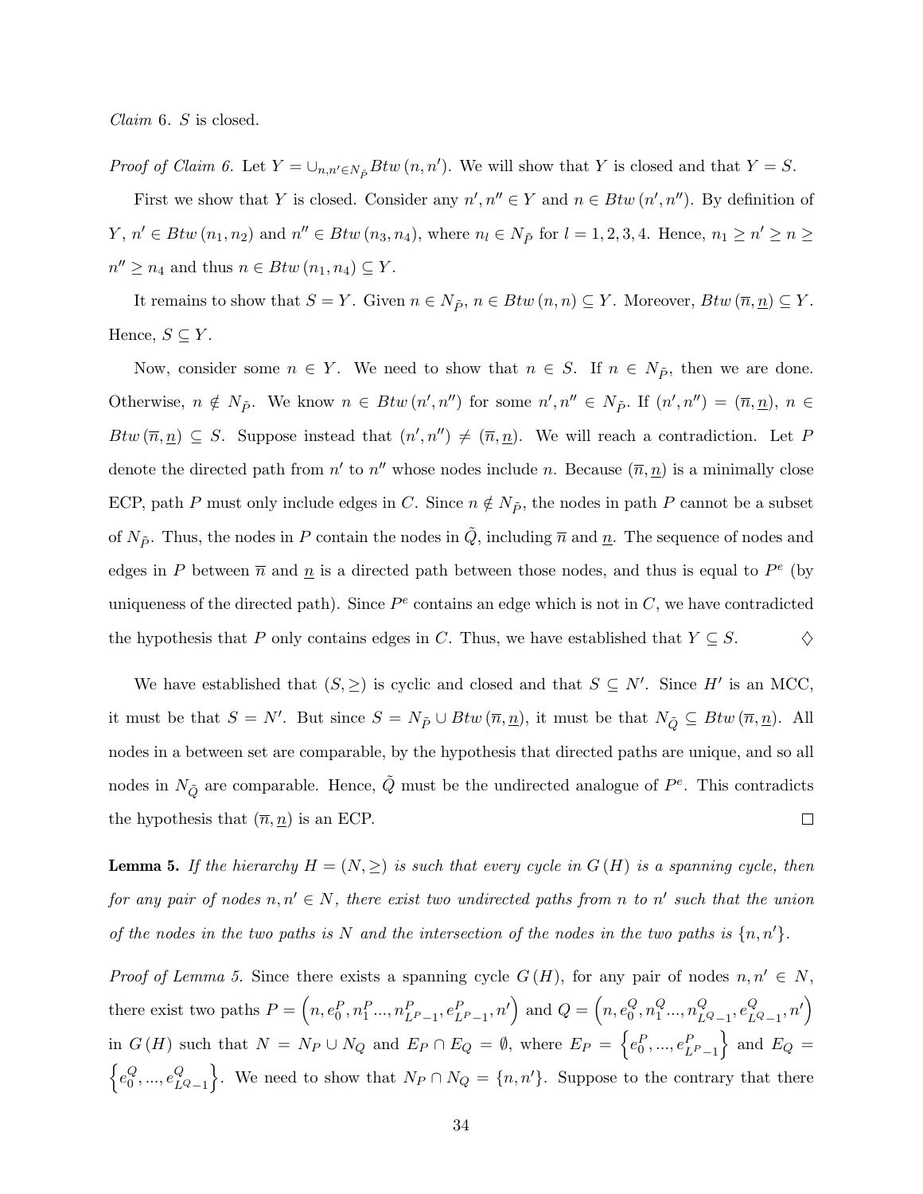*Claim 6*. $S$ is closed.

*Proof of Claim 6.* Let $Y = \cup_{n,n' \in N_{\tilde{P}}} Btw(n, n')$. We will show that $Y$ is closed and that $Y = S$.

First we show that $Y$ is closed. Consider any $n', n'' \in Y$ and $n \in Btw(n', n'')$. By definition of $Y$, $n' \in Btw(n_1, n_2)$ and $n'' \in Btw(n_3, n_4)$, where $n_l \in N_{\tilde{P}}$ for $l = 1, 2, 3, 4$. Hence, $n_1 \geq n' \geq n \geq n'' \geq n_4$ and thus $n \in Btw(n_1, n_4) \subseteq Y$.

It remains to show that $S = Y$. Given $n \in N_{\tilde{P}}$, $n \in Btw(n, n) \subseteq Y$. Moreover, $Btw(\overline{n}, \underline{n}) \subseteq Y$. Hence, $S \subseteq Y$.

Now, consider some $n \in Y$. We need to show that $n \in S$. If $n \in N_{\tilde{P}}$, then we are done. Otherwise, $n \notin N_{\tilde{P}}$. We know $n \in Btw(n', n'')$ for some $n', n'' \in N_{\tilde{P}}$. If $(n', n'') = (\overline{n}, \underline{n})$, $n \in Btw(\overline{n}, \underline{n}) \subseteq S$. Suppose instead that $(n', n'') \neq (\overline{n}, \underline{n})$. We will reach a contradiction. Let $P$ denote the directed path from $n'$ to $n''$ whose nodes include $n$. Because $(\overline{n}, \underline{n})$ is a minimally close ECP, path $P$ must only include edges in $C$. Since $n \notin N_{\tilde{P}}$, the nodes in path $P$ cannot be a subset of $N_{\tilde{P}}$. Thus, the nodes in $P$ contain the nodes in $\tilde{Q}$, including $\overline{n}$ and $\underline{n}$. The sequence of nodes and edges in $P$ between $\overline{n}$ and $\underline{n}$ is a directed path between those nodes, and thus is equal to $P^e$ (by uniqueness of the directed path). Since $P^e$ contains an edge which is not in $C$, we have contradicted the hypothesis that $P$ only contains edges in $C$. Thus, we have established that $Y \subseteq S$. ♢

We have established that $(S, \geq)$ is cyclic and closed and that $S \subseteq N'$. Since $H'$ is an MCC, it must be that $S = N'$. But since $S = N_{\tilde{P}} \cup Btw(\overline{n}, \underline{n})$, it must be that $N_{\tilde{Q}} \subseteq Btw(\overline{n}, \underline{n})$. All nodes in a between set are comparable, by the hypothesis that directed paths are unique, and so all nodes in $N_{\tilde{Q}}$ are comparable. Hence, $\tilde{Q}$ must be the undirected analogue of $P^e$. This contradicts the hypothesis that $(\overline{n}, \underline{n})$ is an ECP. □

**Lemma 5.** *If the hierarchy $H = (N, \geq)$ is such that every cycle in $G(H)$ is a spanning cycle, then for any pair of nodes $n, n' \in N$, there exist two undirected paths from $n$ to $n'$ such that the union of the nodes in the two paths is $N$ and the intersection of the nodes in the two paths is $\{n, n'\}$.*

*Proof of Lemma 5.* Since there exists a spanning cycle $G(H)$, for any pair of nodes $n, n' \in N$, there exist two paths $P = \left(n, e_0^P, n_1^P ..., n_{L^P-1}^P, e_{L^P-1}^P, n'\right)$ and $Q = \left(n, e_0^Q, n_1^Q ..., n_{L^Q-1}^Q, e_{L^Q-1}^Q, n'\right)$ in $G(H)$ such that $N = N_P \cup N_Q$ and $E_P \cap E_Q = \emptyset$, where $E_P = \left\{e_0^P, ..., e_{L^P-1}^P\right\}$ and $E_Q = \left\{e_0^Q, ..., e_{L^Q-1}^Q\right\}$. We need to show that $N_P \cap N_Q = \{n, n'\}$. Suppose to the contrary that there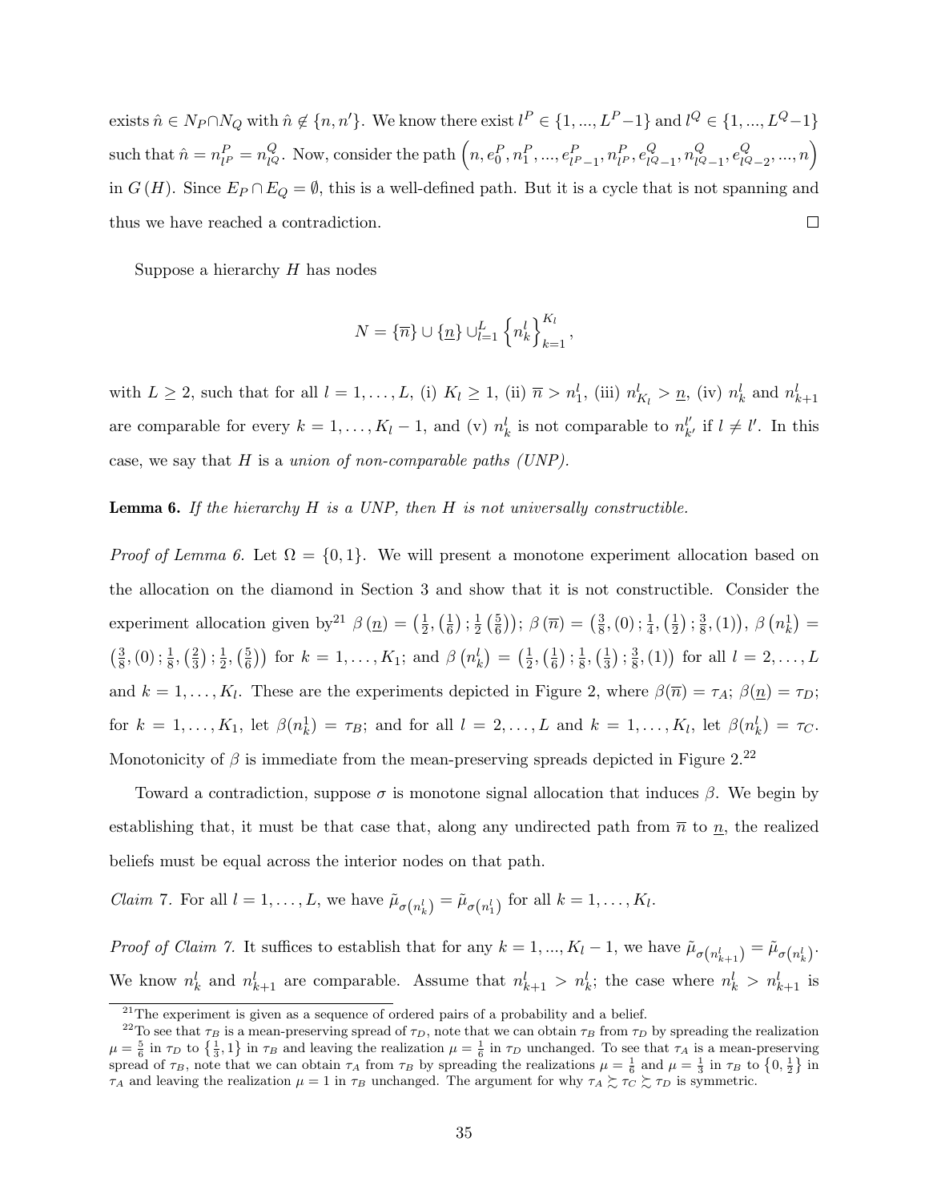exists $\hat{n} \in N_P \cap N_Q$ with $\hat{n} \notin \{n, n'\}$. We know there exist $l^P \in \{1, ..., L^P - 1\}$ and $l^Q \in \{1, ..., L^Q - 1\}$ such that $\hat{n} = n^P_{l^P} = n^Q_{l^Q}$. Now, consider the path $\left(n, e^P_0, n^P_1, ..., e^P_{l^P-1}, n^P_{l^P}, e^Q_{l^Q-1}, n^Q_{l^Q-1}, e^Q_{l^Q-2}, ..., n\right)$ in $G(H)$. Since $E_P \cap E_Q = \emptyset$, this is a well-defined path. But it is a cycle that is not spanning and thus we have reached a contradiction. $\square$

Suppose a hierarchy $H$ has nodes

$$N = \{\overline{n}\} \cup \{\underline{n}\} \cup_{l=1}^{L} \left\{n^l_k\right\}_{k=1}^{K_l},$$

with $L \geq 2$, such that for all $l = 1, \ldots, L$, (i) $K_l \geq 1$, (ii) $\overline{n} > n^l_1$, (iii) $n^l_{K_l} > \underline{n}$, (iv) $n^l_k$ and $n^l_{k+1}$ are comparable for every $k = 1, \ldots, K_l - 1$, and (v) $n^l_k$ is not comparable to $n^{l'}_{k'}$ if $l \neq l'$. In this case, we say that $H$ is a *union of non-comparable paths (UNP).*

**Lemma 6.** *If the hierarchy $H$ is a UNP, then $H$ is not universally constructible.*

*Proof of Lemma 6.* Let $\Omega = \{0, 1\}$. We will present a monotone experiment allocation based on the allocation on the diamond in Section 3 and show that it is not constructible. Consider the experiment allocation given by[21] $\beta(\underline{n}) = \left(\frac{1}{2}, \left(\frac{1}{6}\right); \frac{1}{2}\left(\frac{5}{6}\right)\right)$; $\beta(\overline{n}) = \left(\frac{3}{8}, (0); \frac{1}{4}, \left(\frac{1}{2}\right); \frac{3}{8}, (1)\right)$, $\beta\left(n^1_k\right) = \left(\frac{3}{8}, (0); \frac{1}{8}, \left(\frac{2}{3}\right); \frac{1}{2}, \left(\frac{5}{6}\right)\right)$ for $k = 1, \ldots, K_1$; and $\beta\left(n^l_k\right) = \left(\frac{1}{2}, \left(\frac{1}{6}\right); \frac{1}{8}, \left(\frac{1}{3}\right); \frac{3}{8}, (1)\right)$ for all $l = 2, \ldots, L$ and $k = 1, \ldots, K_l$. These are the experiments depicted in Figure 2, where $\beta(\overline{n}) = \tau_A$; $\beta(\underline{n}) = \tau_D$; for $k = 1, \ldots, K_1$, let $\beta(n^1_k) = \tau_B$; and for all $l = 2, \ldots, L$ and $k = 1, \ldots, K_l$, let $\beta(n^l_k) = \tau_C$. Monotonicity of $\beta$ is immediate from the mean-preserving spreads depicted in Figure 2.[22]

Toward a contradiction, suppose $\sigma$ is monotone signal allocation that induces $\beta$. We begin by establishing that, it must be that case that, along any undirected path from $\overline{n}$ to $\underline{n}$, the realized beliefs must be equal across the interior nodes on that path.

*Claim 7.* For all $l = 1, \ldots, L$, we have $\tilde{\mu}_{\sigma\left(n^l_k\right)} = \tilde{\mu}_{\sigma\left(n^l_1\right)}$ for all $k = 1, \ldots, K_l$.

*Proof of Claim 7.* It suffices to establish that for any $k = 1, ..., K_l - 1$, we have $\tilde{\mu}_{\sigma\left(n^l_{k+1}\right)} = \tilde{\mu}_{\sigma\left(n^l_k\right)}$. We know $n^l_k$ and $n^l_{k+1}$ are comparable. Assume that $n^l_{k+1} > n^l_k$; the case where $n^l_k > n^l_{k+1}$ is

[21] The experiment is given as a sequence of ordered pairs of a probability and a belief.

[22] To see that $\tau_B$ is a mean-preserving spread of $\tau_D$, note that we can obtain $\tau_B$ from $\tau_D$ by spreading the realization $\mu = \frac{5}{6}$ in $\tau_D$ to $\left\{\frac{1}{3}, 1\right\}$ in $\tau_B$ and leaving the realization $\mu = \frac{1}{6}$ in $\tau_D$ unchanged. To see that $\tau_A$ is a mean-preserving spread of $\tau_B$, note that we can obtain $\tau_A$ from $\tau_B$ by spreading the realizations $\mu = \frac{1}{6}$ and $\mu = \frac{1}{3}$ in $\tau_B$ to $\left\{0, \frac{1}{2}\right\}$ in $\tau_A$ and leaving the realization $\mu = 1$ in $\tau_B$ unchanged. The argument for why $\tau_A \succsim \tau_C \succsim \tau_D$ is symmetric.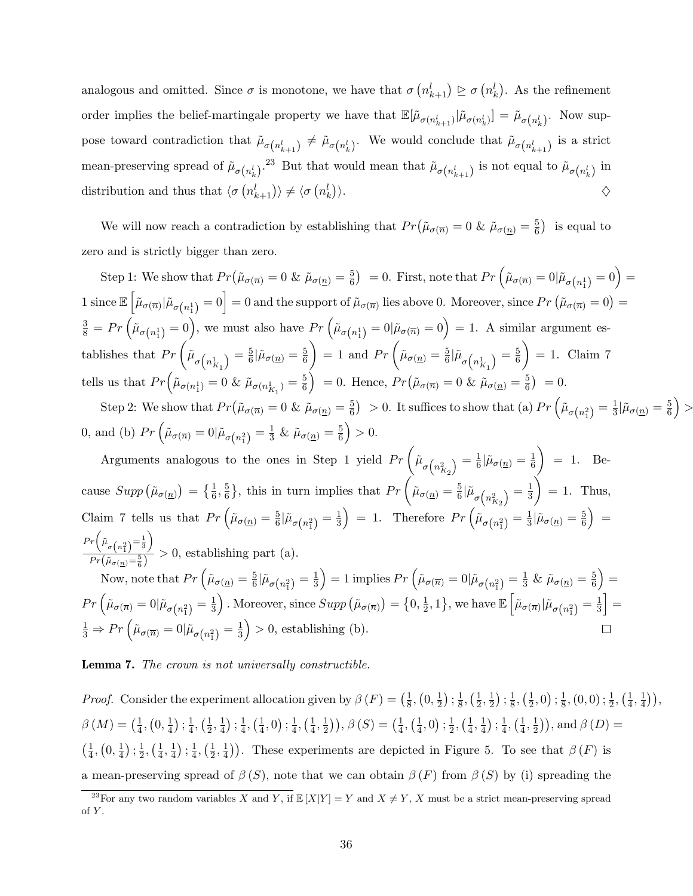analogous and omitted. Since $\sigma$ is monotone, we have that $\sigma\left(n_{k+1}^l\right) \trianglerighteq \sigma\left(n_k^l\right)$. As the refinement order implies the belief-martingale property we have that $\mathbb{E}[\tilde{\mu}_{\sigma(n_{k+1}^l)}|\tilde{\mu}_{\sigma(n_k^l)}] = \tilde{\mu}_{\sigma\left(n_k^l\right)}$. Now suppose toward contradiction that $\tilde{\mu}_{\sigma\left(n_{k+1}^l\right)} \neq \tilde{\mu}_{\sigma\left(n_k^l\right)}$. We would conclude that $\tilde{\mu}_{\sigma\left(n_{k+1}^l\right)}$ is a strict mean-preserving spread of $\tilde{\mu}_{\sigma\left(n_k^l\right)}$.[23] But that would mean that $\tilde{\mu}_{\sigma\left(n_{k+1}^l\right)}$ is not equal to $\tilde{\mu}_{\sigma\left(n_k^l\right)}$ in distribution and thus that $\langle\sigma\left(n_{k+1}^l\right)\rangle \neq \langle\sigma\left(n_k^l\right)\rangle$. $\diamondsuit$

We will now reach a contradiction by establishing that $Pr\big(\tilde{\mu}_{\sigma(\overline{n})} = 0 \;\&\; \tilde{\mu}_{\sigma(\underline{n})} = \frac{5}{6}\big)$ is equal to zero and is strictly bigger than zero.

Step 1: We show that $Pr\big(\tilde{\mu}_{\sigma(\overline{n})} = 0 \;\&\; \tilde{\mu}_{\sigma(\underline{n})} = \frac{5}{6}\big) = 0$. First, note that $Pr\left(\tilde{\mu}_{\sigma(\overline{n})} = 0|\tilde{\mu}_{\sigma\left(n_1^1\right)} = 0\right) = 1$ since $\mathbb{E}\left[\tilde{\mu}_{\sigma(\overline{n})}|\tilde{\mu}_{\sigma\left(n_1^1\right)} = 0\right] = 0$ and the support of $\tilde{\mu}_{\sigma(\overline{n})}$ lies above 0. Moreover, since $Pr\left(\tilde{\mu}_{\sigma(\overline{n})} = 0\right) = \frac{3}{8} = Pr\left(\tilde{\mu}_{\sigma\left(n_1^1\right)} = 0\right)$, we must also have $Pr\left(\tilde{\mu}_{\sigma\left(n_1^1\right)} = 0|\tilde{\mu}_{\sigma(\overline{n})} = 0\right) = 1$. A similar argument establishes that $Pr\left(\tilde{\mu}_{\sigma\left(n_{K_1}^1\right)} = \frac{5}{6}|\tilde{\mu}_{\sigma(\underline{n})} = \frac{5}{6}\right) = 1$ and $Pr\left(\tilde{\mu}_{\sigma(\underline{n})} = \frac{5}{6}|\tilde{\mu}_{\sigma\left(n_{K_1}^1\right)} = \frac{5}{6}\right) = 1$. Claim 7 tells us that $Pr\big(\tilde{\mu}_{\sigma(n_1^1)} = 0 \;\&\; \tilde{\mu}_{\sigma(n_{K_1}^1)} = \frac{5}{6}\big) = 0$. Hence, $Pr\big(\tilde{\mu}_{\sigma(\overline{n})} = 0 \;\&\; \tilde{\mu}_{\sigma(\underline{n})} = \frac{5}{6}\big) = 0$.

Step 2: We show that $Pr\big(\tilde{\mu}_{\sigma(\overline{n})} = 0 \;\&\; \tilde{\mu}_{\sigma(\underline{n})} = \frac{5}{6}\big) > 0$. It suffices to show that (a) $Pr\left(\tilde{\mu}_{\sigma\left(n_1^2\right)} = \frac{1}{3}|\tilde{\mu}_{\sigma(\underline{n})} = \frac{5}{6}\right) > 0$, and (b) $Pr\left(\tilde{\mu}_{\sigma(\overline{n})} = 0|\tilde{\mu}_{\sigma\left(n_1^2\right)} = \frac{1}{3} \;\&\; \tilde{\mu}_{\sigma(\underline{n})} = \frac{5}{6}\right) > 0$.

Arguments analogous to the ones in Step 1 yield $Pr\left(\tilde{\mu}_{\sigma\left(n_{K_2}^2\right)} = \frac{1}{6}|\tilde{\mu}_{\sigma(\underline{n})} = \frac{1}{6}\right) = 1$. Because $Supp\left(\tilde{\mu}_{\sigma(\underline{n})}\right) = \left\{\frac{1}{6}, \frac{5}{6}\right\}$, this in turn implies that $Pr\left(\tilde{\mu}_{\sigma(\underline{n})} = \frac{5}{6}|\tilde{\mu}_{\sigma\left(n_{K_2}^2\right)} = \frac{1}{3}\right) = 1$. Thus, Claim 7 tells us that $Pr\left(\tilde{\mu}_{\sigma(\underline{n})} = \frac{5}{6}|\tilde{\mu}_{\sigma\left(n_1^2\right)} = \frac{1}{3}\right) = 1$. Therefore $Pr\left(\tilde{\mu}_{\sigma\left(n_1^2\right)} = \frac{1}{3}|\tilde{\mu}_{\sigma(\underline{n})} = \frac{5}{6}\right) = \frac{Pr\left(\tilde{\mu}_{\sigma\left(n_1^2\right)} = \frac{1}{3}\right)}{Pr\left(\tilde{\mu}_{\sigma(\underline{n})} = \frac{5}{6}\right)} > 0$, establishing part (a).

Now, note that $Pr\left(\tilde{\mu}_{\sigma(\underline{n})} = \frac{5}{6}|\tilde{\mu}_{\sigma\left(n_1^2\right)} = \frac{1}{3}\right) = 1$ implies $Pr\left(\tilde{\mu}_{\sigma(\overline{n})} = 0|\tilde{\mu}_{\sigma\left(n_1^2\right)} = \frac{1}{3} \;\&\; \tilde{\mu}_{\sigma(\underline{n})} = \frac{5}{6}\right) = Pr\left(\tilde{\mu}_{\sigma(\overline{n})} = 0|\tilde{\mu}_{\sigma\left(n_1^2\right)} = \frac{1}{3}\right)$. Moreover, since $Supp\left(\tilde{\mu}_{\sigma(\overline{n})}\right) = \left\{0, \frac{1}{2}, 1\right\}$, we have $\mathbb{E}\left[\tilde{\mu}_{\sigma(\overline{n})}|\tilde{\mu}_{\sigma\left(n_1^2\right)} = \frac{1}{3}\right] = \frac{1}{3} \Rightarrow Pr\left(\tilde{\mu}_{\sigma(\overline{n})} = 0|\tilde{\mu}_{\sigma\left(n_1^2\right)} = \frac{1}{3}\right) > 0$, establishing (b). $\square$

**Lemma 7.** *The crown is not universally constructible.*

*Proof.* Consider the experiment allocation given by $\beta(F) = \left(\frac{1}{8}, \left(0, \frac{1}{2}\right); \frac{1}{8}, \left(\frac{1}{2}, \frac{1}{2}\right); \frac{1}{8}, \left(\frac{1}{2}, 0\right); \frac{1}{8}, (0, 0); \frac{1}{2}, \left(\frac{1}{4}, \frac{1}{4}\right)\right)$, $\beta(M) = \left(\frac{1}{4}, \left(0, \frac{1}{4}\right); \frac{1}{4}, \left(\frac{1}{2}, \frac{1}{4}\right); \frac{1}{4}, \left(\frac{1}{4}, 0\right); \frac{1}{4}, \left(\frac{1}{4}, \frac{1}{2}\right)\right)$, $\beta(S) = \left(\frac{1}{4}, \left(\frac{1}{4}, 0\right); \frac{1}{2}, \left(\frac{1}{4}, \frac{1}{4}\right); \frac{1}{4}, \left(\frac{1}{4}, \frac{1}{2}\right)\right)$, and $\beta(D) = \left(\frac{1}{4}, \left(0, \frac{1}{4}\right); \frac{1}{2}, \left(\frac{1}{4}, \frac{1}{4}\right); \frac{1}{4}, \left(\frac{1}{2}, \frac{1}{4}\right)\right)$. These experiments are depicted in Figure 5. To see that $\beta(F)$ is a mean-preserving spread of $\beta(S)$, note that we can obtain $\beta(F)$ from $\beta(S)$ by (i) spreading the

[23] For any two random variables $X$ and $Y$, if $\mathbb{E}[X|Y] = Y$ and $X \neq Y$, $X$ must be a strict mean-preserving spread of $Y$.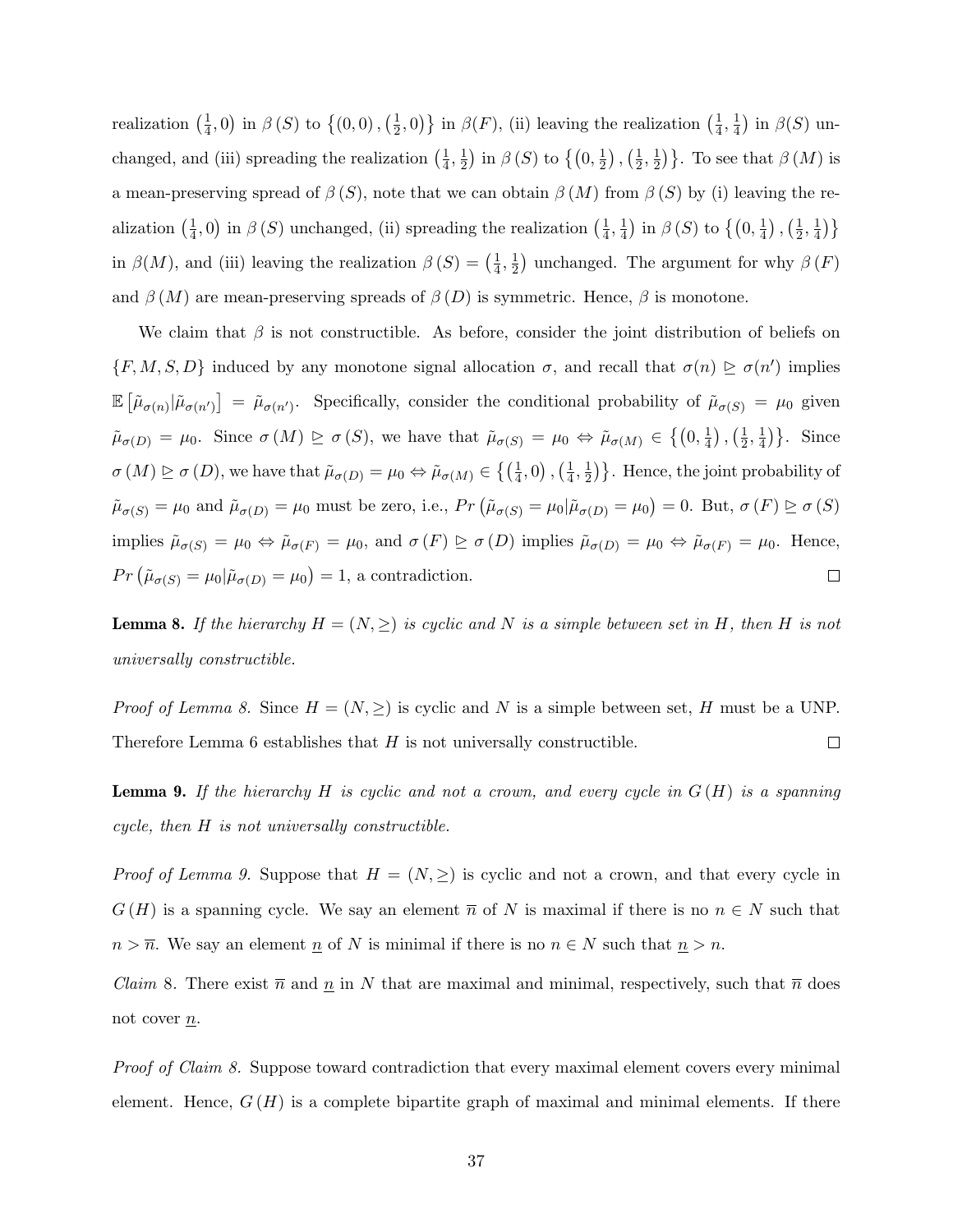realization $\left(\frac{1}{4},0\right)$ in $\beta(S)$ to $\left\{(0,0),\left(\frac{1}{2},0\right)\right\}$ in $\beta(F)$, (ii) leaving the realization $\left(\frac{1}{4},\frac{1}{4}\right)$ in $\beta(S)$ unchanged, and (iii) spreading the realization $\left(\frac{1}{4},\frac{1}{2}\right)$ in $\beta(S)$ to $\left\{\left(0,\frac{1}{2}\right),\left(\frac{1}{2},\frac{1}{2}\right)\right\}$. To see that $\beta(M)$ is a mean-preserving spread of $\beta(S)$, note that we can obtain $\beta(M)$ from $\beta(S)$ by (i) leaving the realization $\left(\frac{1}{4},0\right)$ in $\beta(S)$ unchanged, (ii) spreading the realization $\left(\frac{1}{4},\frac{1}{4}\right)$ in $\beta(S)$ to $\left\{\left(0,\frac{1}{4}\right),\left(\frac{1}{2},\frac{1}{4}\right)\right\}$ in $\beta(M)$, and (iii) leaving the realization $\beta(S)=\left(\frac{1}{4},\frac{1}{2}\right)$ unchanged. The argument for why $\beta(F)$ and $\beta(M)$ are mean-preserving spreads of $\beta(D)$ is symmetric. Hence, $\beta$ is monotone.

We claim that $\beta$ is not constructible. As before, consider the joint distribution of beliefs on $\{F,M,S,D\}$ induced by any monotone signal allocation $\sigma$, and recall that $\sigma(n)\trianglerighteq\sigma(n')$ implies $\mathbb{E}\left[\tilde{\mu}_{\sigma(n)}|\tilde{\mu}_{\sigma(n')}\right]=\tilde{\mu}_{\sigma(n')}$. Specifically, consider the conditional probability of $\tilde{\mu}_{\sigma(S)}=\mu_0$ given $\tilde{\mu}_{\sigma(D)}=\mu_0$. Since $\sigma(M)\trianglerighteq\sigma(S)$, we have that $\tilde{\mu}_{\sigma(S)}=\mu_0\Leftrightarrow\tilde{\mu}_{\sigma(M)}\in\left\{\left(0,\frac{1}{4}\right),\left(\frac{1}{2},\frac{1}{4}\right)\right\}$. Since $\sigma(M)\trianglerighteq\sigma(D)$, we have that $\tilde{\mu}_{\sigma(D)}=\mu_0\Leftrightarrow\tilde{\mu}_{\sigma(M)}\in\left\{\left(\frac{1}{4},0\right),\left(\frac{1}{4},\frac{1}{2}\right)\right\}$. Hence, the joint probability of $\tilde{\mu}_{\sigma(S)}=\mu_0$ and $\tilde{\mu}_{\sigma(D)}=\mu_0$ must be zero, i.e., $Pr\left(\tilde{\mu}_{\sigma(S)}=\mu_0|\tilde{\mu}_{\sigma(D)}=\mu_0\right)=0$. But, $\sigma(F)\trianglerighteq\sigma(S)$ implies $\tilde{\mu}_{\sigma(S)}=\mu_0\Leftrightarrow\tilde{\mu}_{\sigma(F)}=\mu_0$, and $\sigma(F)\trianglerighteq\sigma(D)$ implies $\tilde{\mu}_{\sigma(D)}=\mu_0\Leftrightarrow\tilde{\mu}_{\sigma(F)}=\mu_0$. Hence, $Pr\left(\tilde{\mu}_{\sigma(S)}=\mu_0|\tilde{\mu}_{\sigma(D)}=\mu_0\right)=1$, a contradiction. □

**Lemma 8.** *If the hierarchy $H=(N,\geq)$ is cyclic and $N$ is a simple between set in $H$, then $H$ is not universally constructible.*

*Proof of Lemma 8.* Since $H=(N,\geq)$ is cyclic and $N$ is a simple between set, $H$ must be a UNP. Therefore Lemma 6 establishes that $H$ is not universally constructible. □

**Lemma 9.** *If the hierarchy $H$ is cyclic and not a crown, and every cycle in $G(H)$ is a spanning cycle, then $H$ is not universally constructible.*

*Proof of Lemma 9.* Suppose that $H=(N,\geq)$ is cyclic and not a crown, and that every cycle in $G(H)$ is a spanning cycle. We say an element $\overline{n}$ of $N$ is maximal if there is no $n\in N$ such that $n>\overline{n}$. We say an element $\underline{n}$ of $N$ is minimal if there is no $n\in N$ such that $\underline{n}>n$.

*Claim* 8. There exist $\overline{n}$ and $\underline{n}$ in $N$ that are maximal and minimal, respectively, such that $\overline{n}$ does not cover $\underline{n}$.

*Proof of Claim 8.* Suppose toward contradiction that every maximal element covers every minimal element. Hence, $G(H)$ is a complete bipartite graph of maximal and minimal elements. If there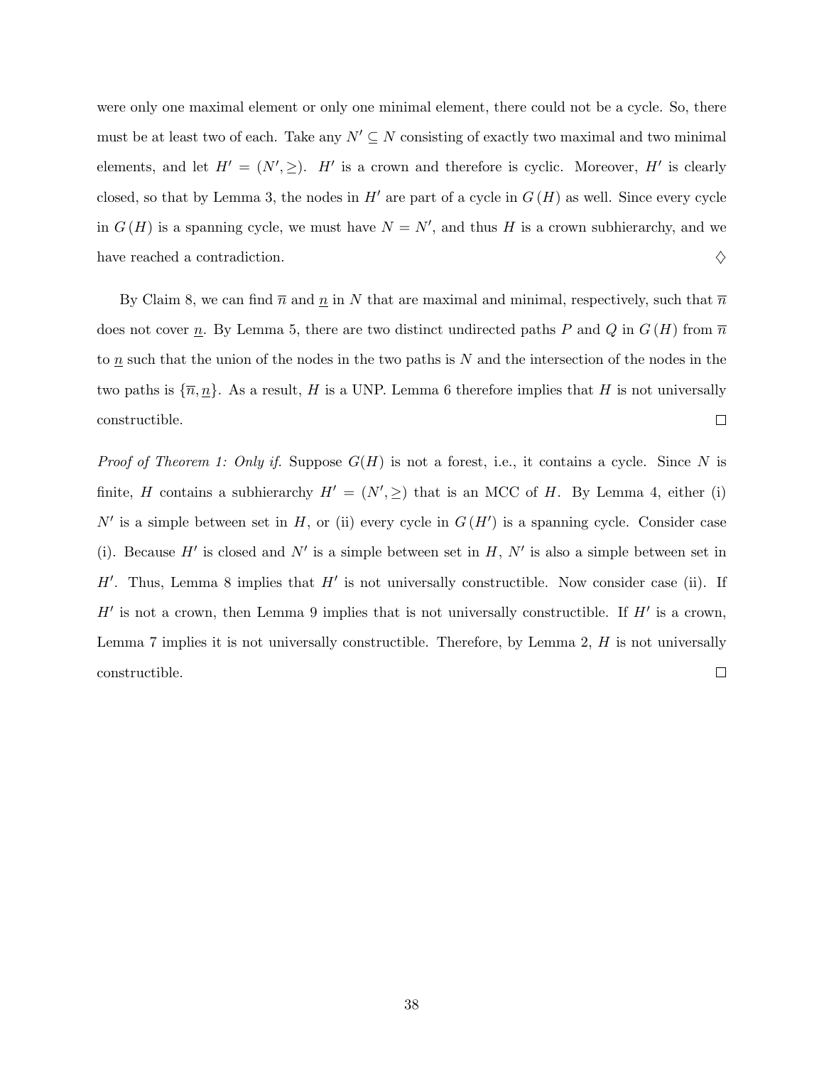were only one maximal element or only one minimal element, there could not be a cycle. So, there must be at least two of each. Take any $N' \subseteq N$ consisting of exactly two maximal and two minimal elements, and let $H' = (N', \geq)$. $H'$ is a crown and therefore is cyclic. Moreover, $H'$ is clearly closed, so that by Lemma 3, the nodes in $H'$ are part of a cycle in $G(H)$ as well. Since every cycle in $G(H)$ is a spanning cycle, we must have $N = N'$, and thus $H$ is a crown subhierarchy, and we have reached a contradiction. $\diamondsuit$

By Claim 8, we can find $\overline{n}$ and $\underline{n}$ in $N$ that are maximal and minimal, respectively, such that $\overline{n}$ does not cover $\underline{n}$. By Lemma 5, there are two distinct undirected paths $P$ and $Q$ in $G(H)$ from $\overline{n}$ to $\underline{n}$ such that the union of the nodes in the two paths is $N$ and the intersection of the nodes in the two paths is $\{\overline{n}, \underline{n}\}$. As a result, $H$ is a UNP. Lemma 6 therefore implies that $H$ is not universally constructible. $\square$

*Proof of Theorem 1: Only if.* Suppose $G(H)$ is not a forest, i.e., it contains a cycle. Since $N$ is finite, $H$ contains a subhierarchy $H' = (N', \geq)$ that is an MCC of $H$. By Lemma 4, either (i) $N'$ is a simple between set in $H$, or (ii) every cycle in $G(H')$ is a spanning cycle. Consider case (i). Because $H'$ is closed and $N'$ is a simple between set in $H$, $N'$ is also a simple between set in $H'$. Thus, Lemma 8 implies that $H'$ is not universally constructible. Now consider case (ii). If $H'$ is not a crown, then Lemma 9 implies that is not universally constructible. If $H'$ is a crown, Lemma 7 implies it is not universally constructible. Therefore, by Lemma 2, $H$ is not universally constructible. $\square$